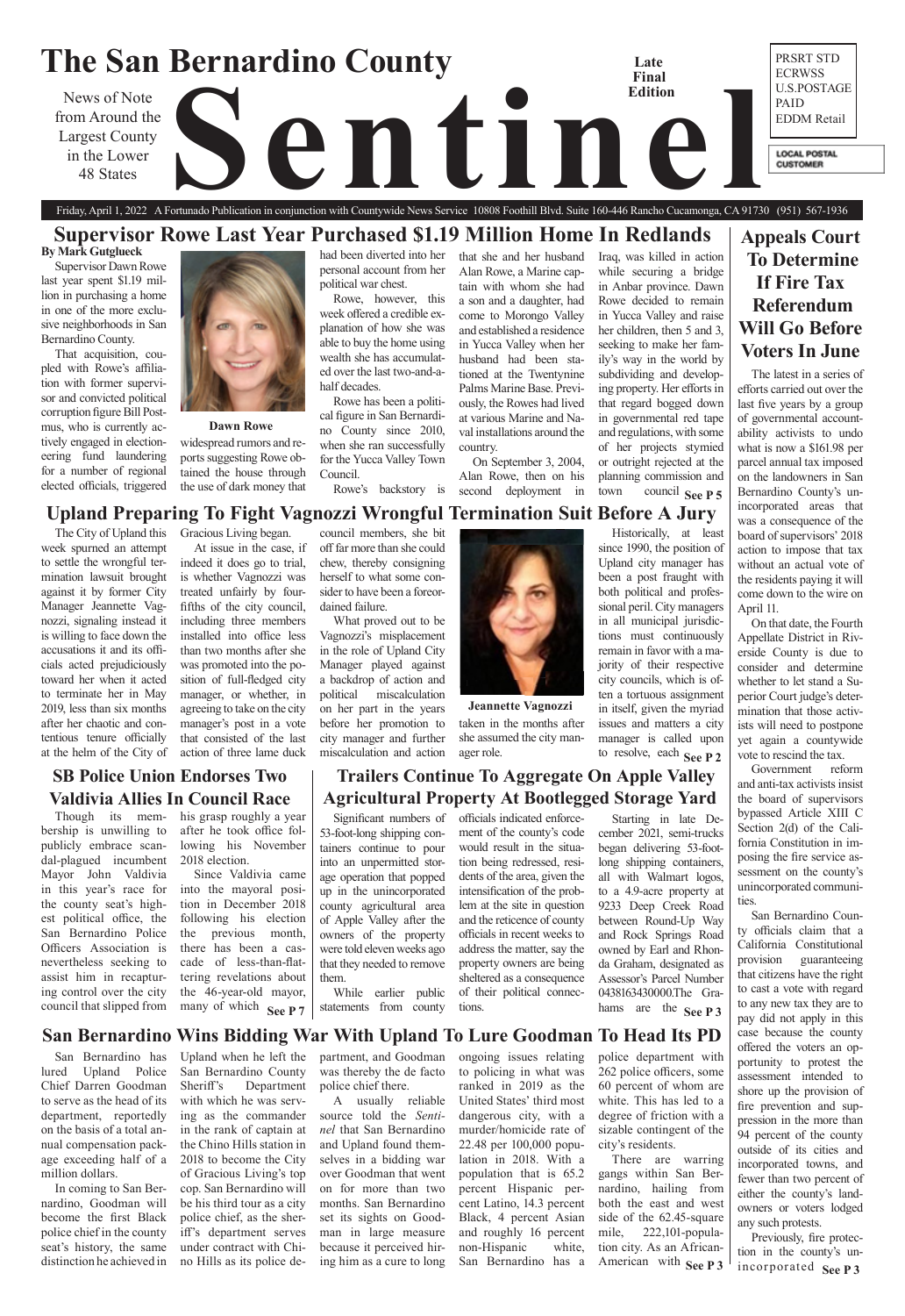# The San Bernardino County Sentinel

News of Note from Around the Largest County in the Lower 48 States

Late Final Edition

PRSRT STD ECRWSS U.S.POSTAGE PAID EDDM Retail

LOCAL POSTAL CUSTOMER

Friday, April 1, 2022 A Fortunado Publication in conjunction with Countywide News Service 10808 Foothill Blvd. Suite 160-446 Rancho Cucamonga, CA 91730 (951) 567-1936

## Supervisor Rowe Last Year Purchased $1.19 Million Home In Redlands

**By Mark Gutglueck**

Supervisor Dawn Rowe last year spent $1.19 million in purchasing a home in one of the more exclusive neighborhoods in San Bernardino County.

That acquisition, coupled with Rowe's affiliation with former supervisor and convicted political corruption figure Bill Postmus, who is currently actively engaged in electioneering fund laundering for a number of regional elected officials, triggered widespread rumors and reports suggesting Rowe obtained the house through the use of dark money that had been diverted into her personal account from her political war chest.

Dawn Rowe

Rowe, however, this week offered a credible explanation of how she was able to buy the home using wealth she has accumulated over the last two-and-a-half decades.

Rowe has been a political figure in San Bernardino County since 2010, when she ran successfully for the Yucca Valley Town Council.

Rowe's backstory is that she and her husband Alan Rowe, a Marine captain with whom she had a son and a daughter, had come to Morongo Valley and established a residence in Yucca Valley when her husband had been stationed at the Twentynine Palms Marine Base. Previously, the Rowes had lived at various Marine and Naval installations around the country.

On September 3, 2004, Alan Rowe, then on his second deployment in Iraq, was killed in action while securing a bridge in Anbar province. Dawn Rowe decided to remain in Yucca Valley and raise her children, then 5 and 3, seeking to make her family's way in the world by subdividing and developing property. Her efforts in that regard bogged down in governmental red tape and regulations, with some of her projects stymied or outright rejected at the planning commission and town council **See P 5**

## Appeals Court To Determine If Fire Tax Referendum Will Go Before Voters In June

The latest in a series of efforts carried out over the last five years by a group of governmental accountability activists to undo what is now a $161.98 per parcel annual tax imposed on the landowners in San Bernardino County's unincorporated areas that was a consequence of the board of supervisors' 2018 action to impose that tax without an actual vote of the residents paying it will come down to the wire on April 11.

On that date, the Fourth Appellate District in Riverside County is due to consider and determine whether to let stand a Superior Court judge's determination that those activists will need to postpone yet again a countywide vote to rescind the tax.

Government reform and anti-tax activists insist the board of supervisors bypassed Article XIII C Section 2(d) of the California Constitution in imposing the fire service assessment on the county's unincorporated communities.

San Bernardino County officials claim that a California Constitutional provision guaranteeing that citizens have the right to cast a vote with regard to any new tax they are to pay did not apply in this case because the county offered the voters an opportunity to protest the assessment intended to shore up the provision of fire prevention and suppression in the more than 94 percent of the county outside of its cities and incorporated towns, and fewer than two percent of either the county's landowners or voters lodged any such protests.

Previously, fire protection in the county's unincorporated **See P 3**

## Upland Preparing To Fight Vagnozzi Wrongful Termination Suit Before A Jury

The City of Upland this week spurned an attempt to settle the wrongful termination lawsuit brought against it by former City Manager Jeannette Vagnozzi, signaling instead it is willing to face down the accusations it and its officials acted prejudiciously toward her when it acted to terminate her in May 2019, less than six months after her chaotic and contentious tenure officially at the helm of the City of Gracious Living began.

At issue in the case, if indeed it does go to trial, is whether Vagnozzi was treated unfairly by four-fifths of the city council, including three members installed into office less than two months after she was promoted into the position of full-fledged city manager, or whether, in agreeing to take on the city manager's post in a vote that consisted of the last action of three lame duck council members, she bit off far more than she could chew, thereby consigning herself to what some consider to have been a foreordained failure.

What proved out to be Vagnozzi's misplacement in the role of Upland City Manager played against a backdrop of action and political miscalculation on her part in the years before her promotion to city manager and further miscalculation and action taken in the months after she assumed the city manager role.

Jeannette Vagnozzi

Historically, at least since 1990, the position of Upland city manager has been a post fraught with both political and professional peril. City managers in all municipal jurisdictions must continuously remain in favor with a majority of their respective city councils, which is often a tortuous assignment in itself, given the myriad issues and matters a city manager is called upon to resolve, each **See P 2**

## SB Police Union Endorses Two Valdivia Allies In Council Race

Though its membership is unwilling to publicly embrace scandal-plagued incumbent Mayor John Valdivia in this year's race for the county seat's highest political office, the San Bernardino Police Officers Association is nevertheless seeking to assist him in recapturing control over the city council that slipped from his grasp roughly a year after he took office following his November 2018 election.

Since Valdivia came into the mayoral position in December 2018 following his election the previous month, there has been a cascade of less-than-flattering revelations about the 46-year-old mayor, many of which **See P 7**

## Trailers Continue To Aggregate On Apple Valley Agricultural Property At Bootlegged Storage Yard

Significant numbers of 53-foot-long shipping containers continue to pour into an unpermitted storage operation that popped up in the unincorporated county agricultural area of Apple Valley after the owners of the property were told eleven weeks ago that they needed to remove them.

While earlier public statements from county officials indicated enforcement of the county's code would result in the situation being redressed, residents of the area, given the intensification of the problem at the site in question and the reticence of county officials in recent weeks to address the matter, say the property owners are being sheltered as a consequence of their political connections.

Starting in late December 2021, semi-trucks began delivering 53-foot-long shipping containers, all with Walmart logos, to a 4.9-acre property at 9233 Deep Creek Road between Round-Up Way and Rock Springs Road owned by Earl and Rhonda Graham, designated as Assessor's Parcel Number 0438163430000. The Grahams are the **See P 3**

## San Bernardino Wins Bidding War With Upland To Lure Goodman To Head Its PD

San Bernardino has lured Upland Police Chief Darren Goodman to serve as the head of its department, reportedly on the basis of a total annual compensation package exceeding half of a million dollars.

In coming to San Bernardino, Goodman will become the first Black police chief in the county seat's history, the same distinction he achieved in Upland when he left the San Bernardino County Sheriff's Department with which he was serving as the commander in the rank of captain at the Chino Hills station in 2018 to become the City of Gracious Living's top cop. San Bernardino will be his third tour as a city police chief, as the sheriff's department serves under contract with Chino Hills as its police department, and Goodman was thereby the de facto police chief there.

A usually reliable source told the *Sentinel* that San Bernardino and Upland found themselves in a bidding war over Goodman that went on for more than two months. San Bernardino set its sights on Goodman in large measure because it perceived hiring him as a cure to long ongoing issues relating to policing in what was ranked in 2019 as the United States' third most dangerous city, with a murder/homicide rate of 22.48 per 100,000 population in 2018. With a population that is 65.2 percent Hispanic percent Latino, 14.3 percent Black, 4 percent Asian and roughly 16 percent non-Hispanic white, San Bernardino has a police department with 262 police officers, some 60 percent of whom are white. This has led to a degree of friction with a sizable contingent of the city's residents.

There are warring gangs within San Bernardino, hailing from both the east and west side of the 62.45-square mile, 222,101-population city. As an African-American with **See P 3**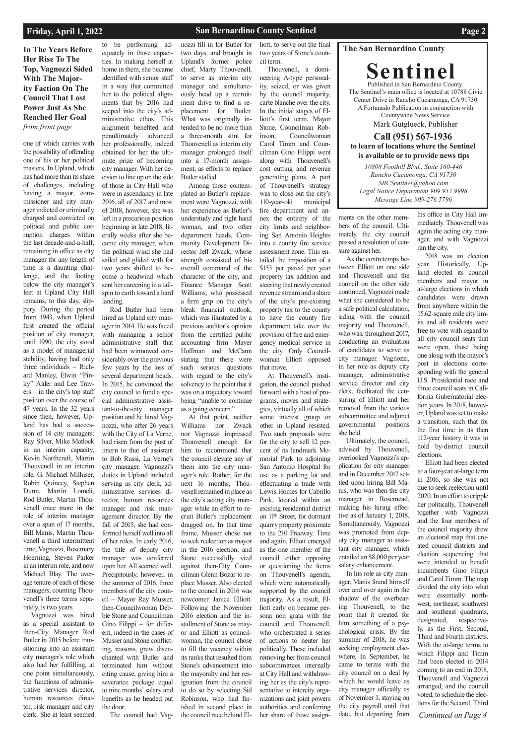## In The Years Before Her Rise To The Top, Vagnozzi Sided With The Majority Faction On The Council That Lost Power Just As She Reached Her Goal

*from front page*

one of which carries with the possibility of offending one of his or her political masters. In Upland, which has had more than its share of challenges, including having a mayor, commissioner and city manager indicted or criminally charged and convicted on political and public corruption charges within the last decade-and-a-half, remaining in office as city manager for any length of time is a daunting challenge, and the footing below the city manager's feet at Upland City Hall remains, to this day, slippery. During the period from 1943, when Upland first created the official position of city manager, until 1990, the city stood as a model of managerial stability, having had only three individuals – Richard Manley, Elwin "Pinky" Alder and Lee Travers – in the city's top staff position over the course of 47 years. In the 32 years since then, however, Upland has had a succession of 14 city managers: Ray Silver, Mike Matlock in an interim capacity, Kevin Northcraft, Martin Thouvenell in an interim role, G. Michael Milhiser, Robin Quincey, Stephen Dunn, Martin Lomeli, Rod Butler, Martin Thouvenell once more in the role of interim manager over a span of 17 months, Bill Manis, Martin Thouvenell a third intermittent time, Vagnozzi, Rosemary Hoerning, Steven Parker in an interim role, and now Michael Blay. The average tenure of each of those managers, counting Thouvenell's three terms separately, is two years.

Vagnozzi was hired as a special assistant to then-City Manager Rod Butler in 2015 before transitioning into an assistant city manager's role which also had her fulfilling, at one point simultaneously, the functions of administrative services director, human resources director, risk manager and city clerk. She at least seemed to be performing adequately in those capacities. In making herself at home in them, she became identified with senior staff in a way that committed her to the political alignments that by 2016 had seeped into the city's administrative ethos. This alignment benefitted and penultimately advanced her professionally, indeed obtained for her the ultimate prize of becoming city manager. With her decision to line up on the side of those in City Hall who were in ascendancy in late 2016, all of 2017 and most of 2018, however, she was left in a precarious position beginning in late 2018, literally weeks after she became city manager, when the political wind she had sailed and glided with for two years shifted to become a headwind which sent her careening in a tailspin to earth toward a hard landing.

Rod Butler had been hired as Upland city manager in 2014. He was faced with managing a senior administrative staff that had been winnowed considerably over the previous few years by the loss of several department heads. In 2015, he convinced the city council to fund a special administrative assistant-to-the-city manager position and he hired Vagnozzi, who after 26 years with the City of La Verne, had risen from the post of intern to that of assistant to Bob Russi, La Verne's city manager. Vagnozzi's duties in Upland included serving as city clerk, administrative services director, human resources manager and risk management director. By the fall of 2015, she had conformed herself well into all of her roles. In early 2016, the title of deputy city manager was conferred upon her. All seemed well. Precipitously, however, in the summer of 2016, three members of the city council – Mayor Ray Musser, then-Councilwoman Debbie Stone and Councilman Gino Filippi – for different, indeed in the cases of Musser and Stone conflicting, reasons, grew disenchanted with Butler and terminated him without citing cause, giving him a severance package equal to nine months' salary and benefits as he headed out the door.

The council had Vagnozzi fill in for Butler for two days, and brought in Upland's former police chief, Marty Thouvenell, to serve as interim city manager and simultaneously head up a recruitment drive to find a replacement for Butler. What was originally intended to be no more than a three-month stint for Thouvenell as interim city manager prolonged itself into a 17-month assignment, as efforts to replace Butler stalled.

Among those contemplated as Butler's replacement were Vagnozzi, with her experience as Butler's understudy and right hand woman, and two other department heads, Community Development Director Jeff Zwack, whose strength consisted of his overall command of the character of the city, and Finance Manager Scott Williams, who possessed a firm grip on the city's bleak financial outlook, which was illustrated by a previous auditor's opinion from the certified public accounting firm Mayer Hoffman and McCann stating that there were such serious questions with regard to the city's solvency to the point that it was on a trajectory toward being "unable to continue as a going concern."

At that point, neither Williams nor Zwack nor Vagnozzi impressed Thouvenell enough for him to recommend that the council elevate any of them into the city manager's role. Rather, for the next 16 months, Thouvenell remained in place as the city's acting city manager while an effort to recruit Butler's replacement dragged on. In that time frame, Musser chose not to seek reelection as mayor in the 2016 election, and Stone successfully vied against then-City Councilman Glenn Bozar to replace Musser. Also elected to the council in 2016 was newcomer Janice Elliott. Following the November 2016 election and the installment of Stone as mayor and Elliott as councilwoman, the council chose to fill the vacancy within its ranks that resulted from Stone's advancement into the mayoralty and her resignation from the council to do so by selecting Sid Robinson, who had finished in second place in the council race behind Elliott, to serve out the final two years of Stone's council term.

Thouvenell, a domineering A-type personality, seized, or was given by the council majority, carte blanche over the city. In the initial stages of Elliott's first term, Mayor Stone, Councilman Robinson, Councilwoman Carol Timm and Councilman Gino Filippi went along with Thouvenell's cost cutting and revenue generating plans. A part of Thouvenell's strategy was to close out the city's 110-year-old municipal fire department and annex the entirety of the city limits and neighboring San Antonio Heights into a county fire service assessment zone. This entailed the imposition of a $153 per parcel per year property tax addition and steering that newly created revenue stream and a share of the city's pre-existing property tax to the county to have the county fire department take over the provision of fire and emergency medical service in the city. Only Councilwoman Elliott opposed that move.

At Thouvenell's instigation, the council pushed forward with a host of programs, moves and strategies, virtually all of which some interest group or other in Upland resisted. Two such proposals were for the city to sell 12 percent of its landmark Memorial Park to adjoining San Antonio Hospital for use as a parking lot and effectuating a trade with Lewis Homes for Cabrillo Park, located within an existing residential district on 11th Street, for dormant quarry property proximate to the 210 Freeway. Time and again, Elliott emerged as the one member of the council either opposing or questioning the items on Thouvenell's agenda, which were automatically supported by the council majority. As a result, Elliott early on became persona non grata with the council and Thouvenell, who orchestrated a series of actions to neuter her politically. These included removing her from council subcommittees internally at City Hall and withdrawing her as the city's representative to intercity organizations and joint powers authorities and conferring her share of those assignments on the other members of the council. Ultimately, the city council passed a resolution of censure against her.

As the contretemps between Elliott on one side and Thouvenell and the council on the other side continued, Vagnozzi made what she considered to be a safe political calculation, siding with the council majority and Thouvenell, who was, throughout 2017, conducting an evaluation of candidates to serve as city manager. Vagnozzi, in her role as deputy city manager, administrative service director and city clerk, facilitated the censuring of Elliott and her removal from the various subcommittee and adjunct governmental positions she held.

Ultimately, the council, advised by Thouvenell, overlooked Vagnozzi's application for city manager and in December 2017 settled upon hiring Bill Manis, who was then the city manager in Rosemead, making his hiring effective as of January 1, 2018. Simultaneously, Vagnozzi was promoted from deputy city manager to assistant city manager, which entailed an $8,000 per year salary enhancement.

In his role as city manager, Manis found himself over and over again in the shadow of the overbearing Thouvenell, to the point that it created for him something of a psychological crisis. By the summer of 2018, he was seeking employment elsewhere. In September, he came to terms with the city council on a deal by which he would leave as city manager officially as of November 1, staying on the city payroll until that date, but departing from his office in City Hall immediately. Thouvenell was again the acting city manager, and with Vagnozzi ran the city.

2018 was an election year. Historically, Upland elected its council members and mayor in at-large elections in which candidates were drawn from anywhere within the 15.62-square mile city limits and all residents were free to vote with regard to all city council seats that were open, those being one along with the mayor's post in elections corresponding with the general U.S. Presidential race and three council seats in California Gubernatorial election years. In 2018, however, Upland was set to make a transition, such that for the first time in its then 112-year history it was to hold by-district council elections.

Elliott had been elected to a four-year at-large term in 2016, so she was not due to seek reelection until 2020. In an effort to cripple her politically, Thouvenell together with Vagnozzi and the four members of the council majority drew an electoral map that created council districts and election sequencing that were intended to benefit incumbents Gino Filippi and Carol Timm. The map divided the city into what were essentially northwest, northeast, southwest and southeast quadrants, designated, respectively, as the First, Second, Third and Fourth districts. With the at-large terms to which Filippi and Timm had been elected in 2014 coming to an end in 2018, Thouvenell and Vagnozzi arranged, and the council voted, to schedule the elections for the Second, Third

*Continued on Page 4*

---

**The San Bernardino County Sentinel**

Published in San Bernardino County.
The Sentinel's main office is located at 10788 Civic Center Drive in Rancho Cucamonga, CA 91730
A Fortunado Publication in conjunction with Countywide News Service
Mark Gutglueck, Publisher

**Call (951) 567-1936 to learn of locations where the Sentinel is available or to provide news tips**

*10808 Foothill Blvd., Suite 160-446*
*Rancho Cucamonga, CA 91730*
*SBCSentinel@yahoo.com*
*Legal Notice Department 909 957 9998*
*Message Line 909-276 5796*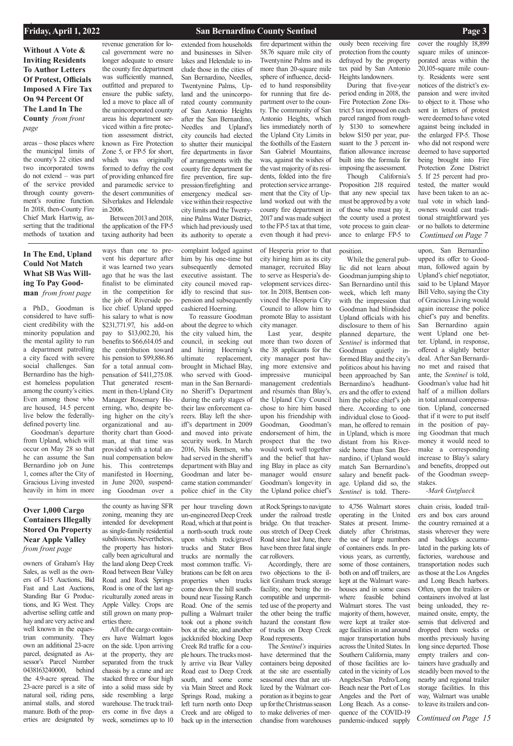## Without A Vote & Inviting Residents To Author Letters Of Protest, Officials Imposed A Fire Tax On 94 Percent Of The Land In The County *from front page*

areas – those places where the municipal limits of the county's 22 cities and two incorporated towns do not extend – was part of the service provided through county government's routine function. In 2018, then-County Fire Chief Mark Hartwig, asserting that the traditional methods of taxation and revenue generation for local government were no longer adequate to ensure the county fire department was sufficiently manned, outfitted and prepared to ensure the public safety, led a move to place all of the unincorporated county areas his department serviced within a fire protection assessment district, known as Fire Protection Zone 5, or FP-5 for short, which was originally formed to defray the cost of providing enhanced fire and paramedic service to the desert communities of Silverlakes and Helendale in 2006.

Between 2013 and 2018, the application of the FP-5 taxing authority had been extended from households and businesses in Silverlakes and Helendale to include those in the cities of San Bernardino, Needles, Twentynine Palms, Upland and the unincorporated county community of San Antonio Heights after the San Bernardino, Needles and Upland's city councils had elected to shutter their municipal fire departments in favor of arrangements with the county fire department for fire prevention, fire suppression/firefighting and emergency medical service within their respective city limits and the Twentynine Palms Water District, which had previously used its authority to operate a fire department within the 58.76 square mile city of Twentynine Palms and its more than 20-square mile sphere of influence, decided to hand responsibility for running that fire department over to the county. The community of San Antonio Heights, which lies immediately north of the Upland City Limits in the foothills of the Eastern San Gabriel Mountains, was, against the wishes of the vast majority of its residents, folded into the fire protection service arrangement that the City of Upland worked out with the county fire department in 2017 and was made subject to the FP-5 tax at that time, even though it had previously been receiving fire protection from the county defrayed by the property tax paid by San Antonio Heights landowners.

During that five-year period ending in 2018, the Fire Protection Zone District 5 tax imposed on each parcel ranged from roughly $130 to somewhere below $150 per year, pursuant to the 3 percent inflation allowance increase built into the formula for imposing the assessment.

Though California's Proposition 218 required that any new special tax must be approved by a vote of those who must pay it, the county used a protest vote process to gain clearance to enlarge FP-5 to cover the roughly 18,899 square miles of unincorporated areas within the 20,105-square mile county. Residents were sent notices of the district's expansion and were invited to object to it. Those who sent in letters of protest were deemed to have voted against being included in the enlarged FP-5. Those who did not respond were deemed to have supported being brought into Fire Protection Zone District 5. If 25 percent had protested, the matter would have been taken to an actual vote in which landowners would cast traditional straightforward yes or no ballots to determine

*Continued on Page 7*

## In The End, Upland Could Not Match What SB Was Willing To Pay Goodman *from front page*

a PhD., Goodman is considered to have sufficient credibility with the minority population and the mental agility to run a department patrolling a city faced with severe social challenges. San Bernardino has the highest homeless population among the county's cities. Even among those who are housed, 14.5 percent live below the federally-defined poverty line.

Goodman's departure from Upland, which will occur on May 28 so that he can assume the San Bernardino job on June 1, comes after the City of Gracious Living invested heavily in him in more ways than one to prevent his departure after it was learned two years ago that he was the last finalist to be eliminated in the competition for the job of Riverside police chief. Upland upped his salary to what is now $231,771.97, his add-on pay to $13,002.20, his benefits to $66,614.05 and the contribution toward his pension to $99,886.86 for a total annual compensation of $411,275.08. That generated resentment in then-Upland City Manager Rosemary Hoerning, who, despite being higher on the city's organizational and authority chart than Goodman, at that time was provided with a total annual compensation below his. This contretemps manifested in Hoerning, in June 2020, suspending Goodman over a complaint lodged against him by his one-time but subsequently demoted executive assistant. The city council moved rapidly to rescind that suspension and subsequently cashiered Hoerning.

To reassure Goodman about the degree to which the city valued him, the council, in seeking out and hiring Hoerning's ultimate replacement, brought in Michael Blay, who served with Goodman in the San Bernardino Sheriff's Department during the early stages of their law enforcement careers. Blay left the sheriff's department in 2009 and moved into private security work. In March 2016, Nils Bentsen, who had served in the sheriff's department with Blay and Goodman and later became station commander/police chief in the City of Hesperia prior to that city hiring him as its city manager, recruited Blay to serve as Hesperia's development services director. In 2018, Bentsen convinced the Hesperia City Council to allow him to promote Blay to assistant city manager.

Last year, despite more than two dozen of the 38 applicants for the city manager post having more extensive and impressive municipal management credentials and résumés than Blay's, the Upland City Council chose to hire him based upon his friendship with Goodman, Goodman's endorsement of him, the prospect that the two would work well together and the belief that having Blay in place as city manager would ensure Goodman's longevity in the Upland police chief's position.

While the general public did not learn about Goodman jumping ship to San Bernardino until this week, which left many with the impression that Goodman had blindsided Upland officials with his disclosure to them of his planned departure, the *Sentinel* is informed that Goodman quietly informed Blay and the city's politicos about his having been approached by San Bernardino's headhunters and the offer to extend him the police chief's job there. According to one individual close to Goodman, he offered to remain in Upland, which is more distant from his Riverside home than San Bernardino, if Upland would match San Bernardino's salary and benefit package. Upland did so, the *Sentinel* is told. Thereupon, San Bernardino upped its offer to Goodman, followed again by Upland's chief negotiator, said to be Upland Mayor Bill Velto, saying the City of Gracious Living would again increase the police chief's pay and benefits. San Bernardino again went Upland one better. Upland, in response, offered a slightly better deal. After San Bernardino met and raised that ante, the *Sentinel* is told, Goodman's value had hit half of a million dollars in total annual compensation. Upland, concerned that if it were to put itself in the position of paying Goodman that much money it would need to make a corresponding increase to Blay's salary and benefits, dropped out of the Goodman sweepstakes.

*-Mark Gutglueck*

## Over 1,000 Cargo Containers Illegally Stored On Property Near Apple Valley *from front page*

owners of Graham's Hay Sales, as well as the owners of I-15 Auctions, Bid Fast and Last Auctions, Standing Bar G Productions, and IG West. They advertise selling cattle and hay and are very active and well known in the equestrian community. They own an additional 23-acre parcel, designated as Assessor's Parcel Number 0438163240000, behind the 4.9-acre spread. The 23-acre parcel is a site of natural soil, riding pens, animal stalls, and stored manure. Both of the properties are designated by the county as having SFR zoning, meaning they are intended for development as single-family residential subdivisions. Nevertheless, the property has historically been agricultural and the land along Deep Creek Road between Bear Valley Road and Rock Springs Road is one of the last agriculturally zoned areas in Apple Valley. Crops are still grown on many properties there.

All of the cargo containers have Walmart logos on the side. Upon arriving at the property, they are separated from the truck chassis by a crane and are stacked three or four high into a solid mass side by side resembling a large warehouse. The truck trailers come in five days a week, sometimes up to 10 per hour traveling down un-engineered Deep Creek Road, which at that point is a north-south truck route upon which rock/gravel trucks and Stater Bros trucks are normally the most common traffic. Vibrations can be felt on area properties when trucks come down the hill southbound near Tussing Ranch Road. One of the semis pulling a Walmart trailer took out a phone switch box at the site, and another jackknifed blocking Deep Creek Rd traffic for a couple hours. The trucks mostly arrive via Bear Valley Road east to Deep Creek south, and some come via Main Street and Rock Springs Road, making a left turn north onto Deep Creek and are obliged to back up in the intersection at Rock Springs to navigate under the railroad trestle bridge. On that treacherous stretch of Deep Creek Road since last June, there have been three fatal single car rollovers.

Accordingly, there are two objections to the illicit Graham truck storage facility, one being the incompatible and unpermitted use of the property and the other being the traffic hazard the constant flow of trucks on Deep Creek Road represents.

The *Sentinel's* inquiries have determined that the containers being deposited at the site are essentially seasonal ones that are utilized by the Walmart corporation as it begins to gear up for the Christmas season to make deliveries of merchandise from warehouses to 4,756 Walmart stores operating in the United States at present. Immediately after Christmas, the use of large numbers of those containers ends. In previous years, as currently, some of those containers, both on and off trailers, are kept at the Walmart warehouses and in some cases where feasible behind Walmart stores. The vast majority of them, however, were kept at trailer storage facilities in and around major transportation hubs across the United States. In Southern California, many of those facilities are located in the vicinity of Los Angeles/San Pedro/Long Beach near the Port of Los Angeles and the Port of Long Beach. As a consequence of the COVID-19 pandemic-induced supply chain crisis, loaded trailers and box cars around the country remained at a stasis wherever they were and backlogs accumulated in the parking lots of factories, warehouse and transportation nodes such as those at the Los Angeles and Long Beach harbors. Often, upon the trailers or containers involved at last being unloaded, they remained onsite, empty, the semis that delivered and dropped them weeks or months previously having long since departed. Those empty trailers and containers have gradually and steadily been moved to the nearby and regional trailer storage facilities. In this way, Walmart was unable to leave its trailers and con-

*Continued on Page 15*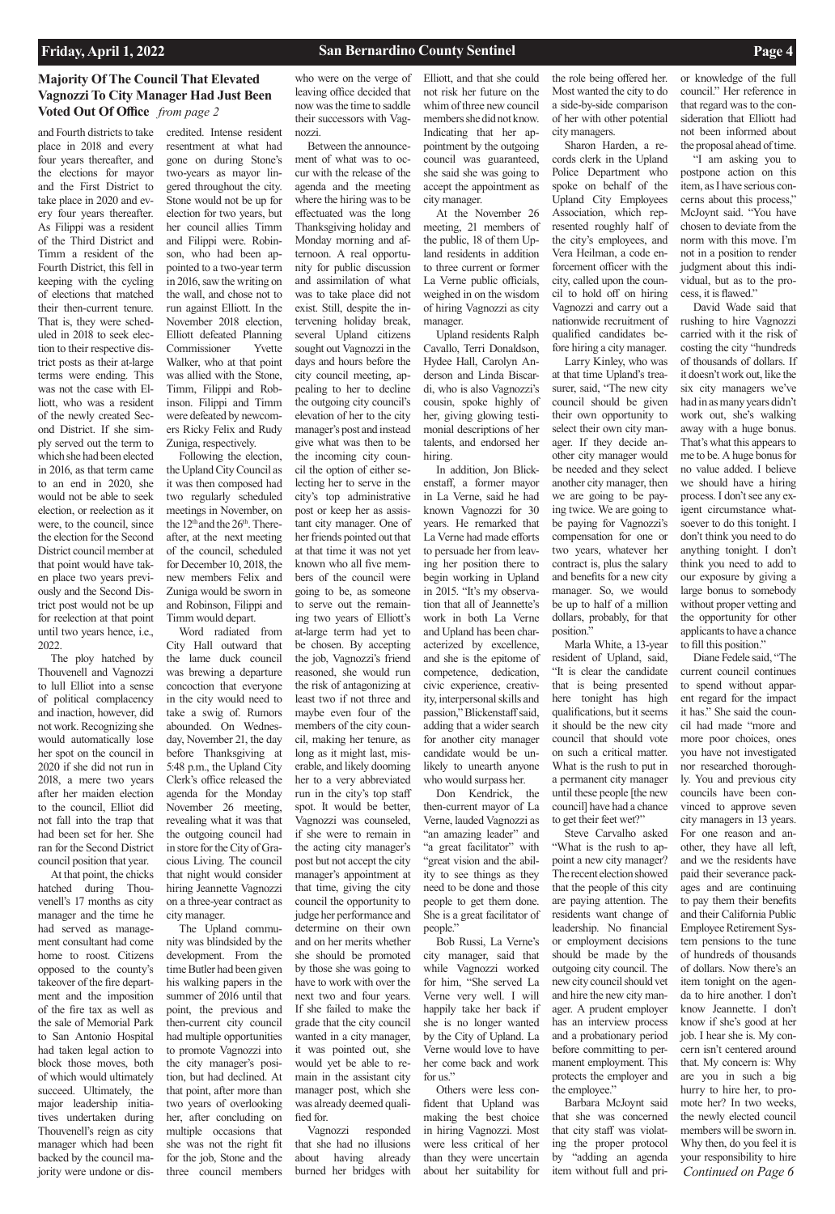## Majority Of The Council That Elevated Vagnozzi To City Manager Had Just Been Voted Out Of Office *from page 2*

and Fourth districts to take place in 2018 and every four years thereafter, and the elections for mayor and the First District to take place in 2020 and every four years thereafter. As Filippi was a resident of the Third District and Timm a resident of the Fourth District, this fell in keeping with the cycling of elections that matched their then-current tenure. That is, they were scheduled in 2018 to seek election to their respective district posts as their at-large terms were ending. This was not the case with Elliott, who was a resident of the newly created Second District. If she simply served out the term to which she had been elected in 2016, as that term came to an end in 2020, she would not be able to seek election, or reelection as it were, to the council, since the election for the Second District council member at that point would have taken place two years previously and the Second District post would not be up for reelection at that point until two years hence, i.e., 2022.

The ploy hatched by Thouvenell and Vagnozzi to lull Elliot into a sense of political complacency and inaction, however, did not work. Recognizing she would automatically lose her spot on the council in 2020 if she did not run in 2018, a mere two years after her maiden election to the council, Elliot did not fall into the trap that had been set for her. She ran for the Second District council position that year.

At that point, the chicks hatched during Thouvenell's 17 months as city manager and the time he had served as management consultant had come home to roost. Citizens opposed to the county's takeover of the fire department and the imposition of the fire tax as well as the sale of Memorial Park to San Antonio Hospital had taken legal action to block those moves, both of which would ultimately succeed. Ultimately, the major leadership initiatives undertaken during Thouvenell's reign as city manager which had been backed by the council majority were undone or discredited. Intense resident resentment at what had gone on during Stone's two-years as mayor lingered throughout the city. Stone would not be up for election for two years, but her council allies Timm and Filippi were. Robinson, who had been appointed to a two-year term in 2016, saw the writing on the wall, and chose not to run against Elliott. In the November 2018 election, Elliott defeated Planning Commissioner Yvette Walker, who at that point was allied with the Stone, Timm, Filippi and Robinson. Filippi and Timm were defeated by newcomers Ricky Felix and Rudy Zuniga, respectively.

Following the election, the Upland City Council as it was then composed had two regularly scheduled meetings in November, on the 12th and the 26th. Thereafter, at the next meeting of the council, scheduled for December 10, 2018, the new members Felix and Zuniga would be sworn in and Robinson, Filippi and Timm would depart.

Word radiated from City Hall outward that the lame duck council was brewing a departure concoction that everyone in the city would need to take a swig of. Rumors abounded. On Wednesday, November 21, the day before Thanksgiving at 5:48 p.m., the Upland City Clerk's office released the agenda for the Monday November 26 meeting, revealing what it was that the outgoing council had in store for the City of Gracious Living. The council that night would consider hiring Jeannette Vagnozzi on a three-year contract as city manager.

The Upland community was blindsided by the development. From the time Butler had been given his walking papers in the summer of 2016 until that point, the previous and then-current city council had multiple opportunities to promote Vagnozzi into the city manager's position, but had declined. At that point, after more than two years of overlooking her, after concluding on multiple occasions that she was not the right fit for the job, Stone and the three council members who were on the verge of leaving office decided that now was the time to saddle their successors with Vagnozzi.

Between the announcement of what was to occur with the release of the agenda and the meeting where the hiring was to be effectuated was the long Thanksgiving holiday and Monday morning and afternoon. A real opportunity for public discussion and assimilation of what was to take place did not exist. Still, despite the intervening holiday break, several Upland citizens sought out Vagnozzi in the days and hours before the city council meeting, appealing to her to decline the outgoing city council's elevation of her to the city manager's post and instead give what was then to be the incoming city council the option of either selecting her to serve in the city's top administrative post or keep her as assistant city manager. One of her friends pointed out that at that time it was not yet known who all five members of the council were going to be, as someone to serve out the remaining two years of Elliott's at-large term had yet to be chosen. By accepting the job, Vagnozzi's friend reasoned, she would run the risk of antagonizing at least two if not three and maybe even four of the members of the city council, making her tenure, as long as it might last, miserable, and likely dooming her to a very abbreviated run in the city's top staff spot. It would be better, Vagnozzi was counseled, if she were to remain in the acting city manager's post but not accept the city manager's appointment at that time, giving the city council the opportunity to judge her performance and determine on their own and on her merits whether she should be promoted by those she was going to have to work with over the next two and four years. If she failed to make the grade that the city council wanted in a city manager, it was pointed out, she would yet be able to remain in the assistant city manager post, which she was already deemed qualified for.

Vagnozzi responded that she had no illusions about having already burned her bridges with Elliott, and that she could not risk her future on the whim of three new council members she did not know. Indicating that her appointment by the outgoing council was guaranteed, she said she was going to accept the appointment as city manager.

At the November 26 meeting, 21 members of the public, 18 of them Upland residents in addition to three current or former La Verne public officials, weighed in on the wisdom of hiring Vagnozzi as city manager.

Upland residents Ralph Cavallo, Terri Donaldson, Hydee Hall, Carolyn Anderson and Linda Biscardi, who is also Vagnozzi's cousin, spoke highly of her, giving glowing testimonial descriptions of her talents, and endorsed her hiring.

In addition, Jon Blickenstaff, a former mayor in La Verne, said he had known Vagnozzi for 30 years. He remarked that La Verne had made efforts to persuade her from leaving her position there to begin working in Upland in 2015. "It's my observation that all of Jeannette's work in both La Verne and Upland has been characterized by excellence, and she is the epitome of competence, dedication, civic experience, creativity, interpersonal skills and passion," Blickenstaff said, adding that a wider search for another city manager candidate would be unlikely to unearth anyone who would surpass her.

Don Kendrick, the then-current mayor of La Verne, lauded Vagnozzi as "an amazing leader" and "a great facilitator" with "great vision and the ability to see things as they need to be done and those people to get them done. She is a great facilitator of people."

Bob Russi, La Verne's city manager, said that while Vagnozzi worked for him, "She served La Verne very well. I will happily take her back if she is no longer wanted by the City of Upland. La Verne would love to have her come back and work for us."

Others were less confident that Upland was making the best choice in hiring Vagnozzi. Most were less critical of her than they were uncertain about her suitability for the role being offered her. Most wanted the city to do a side-by-side comparison of her with other potential city managers.

Sharon Harden, a records clerk in the Upland Police Department who spoke on behalf of the Upland City Employees Association, which represented roughly half of the city's employees, and Vera Heilman, a code enforcement officer with the city, called upon the council to hold off on hiring Vagnozzi and carry out a nationwide recruitment of qualified candidates before hiring a city manager.

Larry Kinley, who was at that time Upland's treasurer, said, "The new city council should be given their own opportunity to select their own city manager. If they decide another city manager would be needed and they select another city manager, then we are going to be paying twice. We are going to be paying for Vagnozzi's compensation for one or two years, whatever her contract is, plus the salary and benefits for a new city manager. So, we would be up to half of a million dollars, probably, for that position."

Marla White, a 13-year resident of Upland, said, "It is clear the candidate that is being presented here tonight has high qualifications, but it seems it should be the new city council that should vote on such a critical matter. What is the rush to put in a permanent city manager until these people [the new council] have had a chance to get their feet wet?"

Steve Carvalho asked "What is the rush to appoint a new city manager? The recent election showed that the people of this city are paying attention. The residents want change of leadership. No financial or employment decisions should be made by the outgoing city council. The new city council should vet and hire the new city manager. A prudent employer has an interview process and a probationary period before committing to permanent employment. This protects the employer and the employee."

Barbara McJoynt said that she was concerned that city staff was violating the proper protocol by "adding an agenda item without full and prior knowledge of the full council." Her reference in that regard was to the consideration that Elliott had not been informed about the proposal ahead of time.

"I am asking you to postpone action on this item, as I have serious concerns about this process," McJoynt said. "You have chosen to deviate from the norm with this move. I'm not in a position to render judgment about this individual, but as to the process, it is flawed."

David Wade said that rushing to hire Vagnozzi carried with it the risk of costing the city "hundreds of thousands of dollars. If it doesn't work out, like the six city managers we've had in as many years didn't work out, she's walking away with a huge bonus. That's what this appears to me to be. A huge bonus for no value added. I believe we should have a hiring process. I don't see any exigent circumstance whatsoever to do this tonight. I don't think you need to do anything tonight. I don't think you need to add to our exposure by giving a large bonus to somebody without proper vetting and the opportunity for other applicants to have a chance to fill this position."

Diane Fedele said, "The current council continues to spend without apparent regard for the impact it has." She said the council had made "more and more poor choices, ones you have not investigated nor researched thoroughly. You and previous city councils have been convinced to approve seven city managers in 13 years. For one reason and another, they have all left, and we the residents have paid their severance packages and are continuing to pay them their benefits and their California Public Employee Retirement System pensions to the tune of hundreds of thousands of dollars. Now there's an item tonight on the agenda to hire another. I don't know Jeannette. I don't know if she's good at her job. I hear she is. My concern isn't centered around that. My concern is: Why are you in such a big hurry to hire her, to promote her? In two weeks, the newly elected council members will be sworn in. Why then, do you feel it is your responsibility to hire

*Continued on Page 6*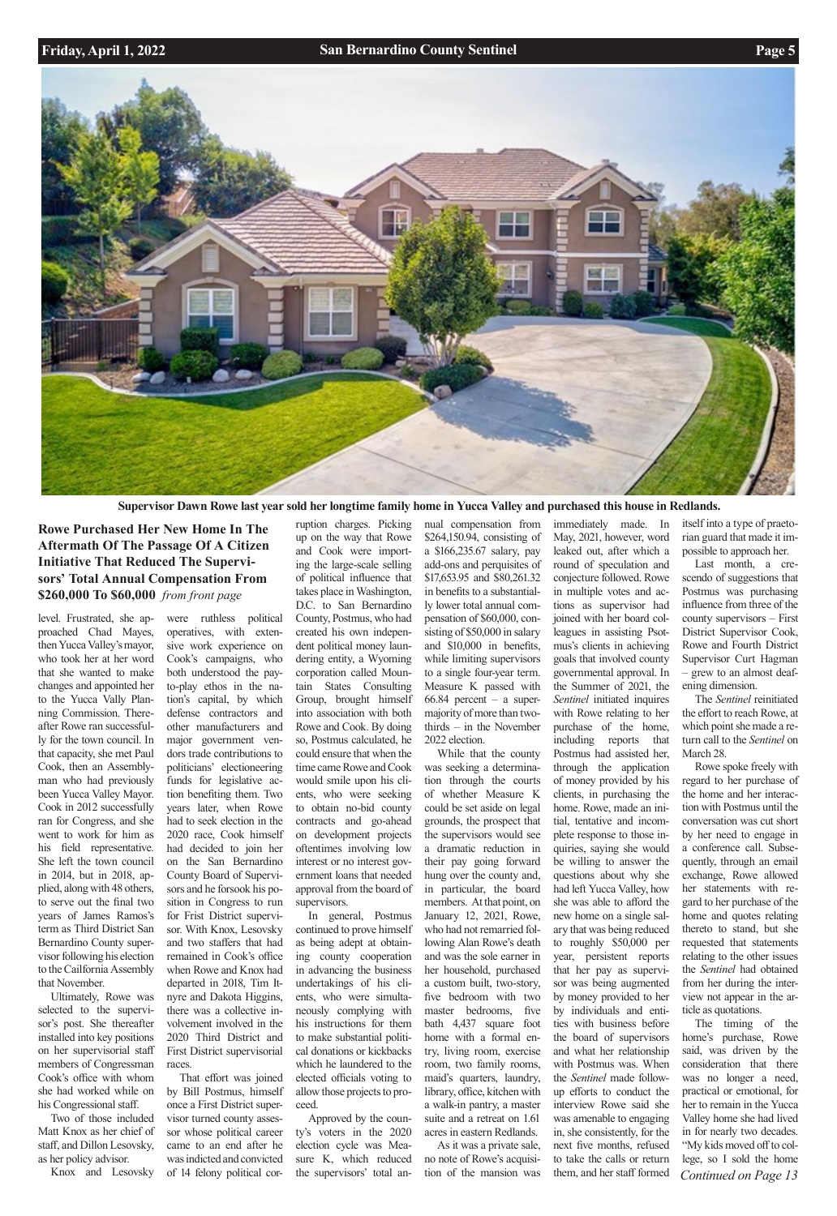Supervisor Dawn Rowe last year sold her longtime family home in Yucca Valley and purchased this house in Redlands.

## Rowe Purchased Her New Home In The Aftermath Of The Passage Of A Citizen Initiative That Reduced The Supervisors' Total Annual Compensation From $260,000 To $60,000 *from front page*

level. Frustrated, she approached Chad Mayes, then Yucca Valley's mayor, who took her at her word that she wanted to make changes and appointed her to the Yucca Vally Planning Commission. Thereafter Rowe ran successfully for the town council. In that capacity, she met Paul Cook, then an Assemblyman who had previously been Yucca Valley Mayor. Cook in 2012 successfully ran for Congress, and she went to work for him as his field representative. She left the town council in 2014, but in 2018, applied, along with 48 others, to serve out the final two years of James Ramos's term as Third District San Bernardino County supervisor following his election to the Cailfornia Assembly that November.

Ultimately, Rowe was selected to the supervisor's post. She thereafter installed into key positions on her supervisorial staff members of Congressman Cook's office with whom she had worked while on his Congressional staff.

Two of those included Matt Knox as her chief of staff, and Dillon Lesovsky, as her policy advisor.

Knox and Lesovsky were ruthless political operatives, with extensive work experience on Cook's campaigns, who both understood the pay-to-play ethos in the nation's capital, by which defense contractors and other manufacturers and major government vendors trade contributions to politicians' electioneering funds for legislative action benefiting them. Two years later, when Rowe had to seek election in the 2020 race, Cook himself had decided to join her on the San Bernardino County Board of Supervisors and he forsook his position in Congress to run for Frist District supervisor. With Knox, Lesovsky and two staffers that had remained in Cook's office when Rowe and Knox had departed in 2018, Tim Itnyre and Dakota Higgins, there was a collective involvement involved in the 2020 Third District and First District supervisorial races.

That effort was joined by Bill Postmus, himself once a First District supervisor turned county assessor whose political career came to an end after he was indicted and convicted of 14 felony political corruption charges. Picking up on the way that Rowe and Cook were importing the large-scale selling of political influence that takes place in Washington, D.C. to San Bernardino County, Postmus, who had created his own independent political money laundering entity, a Wyoming corporation called Mountain States Consulting Group, brought himself into association with both Rowe and Cook. By doing so, Postmus calculated, he could ensure that when the time came Rowe and Cook would smile upon his clients, who were seeking to obtain no-bid county contracts and go-ahead on development projects oftentimes involving low interest or no interest government loans that needed approval from the board of supervisors.

In general, Postmus continued to prove himself as being adept at obtaining county cooperation in advancing the business undertakings of his clients, who were simultaneously complying with his instructions for them to make substantial political donations or kickbacks which he laundered to the elected officials voting to allow those projects to proceed.

Approved by the county's voters in the 2020 election cycle was Measure K, which reduced the supervisors' total annual compensation from $264,150.94, consisting of a $166,235.67 salary, pay add-ons and perquisites of $17,653.95 and $80,261.32 in benefits to a substantially lower total annual compensation of $60,000, consisting of $50,000 in salary and $10,000 in benefits, while limiting supervisors to a single four-year term. Measure K passed with 66.84 percent – a supermajority of more than two-thirds – in the November 2022 election.

While that the county was seeking a determination through the courts of whether Measure K could be set aside on legal grounds, the prospect that the supervisors would see a dramatic reduction in their pay going forward hung over the county and, in particular, the board members. At that point, on January 12, 2021, Rowe, who had not remarried following Alan Rowe's death and was the sole earner in her household, purchased a custom built, two-story, five bedroom with two master bedrooms, five bath 4,437 square foot home with a formal entry, living room, exercise room, two family rooms, maid's quarters, laundry, library, office, kitchen with a walk-in pantry, a master suite and a retreat on 1.61 acres in eastern Redlands.

As it was a private sale, no note of Rowe's acquisition of the mansion was immediately made. In May, 2021, however, word leaked out, after which a round of speculation and conjecture followed. Rowe in multiple votes and actions as supervisor had joined with her board colleagues in assisting Psotmus's clients in achieving goals that involved county governmental approval. In the Summer of 2021, the *Sentinel* initiated inquires with Rowe relating to her purchase of the home, including reports that Postmus had assisted her, through the application of money provided by his clients, in purchasing the home. Rowe, made an initial, tentative and incomplete response to those inquiries, saying she would be willing to answer the questions about why she had left Yucca Valley, how she was able to afford the new home on a single salary that was being reduced to roughly $50,000 per year, persistent reports that her pay as supervisor was being augmented by money provided to her by individuals and entities with business before the board of supervisors and what her relationship with Postmus was. When the *Sentinel* made follow-up efforts to conduct the interview Rowe said she was amenable to engaging in, she consistently, for the next five months, refused to take the calls or return them, and her staff formed itself into a type of praetorian guard that made it impossible to approach her.

Last month, a crescendo of suggestions that Postmus was purchasing influence from three of the county supervisors – First District Supervisor Cook, Rowe and Fourth District Supervisor Curt Hagman – grew to an almost deafening dimension.

The *Sentinel* reinitiated the effort to reach Rowe, at which point she made a return call to the *Sentinel* on March 28.

Rowe spoke freely with regard to her purchase of the home and her interaction with Postmus until the conversation was cut short by her need to engage in a conference call. Subsequently, through an email exchange, Rowe allowed her statements with regard to her purchase of the home and quotes relating thereto to stand, but she requested that statements relating to the other issues the *Sentinel* had obtained from her during the interview not appear in the article as quotations.

The timing of the home's purchase, Rowe said, was driven by the consideration that there was no longer a need, practical or emotional, for her to remain in the Yucca Valley home she had lived in for nearly two decades. "My kids moved off to college, so I sold the home

*Continued on Page 13*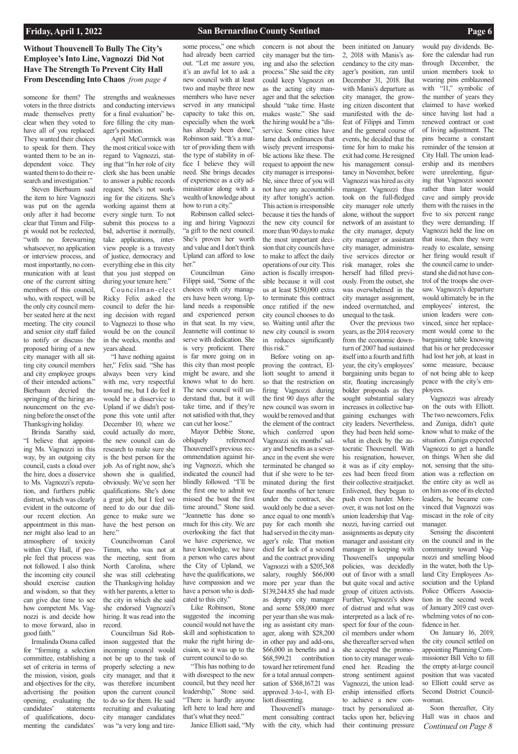### Without Thouvenell To Bully The City's Employee's Into Line, Vagnozzi Did Not Have The Strength To Prevent City Hall From Descending Into Chaos *from page 4*

someone for them? The voters in the three districts made themselves pretty clear when they voted to have all of you replaced. They wanted their choices to speak for them. They wanted them to be an independent voice. They wanted them to do their research and investigation."

Steven Bierbaum said the item to hire Vagnozzi was put on the agenda only after it had become clear that Timm and Filippi would not be reelected, "with no forewarning whatsoever, no application or interview process, and most importantly, no communication with at least one of the current sitting members of this council, who, with respect, will be the only city council member seated here at the next meeting. The city council and senior city staff failed to notify or discuss the proposed hiring of a new city manager with all sitting city council members and city employee groups of their intended actions." Bierbaum decried the springing of the hiring announcement on the evening before the onset of the Thanksgiving holiday.

Brinda Sarathy said, "I believe that appointing Ms. Vagnozzi in this way, by an outgoing city council, casts a cloud over the hire, does a disservice to Ms. Vagnozzi's reputation, and furthers public distrust, which was clearly evident in the outcome of our recent election. An appointment in this manner might also lead to an atmosphere of toxicity within City Hall, if people feel that process was not followed. I also think the incoming city council should exercise caution and wisdom, so that they can give due time to see how competent Ms. Vagnozzi is and decide how to move forward, also in good faith."

Irmalinda Osuna called for "forming a selection committee, establishing a set of criteria in terms of the mission, vision, goals and objectives for the city, advertising the position opening, evaluating the candidates' statements of qualifications, documenting the candidates' strengths and weaknesses and conducting interviews for a final evaluation" before filling the city manager's position.

April McCormick was the most critical voice with regard to Vagnozzi, stating that "In her role of city clerk she has been unable to answer a public records request. She's not working for the citizens. She's working against them at every single turn. To not submit this process to a bid, advertise it normally, take applications, interview people is a travesty of justice, democracy and everything else in this city that you just stepped on during your tenure here."

Councilman-elect Ricky Felix asked the council to defer the hiring decision with regard to Vagnozzi to those who would be on the council in the weeks, months and years ahead.

"I have nothing against her," Felix said. "She has always been very kind with me, very respectful toward me, but I do feel it would be a disservice to Upland if we didn't postpone this vote until after December 10, where we could actually do more, the new council can do research to make sure she is the best person for the job. As of right now, she's shown she is qualified, obviously. We've seen her qualifications. She's done a great job, but I feel we need to do our due diligence to make sure we have the best person on here."

Councilwoman Carol Timm, who was not at the meeting, sent from North Carolina, where she was still celebrating the Thanksgiving holiday with her parents, a letter to the city in which she said she endorsed Vagnozzi's hiring. It was read into the record.

Councilman Sid Robinson suggested that the incoming council would not be up to the task of properly selecting a new city manager, and that it was therefore incumbent upon the current council to do so for them. He said recruiting and evaluating city manager candidates was "a very long and tiresome process," one which had already been carried out. "Let me assure you, it's an awful lot to ask a new council with at least two and maybe three new members who have never served in any municipal capacity to take this on, especially when the work has already been done," Robinson said. "It's a matter of providing them with the type of stability in office I believe they will need. She brings decades of experience as a city administrator along with a wealth of knowledge about how to run a city."

Robinson called selecting and hiring Vagnozzi "a gift to the next council. She's proven her worth and value and I don't think Upland can afford to lose her."

Councilman Gino Filippi said, "Some of the choices with city managers have been wrong. Upland needs a responsible and experienced person in that seat. In my view, Jeannette will continue to serve with dedication. She is very proficient. There is far more going on in this city than most people might be aware, and she knows what to do here. The new council will understand that, but it will take time, and if they're not satisfied with that, they can cut her loose."

Mayor Debbie Stone, obliquely referenced Thouvenell's previous recommendation against hiring Vagnozzi, which she indicated the council had blindly followed. "I'll be the first one to admit we missed the boat the first time around," Stone said. "Jeannette has done so much for this city. We are overlooking the fact that we have experience, we have knowledge, we have a person who cares about the City of Upland, we have the qualifications, we have compassion and we have a person who is dedicated to this city."

Like Robinson, Stone suggested the incoming council would not have the skill and sophistication to make the right hiring decision, so it was up to the current council to do so.

"This has nothing to do with disrespect to the new council, but they need her leadership," Stone said. "There is hardly anyone left here to lead here and that's what they need."

Janice Elliott said, "My concern is not about the city manager but the timing and also the selection process." She said the city could keep Vagnozzi on as the acting city manager and that the selection should "take time. Haste makes waste." She said the hiring would be a "disservice. Some cities have lame duck ordinances that wisely prevent irresponsible actions like these. The request to appoint the new city manager is irresponsible, since three of you will not have any accountability after tonight's action. This action is irresponsible because it ties the hands of the new city council for more than 90 days to make the most important decision that city councils have to make to affect the daily operations of our city. This action is fiscally irresponsible because it will cost us at least $150,000 extra to terminate this contract once ratified if the new city council chooses to do so. Waiting until after the new city council is sworn in reduces significantly this risk."

Before voting on approving the contract, Elliott sought to amend it so that the restriction on firing Vagnozzi during the first 90 days after the new council was sworn in would be removed and that the element of the contract which conferred upon Vagnozzi six months' salary and benefits as a severance in the event she were terminated be changed so that if she were to be terminated during the first four months of her tenure under the contract, she would only be due a severance equal to one month's pay for each month she had served in the city manager's role. That motion died for lack of a second and the contract providing Vagnozzi with a $205,368 salary, roughly $66,000 more per year than the $139,244.85 she had made as deputy city manager and some $58,000 more per year than she was making as assistant city manager, along with $28,200 in other pay and add-ons, $66,000 in benefits and a $68,599.21 contribution toward her retirement fund for a total annual compensation of $368,167.21 was approved 3-to-1, with Elliott dissenting.

Thouvenell's management consulting contract with the city, which had been initiated on January 2, 2018 with Manis's ascendancy to the city manager's position, ran until December 31, 2018. But with Manis's departure as city manager, the growing citizen discontent that manifested with the defeat of Filippi and Timm and the general course of events, he decided that the time for him to make his exit had come. He resigned his management consultancy in November, before Vagnozzi was hired as city manager. Vagnozzi thus took on the full-fledged city manager role utterly alone, without the support network of an assistant to the city manager, deputy city manager or assistant city manager, administrative services director or risk manager, roles she herself had filled previously. From the outset, she was overwhelmed in the city manager assignment, indeed overmatched, and unequal to the task.

Over the previous two years, as the 2014 recovery from the economic downturn of 2007 had sustained itself into a fourth and fifth year, the city's employees' bargaining units began to stir, floating increasingly bolder proposals as they sought substantial salary increases in collective bargaining exchanges with city leaders. Nevertheless, they had been held somewhat in check by the autocratic Thouvenell. With his resignation, however, it was as if city employees had been freed from their collective straitjacket. Enlivened, they began to push even harder. Moreover, it was not lost on the union leadership that Vagnozzi, having carried out assignments as deputy city manager and assistant city manager in keeping with Thouvenell's unpopular policies, was decidedly out of favor with a small but quite vocal and active group of citizen activists. Further, Vagnozzi's show of distrust and what was interpreted as a lack of respect for four of the council members under whom she thereafter served when she accepted the promotion to city manager weakened her. Reading the strong sentiment against Vagnozzi, the union leadership intensified efforts to achieve a new contract by personalized attacks upon her, believing their continuing pressure would pay dividends. Before the calendar had run through December, the union members took to wearing pins emblazoned with "11," symbolic of the number of years they claimed to have worked since having last had a renewed contract or cost of living adjustment. The pins became a constant reminder of the tension at City Hall. The union leadership and its members were unrelenting, figuring that Vagnozzi sooner rather than later would cave and simply provide them with the raises in the five to six percent range they were demanding. If Vagnozzi held the line on that issue, then they were ready to escalate, sensing her firing would result if the council came to understand she did not have control of the troops she oversaw. Vagnozzi's departure would ultimately be in the employees' interest, the union leaders were convinced, since her replacement would come to the bargaining table knowing that his or her predecessor had lost her job, at least in some measure, because of not being able to keep peace with the city's employees.

Vagnozzi was already on the outs with Elliott. The two newcomers, Felix and Zuniga, didn't quite know what to make of the situation. Zuniga expected Vagnozzi to get a handle on things. When she did not, sensing that the situation was a reflection on the entire city as well as on him as one of its elected leaders, he became convinced that Vagnozzi was miscast in the role of city manager.

Sensing the discontent on the council and in the community toward Vagnozzi and smelling blood in the water, both the Upland City Employees Association and the Upland Police Officers Association in the second week of January 2019 cast overwhelming votes of no confidence in her.

On January 16, 2019, the city council settled on appointing Planning Commissioner Bill Velto to fill the empty at-large council position that was vacated so Elliott could serve as Second District Councilwoman.

Soon thereafter, City Hall was in chaos and

*Continued on Page 8*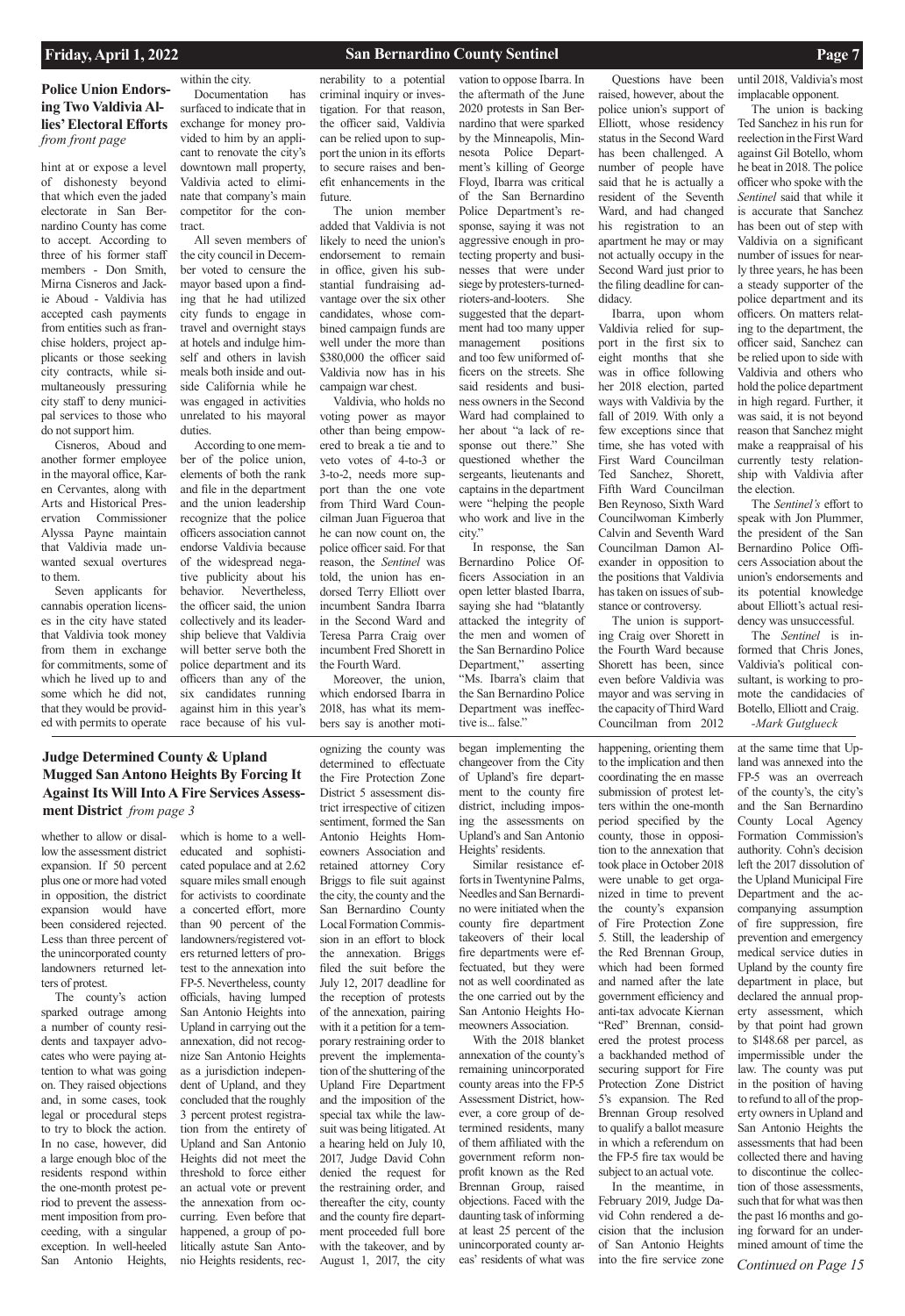## Police Union Endorsing Two Valdivia Allies' Electoral Efforts *from front page*

hint at or expose a level of dishonesty beyond that which even the jaded electorate in San Bernardino County has come to accept. According to three of his former staff members - Don Smith, Mirna Cisneros and Jackie Aboud - Valdivia has accepted cash payments from entities such as franchise holders, project applicants or those seeking city contracts, while simultaneously pressuring city staff to deny municipal services to those who do not support him.

Cisneros, Aboud and another former employee in the mayoral office, Karen Cervantes, along with Arts and Historical Preservation Commissioner Alyssa Payne maintain that Valdivia made unwanted sexual overtures to them.

Seven applicants for cannabis operation licenses in the city have stated that Valdivia took money from them in exchange for commitments, some of which he lived up to and some which he did not, that they would be provided with permits to operate within the city.

Documentation has surfaced to indicate that in exchange for money provided to him by an applicant to renovate the city's downtown mall property, Valdivia acted to eliminate that company's main competitor for the contract.

All seven members of the city council in December voted to censure the mayor based upon a finding that he had utilized city funds to engage in travel and overnight stays at hotels and indulge himself and others in lavish meals both inside and outside California while he was engaged in activities unrelated to his mayoral duties.

According to one member of the police union, elements of both the rank and file in the department and the union leadership recognize that the police officers association cannot endorse Valdivia because of the widespread negative publicity about his behavior. Nevertheless, the officer said, the union collectively and its leadership believe that Valdivia will better serve both the police department and its officers than any of the six candidates running against him in this year's race because of his vulnerability to a potential criminal inquiry or investigation. For that reason, the officer said, Valdivia can be relied upon to support the union in its efforts to secure raises and benefit enhancements in the future.

The union member added that Valdivia is not likely to need the union's endorsement to remain in office, given his substantial fundraising advantage over the six other candidates, whose combined campaign funds are well under the more than $380,000 the officer said Valdivia now has in his campaign war chest.

Valdivia, who holds no voting power as mayor other than being empowered to break a tie and to veto votes of 4-to-3 or 3-to-2, needs more support than the one vote from Third Ward Councilman Juan Figueroa that he can now count on, the police officer said. For that reason, the *Sentinel* was told, the union has endorsed Terry Elliott over incumbent Sandra Ibarra in the Second Ward and Teresa Parra Craig over incumbent Fred Shorett in the Fourth Ward.

Moreover, the union, which endorsed Ibarra in 2018, has what its members say is another motivation to oppose Ibarra. In the aftermath of the June 2020 protests in San Bernardino that were sparked by the Minneapolis, Minnesota Police Department's killing of George Floyd, Ibarra was critical of the San Bernardino Police Department's response, saying it was not aggressive enough in protecting property and businesses that were under siege by protesters-turned-rioters-and-looters. She suggested that the department had too many upper management positions and too few uniformed officers on the streets. She said residents and business owners in the Second Ward had complained to her about "a lack of response out there." She questioned whether the sergeants, lieutenants and captains in the department were "helping the people who work and live in the city."

In response, the San Bernardino Police Officers Association in an open letter blasted Ibarra, saying she had "blatantly attacked the integrity of the men and women of the San Bernardino Police Department," asserting "Ms. Ibarra's claim that the San Bernardino Police Department was ineffective is... false."

Questions have been raised, however, about the police union's support of Elliott, whose residency status in the Second Ward has been challenged. A number of people have said that he is actually a resident of the Seventh Ward, and had changed his registration to an apartment he may or may not actually occupy in the Second Ward just prior to the filing deadline for candidacy.

Ibarra, upon whom Valdivia relied for support in the first six to eight months that she was in office following her 2018 election, parted ways with Valdivia by the fall of 2019. With only a few exceptions since that time, she has voted with First Ward Councilman Ted Sanchez, Shorett, Fifth Ward Councilman Ben Reynoso, Sixth Ward Councilwoman Kimberly Calvin and Seventh Ward Councilman Damon Alexander in opposition to the positions that Valdivia has taken on issues of substance or controversy.

The union is supporting Craig over Shorett in the Fourth Ward because Shorett has been, since even before Valdivia was mayor and was serving in the capacity of Third Ward Councilman from 2012 until 2018, Valdivia's most implacable opponent.

The union is backing Ted Sanchez in his run for reelection in the First Ward against Gil Botello, whom he beat in 2018. The police officer who spoke with the *Sentinel* said that while it is accurate that Sanchez has been out of step with Valdivia on a significant number of issues for nearly three years, he has been a steady supporter of the police department and its officers. On matters relating to the department, the officer said, Sanchez can be relied upon to side with Valdivia and others who hold the police department in high regard. Further, it was said, it is not beyond reason that Sanchez might make a reappraisal of his currently testy relationship with Valdivia after the election.

The *Sentinel's* effort to speak with Jon Plummer, the president of the San Bernardino Police Officers Association about the union's endorsements and its potential knowledge about Elliott's actual residency was unsuccessful.

The *Sentinel* is informed that Chris Jones, Valdivia's political consultant, is working to promote the candidacies of Botello, Elliott and Craig.

*-Mark Gutglueck*

## Judge Determined County & Upland Mugged San Antono Heights By Forcing It Against Its Will Into A Fire Services Assessment District *from page 3*

whether to allow or disallow the assessment district expansion. If 50 percent plus one or more had voted in opposition, the district expansion would have been considered rejected. Less than three percent of the unincorporated county landowners returned letters of protest.

The county's action sparked outrage among a number of county residents and taxpayer advocates who were paying attention to what was going on. They raised objections and, in some cases, took legal or procedural steps to try to block the action. In no case, however, did a large enough bloc of the residents respond within the one-month protest period to prevent the assessment imposition from proceeding, with a singular exception. In well-heeled San Antonio Heights, which is home to a well-educated and sophisticated populace and at 2.62 square miles small enough for activists to coordinate a concerted effort, more than 90 percent of the landowners/registered voters returned letters of protest to the annexation into FP-5. Nevertheless, county officials, having lumped San Antonio Heights into Upland in carrying out the annexation, did not recognize San Antonio Heights as a jurisdiction independent of Upland, and they concluded that the roughly 3 percent protest registration from the entirety of Upland and San Antonio Heights did not meet the threshold to force either an actual vote or prevent the annexation from occurring. Even before that happened, a group of politically astute San Antonio Heights residents, recognizing the county was determined to effectuate the Fire Protection Zone District 5 assessment district irrespective of citizen sentiment, formed the San Antonio Heights Homeowners Association and retained attorney Cory Briggs to file suit against the city, the county and the San Bernardino County Local Formation Commission in an effort to block the annexation. Briggs filed the suit before the July 12, 2017 deadline for the reception of protests of the annexation, pairing with it a petition for a temporary restraining order to prevent the implementation of the shuttering of the Upland Fire Department and the imposition of the special tax while the lawsuit was being litigated. At a hearing held on July 10, 2017, Judge David Cohn denied the request for the restraining order, and thereafter the city, county and the county fire department proceeded full bore with the takeover, and by August 1, 2017, the city began implementing the changeover from the City of Upland's fire department to the county fire district, including imposing the assessments on Upland's and San Antonio Heights' residents.

Similar resistance efforts in Twentynine Palms, Needles and San Bernardino were initiated when the county fire department takeovers of their local fire departments were effectuated, but they were not as well coordinated as the one carried out by the San Antonio Heights Homeowners Association.

With the 2018 blanket annexation of the county's remaining unincorporated county areas into the FP-5 Assessment District, however, a core group of determined residents, many of them affiliated with the government reform nonprofit known as the Red Brennan Group, raised objections. Faced with the daunting task of informing at least 25 percent of the unincorporated county areas' residents of what was happening, orienting them to the implication and then coordinating the en masse submission of protest letters within the one-month period specified by the county, those in opposition to the annexation that took place in October 2018 were unable to get organized in time to prevent the county's expansion of Fire Protection Zone 5. Still, the leadership of the Red Brennan Group, which had been formed and named after the late government efficiency and anti-tax advocate Kiernan "Red" Brennan, considered the protest process a backhanded method of securing support for Fire Protection Zone District 5's expansion. The Red Brennan Group resolved to qualify a ballot measure in which a referendum on the FP-5 fire tax would be subject to an actual vote.

In the meantime, in February 2019, Judge David Cohn rendered a decision that the inclusion of San Antonio Heights into the fire service zone at the same time that Upland was annexed into the FP-5 was an overreach of the county's, the city's and the San Bernardino County Local Agency Formation Commission's authority. Cohn's decision left the 2017 dissolution of the Upland Municipal Fire Department and the accompanying assumption of fire suppression, fire prevention and emergency medical service duties in Upland by the county fire department in place, but declared the annual property assessment, which by that point had grown to $148.68 per parcel, as impermissible under the law. The county was put in the position of having to refund to all of the property owners in Upland and San Antonio Heights the assessments that had been collected there and having to discontinue the collection of those assessments, such that for what was then the past 16 months and going forward for an undermined amount of time the

*Continued on Page 15*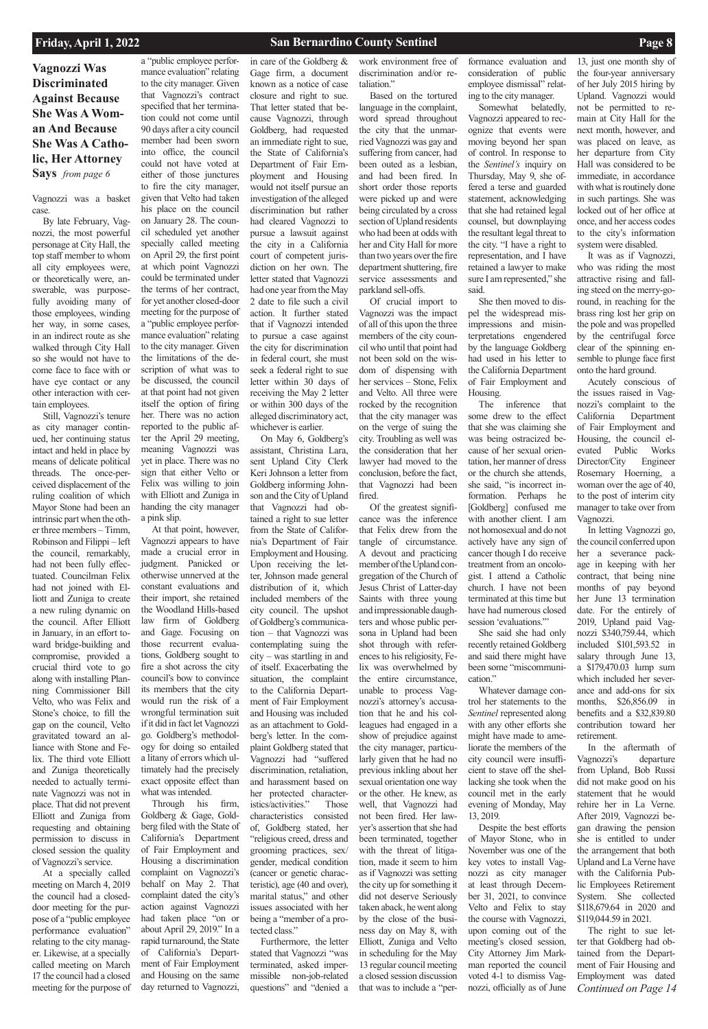## Vagnozzi Was Discriminated Against Because She Was A Woman And Because She Was A Catholic, Her Attorney Says *from page 6*

Vagnozzi was a basket case.

By late February, Vagnozzi, the most powerful personage at City Hall, the top staff member to whom all city employees were, or theoretically were, answerable, was purposefully avoiding many of those employees, winding her way, in some cases, in an indirect route as she walked through City Hall so she would not have to come face to face with or have eye contact or any other interaction with certain employees.

Still, Vagnozzi's tenure as city manager continued, her continuing status intact and held in place by means of delicate political threads. The once-perceived displacement of the ruling coalition of which Mayor Stone had been an intrinsic part when the other three members – Timm, Robinson and Filippi – left the council, remarkably, had not been fully effectuated. Councilman Felix had not joined with Elliott and Zuniga to create a new ruling dynamic on the council. After Elliott in January, in an effort toward bridge-building and compromise, provided a crucial third vote to go along with installing Planning Commissioner Bill Velto, who was Felix and Stone's choice, to fill the gap on the council, Velto gravitated toward an alliance with Stone and Felix. The third vote Elliott and Zuniga theoretically needed to actually terminate Vagnozzi was not in place. That did not prevent Elliott and Zuniga from requesting and obtaining permission to discuss in closed session the quality of Vagnozzi's service.

At a specially called meeting on March 4, 2019 the council had a closed-door meeting for the purpose of a "public employee performance evaluation" relating to the city manager. Likewise, at a specially called meeting on March 17 the council had a closed meeting for the purpose of a "public employee performance evaluation" relating to the city manager. Given that Vagnozzi's contract specified that her termination could not come until 90 days after a city council member had been sworn into office, the council could not have voted at either of those junctures to fire the city manager, given that Velto had taken his place on the council on January 28. The council scheduled yet another specially called meeting on April 29, the first point at which point Vagnozzi could be terminated under the terms of her contract, for yet another closed-door meeting for the purpose of a "public employee performance evaluation" relating to the city manager. Given the limitations of the description of what was to be discussed, the council at that point had not given itself the option of firing her. There was no action reported to the public after the April 29 meeting, meaning Vagnozzi was yet in place. There was no sign that either Velto or Felix was willing to join with Elliott and Zuniga in handing the city manager a pink slip.

At that point, however, Vagnozzi appears to have made a crucial error in judgment. Panicked or otherwise unnerved at the constant evaluations and their import, she retained the Woodland Hills-based law firm of Goldberg and Gage. Focusing on those recurrent evaluations, Goldberg sought to fire a shot across the city council's bow to convince its members that the city would run the risk of a wrongful termination suit if it did in fact let Vagnozzi go. Goldberg's methodology for doing so entailed a litany of errors which ultimately had the precisely exact opposite effect than what was intended.

Through his firm, Goldberg & Gage, Goldberg filed with the State of California's Department of Fair Employment and Housing a discrimination complaint on Vagnozzi's behalf on May 2. That complaint dated the city's action against Vagnozzi had taken place "on or about April 29, 2019." In a rapid turnaround, the State of California's Department of Fair Employment and Housing on the same day returned to Vagnozzi, in care of the Goldberg & Gage firm, a document known as a notice of case closure and right to sue. That letter stated that because Vagnozzi, through Goldberg, had requested an immediate right to sue, the State of California's Department of Fair Employment and Housing would not itself pursue an investigation of the alleged discrimination but rather had cleared Vagnozzi to pursue a lawsuit against the city in a California court of competent jurisdiction on her own. The letter stated that Vagnozzi had one year from the May 2 date to file such a civil action. It further stated that if Vagnozzi intended to pursue a case against the city for discrimination in federal court, she must seek a federal right to sue letter within 30 days of receiving the May 2 letter or within 300 days of the alleged discriminatory act, whichever is earlier.

On May 6, Goldberg's assistant, Christina Lara, sent Upland City Clerk Keri Johnson a letter from Goldberg informing Johnson and the City of Upland that Vagnozzi had obtained a right to sue letter from the State of California's Department of Fair Employment and Housing. Upon receiving the letter, Johnson made general distribution of it, which included members of the city council. The upshot of Goldberg's communication – that Vagnozzi was contemplating suing the city – was startling in and of itself. Exacerbating the situation, the complaint to the California Department of Fair Employment and Housing was included as an attachment to Goldberg's letter. In the complaint Goldberg stated that Vagnozzi had "suffered discrimination, retaliation, and harassment based on her protected characteristics/activities." Those characteristics consisted of, Goldberg stated, her "religious creed, dress and grooming practices, sex/gender, medical condition (cancer or genetic characteristic), age (40 and over), marital status," and other issues associated with her being a "member of a protected class."

Furthermore, the letter stated that Vagnozzi "was terminated, asked impermissible non-job-related questions" and "denied a work environment free of discrimination and/or retaliation."

Based on the tortured language in the complaint, word spread throughout the city that the unmarried Vagnozzi was gay and suffering from cancer, had been outed as a lesbian, and had been fired. In short order those reports were picked up and were being circulated by a cross section of Upland residents who had been at odds with her and City Hall for more than two years over the fire department shuttering, fire service assessments and parkland sell-offs.

Of crucial import to Vagnozzi was the impact of all of this upon the three members of the city council who until that point had not been sold on the wisdom of dispensing with her services – Stone, Felix and Velto. All three were rocked by the recognition that the city manager was on the verge of suing the city. Troubling as well was the consideration that her lawyer had moved to the conclusion, before the fact, that Vagnozzi had been fired.

Of the greatest significance was the inference that Felix drew from the tangle of circumstance. A devout and practicing member of the Upland congregation of the Church of Jesus Christ of Latter-day Saints with three young and impressionable daughters and whose public persona in Upland had been shot through with references to his religiosity, Felix was overwhelmed by the entire circumstance, unable to process Vagnozzi's attorney's accusation that he and his colleagues had engaged in a show of prejudice against the city manager, particularly given that he had no previous inkling about her sexual orientation one way or the other. He knew, as well, that Vagnozzi had not been fired. Her lawyer's assertion that she had been terminated, together with the threat of litigation, made it seem to him as if Vagnozzi was setting the city up for something it did not deserve Seriously taken aback, he went along by the close of the business day on May 8, with Elliott, Zuniga and Velto in scheduling for the May 13 regular council meeting a closed session discussion that was to include a "performance evaluation and consideration of public employee dismissal" relating to the city manager.

Somewhat belatedly, Vagnozzi appeared to recognize that events were moving beyond her span of control. In response to the *Sentinel's* inquiry on Thursday, May 9, she offered a terse and guarded statement, acknowledging that she had retained legal counsel, but downplaying the resultant legal threat to the city. "I have a right to representation, and I have retained a lawyer to make sure I am represented," she said.

She then moved to dispel the widespread misimpressions and misinterpretations engendered by the language Goldberg had used in his letter to the California Department of Fair Employment and Housing.

The inference that some drew to the effect that she was claiming she was being ostracized because of her sexual orientation, her manner of dress or the church she attends, she said, "is incorrect information. Perhaps he [Goldberg] confused me with another client. I am not homosexual and do not actively have any sign of cancer though I do receive treatment from an oncologist. I attend a Catholic church. I have not been terminated at this time but have had numerous closed session 'evaluations.'"

She said she had only recently retained Goldberg and said there might have been some "miscommunication."

Whatever damage control her statements to the *Sentinel* represented along with any other efforts she might have made to ameliorate the members of the city council were insufficient to stave off the shellacking she took when the council met in the early evening of Monday, May 13, 2019.

Despite the best efforts of Mayor Stone, who in November was one of the key votes to install Vagnozzi as city manager at least through December 31, 2021, to convince Velto and Felix to stay the course with Vagnozzi, upon coming out of the meeting's closed session, City Attorney Jim Markman reported the council voted 4-1 to dismiss Vagnozzi, officially as of June 13, just one month shy of the four-year anniversary of her July 2015 hiring by Upland. Vagnozzi would not be permitted to remain at City Hall for the next month, however, and was placed on leave, as her departure from City Hall was considered to be immediate, in accordance with what is routinely done in such partings. She was locked out of her office at once, and her access codes to the city's information system were disabled.

It was as if Vagnozzi, who was riding the most attractive rising and falling steed on the merry-go-round, in reaching for the brass ring lost her grip on the pole and was propelled by the centrifugal force clear of the spinning ensemble to plunge face first onto the hard ground.

Acutely conscious of the issues raised in Vagnozzi's complaint to the California Department of Fair Employment and Housing, the council elevated Public Works Director/City Engineer Rosemary Hoerning, a woman over the age of 40, to the post of interim city manager to take over from Vagnozzi.

In letting Vagnozzi go, the council conferred upon her a severance package in keeping with her contract, that being nine months of pay beyond her June 13 termination date. For the entirely of 2019, Upland paid Vagnozzi $340,759.44, which included $101,593.52 in salary through June 13, a $179,470.03 lump sum which included her severance and add-ons for six months, $26,856.09 in benefits and a $32,839.80 contribution toward her retirement.

In the aftermath of Vagnozzi's departure from Upland, Bob Russi did not make good on his statement that he would rehire her in La Verne. After 2019, Vagnozzi began drawing the pension she is entitled to under the arrangement that both Upland and La Verne have with the California Public Employees Retirement System. She collected $118,679.64 in 2020 and $119,044.59 in 2021.

The right to sue letter that Goldberg had obtained from the Department of Fair Housing and Employment was dated *Continued on Page 14*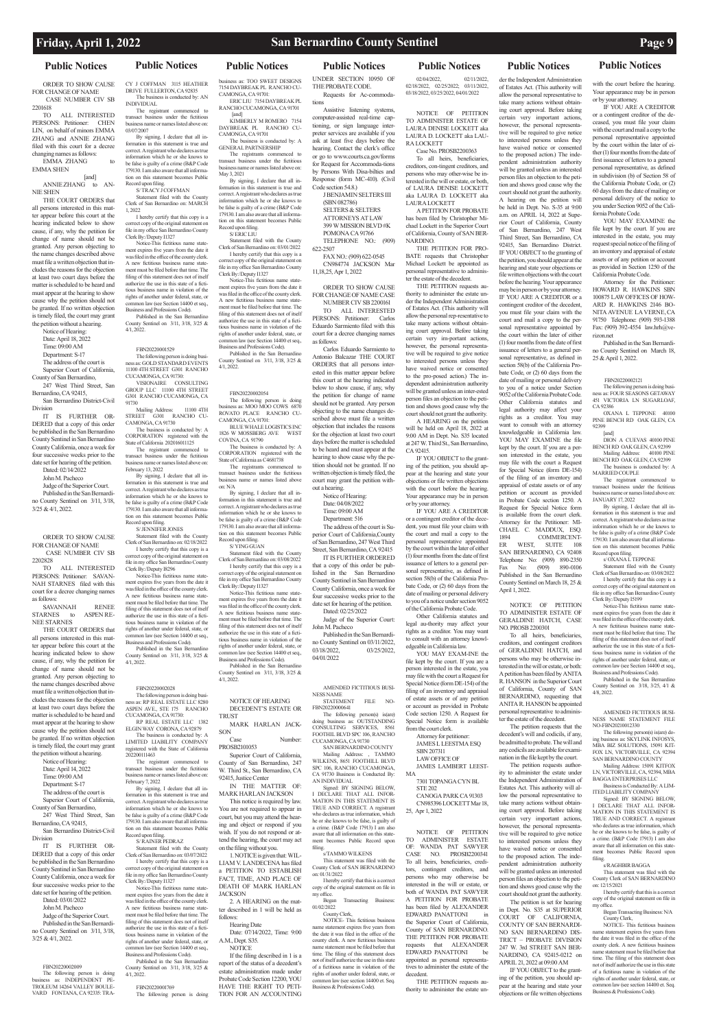## Public Notices

ORDER TO SHOW CAUSE FOR CHANGE OF NAME

CASE NUMBER CIV SB 2201618

TO ALL INTERESTED PERSONS: Petitioner: CHEN LIN, on behalf of minors EMMA ZHANG and ANNIE ZHANG filed with this court for a decree changing names as follows:

EMMA ZHANG to EMMA SHEN

[and]

ANNIE ZHANG to ANNIE SHEN

THE COURT ORDERS that all persons interested in this matter appear before this court at the hearing indicated below to show cause, if any, why the petition for change of name should not be granted. Any person objecting to the name changes described above must file a written objection that includes the reasons for the objection at least two court days before the matter is scheduled to be heard and must appear at the hearing to show cause why the petition should not be granted. If no written objection is timely filed, the court may grant the petition without a hearing.

Notice of Hearing:
Date: April 18, 2022
Time: 09:00 AM
Department: S-17

The address of the court is Superior Court of California, County of San Bernardino, 247 West Third Street, San Bernardino, CA 92415, San Bernardino District-Civil Division

IT IS FURTHER ORDERED that a copy of this order be published in the San Bernardino County Sentinel in San Bernardino County California, once a week for four successive weeks prior to the date set for hearing of the petition.

Dated: 02/14/2022
John M. Pacheco
Judge of the Superior Court.

Published in the San Bernardino County Sentinel on 3/11, 3/18, 3/25 & 4/1, 2022.

ORDER TO SHOW CAUSE FOR CHANGE OF NAME

CASE NUMBER CIV SB 2202828

TO ALL INTERESTED PERSONS: Petitioner: SAVANNAH STARNES filed with this court for a decree changing names as follows:

SAVANNAH RENEE STARNES to ASPEN RENEE STARNES

THE COURT ORDERS that all persons interested in this matter appear before this court at the hearing indicated below to show cause, if any, why the petition for change of name should not be granted. Any person objecting to the name changes described above must file a written objection that includes the reasons for the objection at least two court days before the matter is scheduled to be heard and must appear at the hearing to show cause why the petition should not be granted. If no written objection is timely filed, the court may grant the petition without a hearing.

Notice of Hearing:
Date: April 14, 2022
Time: 09:00 AM
Department: S-17

The address of the court is Superior Court of California, County of San Bernardino, 247 West Third Street, San Bernardino, CA 92415, San Bernardino District-Civil Division

IT IS FURTHER ORDERED that a copy of this order be published in the San Bernardino County Sentinel in San Bernardino County California, once a week for four successive weeks prior to the date set for hearing of the petition.

Dated: 03/01/2022
John M. Pacheco
Judge of the Superior Court.

Published in the San Bernardino County Sentinel on 3/11, 3/18, 3/25 & 4/1, 2022.

FBN20220002009

The following person is doing business as: INDEPENDENT PETROLEUM 14264 VALLEY BOULEVARD FONTANA, CA 92335: TRACY J COFFMAN 3115 HEATHER DRIVE FULLERTON, CA 92835

The business is conducted by: AN INDIVIDUAL

The registrant commenced to transact business under the fictitious business name or names listed above on: 03/07/2007

By signing, I declare that all information in this statement is true and correct. A registrant who declares as true information which he or she knows to be false is guilty of a crime (B&P Code 179130. I am also aware that all information on this statement becomes Public Record upon filing.

S/ TRACY J COFFMAN

Statement filed with the County Clerk of San Bernardino on: MARCH 1, 2022

I hereby certify that this copy is a correct copy of the original statement on file in my office San Bernardino County Clerk By:/Deputy I1327

Notice-This fictitious name statement expires five years from the date it was filed in the office of the county clerk. A new fictitious business name statement must be filed before that time. The filing of this statement does not of itself authorize the use in this state of a fictitious business name in violation of the rights of another under federal, state, or common law (see Section 14400 et seq., Business and Professions Code).

Published in the San Bernardino County Sentinel on 3/11, 3/18, 3/25 & 4/1, 2022.

FBN20220001529

The following person is doing business as: GOLD STANDARD EVENTS 11100 4TH STREET G301 RANCHO CUCAMONGA, CA 91730: VISIONAIRE CONSULTING GROUP LLC 11100 4TH STREET G301 RANCHO CUCAMONGA, CA 91730

Mailing Address: 11100 4TH STREET G301 RANCHO CUCAMONGA, CA 91730

The business is conducted by: A CORPORATION registered with the State of California: 202016011125

The registrant commenced to transact business under the fictitious business name or names listed above on: February 13, 2022

By signing, I declare that all information in this statement is true and correct. A registrant who declares as true information which he or she knows to be false is guilty of a crime (B&P Code 179130. I am also aware that all information on this statement becomes Public Record upon filing.

S/ JENNIFER JONES

Statement filed with the County Clerk of San Bernardino on: 02/18/2022

I hereby certify that this copy is a correct copy of the original statement on file in my office San Bernardino County Clerk By:/Deputy I8296

Notice-This fictitious name statement expires five years from the date it was filed in the office of the county clerk. A new fictitious business name statement must be filed before that time. The filing of this statement does not of itself authorize the use in this state of a fictitious business name in violation of the rights of another under federal, state, or common law (see Section 14400 et seq., Business and Professions Code).

Published in the San Bernardino County Sentinel on 3/11, 3/18, 3/25 & 4/1, 2022.

FBN20220002028

The following person is doing business as: RP REAL ESTATE LLC 8280 ASPEN AVE., STE 175 RANCHO CUCAMONGA, CA 91730: RP REAL ESTATE LLC 1382 ELGIN WAY CORONA, CA 92879

The business is conducted by: A LIMITED LIABILITY COMPANY registered with the State of California 202200111463

The registrant commenced to transact business under the fictitious business name or names listed above on: February 7, 2022

By signing, I declare that all information in this statement is true and correct. A registrant who declares as true information which he or she knows to be false is guilty of a crime (B&P Code 179130. I am also aware that all information on this statement becomes Public Record upon filing.

S/ RAINER PEDRAZ

Statement filed with the County Clerk of San Bernardino on: 03/07/2022

I hereby certify that this copy is a correct copy of the original statement on file in my office San Bernardino County Clerk By:/Deputy I1327

Notice-This fictitious name statement expires five years from the date it was filed in the office of the county clerk. A new fictitious business name statement must be filed before that time. The filing of this statement does not of itself authorize the use in this state of a fictitious business name in violation of the rights of another under federal, state, or common law (see Section 14400 et seq., Business and Professions Code).

Published in the San Bernardino County Sentinel on 3/11, 3/18, 3/25 & 4/1, 2022.

FBN20220001769

The following person is doing business as: TOO SWEET DESIGNS 7154 DAYBREAK PL RANCHO CUCAMONGA, CA 91701: ERIC LIU 7154 DAYBREAK PL RANCHO CUCAMONGA, CA 91701

[and]

KIMBERLY M ROMERO 7154 DAYBREAK PL RANCHO CUCAMONGA, CA 91701

The business is conducted by: A GENERAL PARTNERSHIP

The registrants commenced to transact business under the fictitious business name or names listed above on: May 3, 2021

By signing, I declare that all information in this statement is true and correct. A registrant who declares as true information which he or she knows to be false is guilty of a crime (B&P Code 179130. I am also aware that all information on this statement becomes Public Record upon filing.

S/ ERIC LIU

Statement filed with the County Clerk of San Bernardino on: 03/01/2022

I hereby certify that this copy is a correct copy of the original statement on file in my office San Bernardino County Clerk By:/Deputy I1327

Notice-This fictitious name statement expires five years from the date it was filed in the office of the county clerk. A new fictitious business name statement must be filed before that time. The filing of this statement does not of itself authorize the use in this state of a fictitious business name in violation of the rights of another under federal, state, or common law (see Section 14400 et seq., Business and Professions Code).

Published in the San Bernardino County Sentinel on 3/11, 3/18, 3/25 & 4/1, 2022.

FBN20220002054

The following person is doing business as: MOO MOO COWS 6870 ROVATO PLACE RANCHO CUCAMONGA, CA 91701: BLUE WHALE LOGISTICS INC 1826 W MOSSBERG AVE WEST COVINA, CA 91790

The business is conducted by: A CORPORATION registered with the State of California as C4687738

The registrants commenced to transact business under the fictitious business name or names listed above on: N/A

By signing, I declare that all information in this statement is true and correct. A registrant who declares as true information which he or she knows to be false is guilty of a crime (B&P Code 179130. I am also aware that all information on this statement becomes Public Record upon filing.

S/ YING GUAN

Statement filed with the County Clerk of San Bernardino on: 03/08/2022

I hereby certify that this copy is a correct copy of the original statement on file in my office San Bernardino County Clerk By:/Deputy I1327

Notice-This fictitious name statement expires five years from the date it was filed in the office of the county clerk. A new fictitious business name statement must be filed before that time. The filing of this statement does not of itself authorize the use in this state of a fictitious business name in violation of the rights of another under federal, state, or common law (see Section 14400 et seq., Business and Professions Code).

Published in the San Bernardino County Sentinel on 3/11, 3/18, 3/25 & 4/1, 2022.

NOTICE OF HEARING DECEDENT'S ESTATE OR TRUST

MARK HARLAN JACKSON

Case Number: PROSB2101053

Superior Court of California, County of San Bernardino, 247 W. Third St., San Bernardino, CA 92415, Justice Center

IN THE MATTER OF: MARK HARLAN JACKSON

This notice is required by law. You are not required to appear in court, but you may attend the hearing and object or respond if you wish. If you do not respond or attend the hearing, the court may act on the filing without you.

1. NOTICE is given that: WILLIAM V. LANDECENA has filed a PETITION TO ESTABLISH FACT, TIME, AND PLACE OF DEATH OF MARK HARLAN JACKSON

2. A HEARING on the matter described in 1 will be held as follows:

Hearing Date
Date: 07/14/2022, Time: 9:00 A.M., Dept. S35.

NOTICE

If the filing described in 1 is a report of the status of a decedent's estate administration made under Probate Code Section 12200, YOU HAVE THE RIGHT TO PETITION FOR AN ACCOUNTING UNDER SECTION 10950 OF THE PROBATE CODE.

Requests for Accommodations

Assistive listening systems, computer-assisted real-time captioning, or sign language interpreter services are available if you ask at least five days before the hearing. Contact the clerk's office or go to www.courts.ca.gov/forms for Request for Accommodations by Persons With Disabilities and Response (form MC-410). (Civil Code section 54.8.)

J BENJAMIN SELTERS III (SBN 082786)
SELTERS & SELTERS ATTORNEYS AT LAW
399 W MISSION BLVD #K POMONA CA 91766
TELEPHONE NO.: (909) 622-2507
FAX NO.: (909) 622-0545

CN984774 JACKSON Mar 11,18,25, Apr 1, 2022

ORDER TO SHOW CAUSE FOR CHANGE OF NAME CASE NUMBER CIV SB 2200161

TO ALL INTERESTED PERSONS: Petitioner: Carlos Eduardo Sarmiento filed with this court for a decree changing names as follows:

Carlos Eduardo Sarmiento to Antonio Balcazar THE COURT ORDERS that all persons interested in this matter appear before this court at the hearing indicated below to show cause, if any, why the petition for change of name should not be granted. Any person objecting to the name changes described above must file a written objection that includes the reasons for the objection at least two court days before the matter is scheduled to be heard and must appear at the hearing to show cause why the petition should not be granted. If no written objection is timely filed, the court may grant the petition without a hearing.

Notice of Hearing:
Date: 04/08/2022
Time: 09:00 AM
Department: 516

The address of the court is Superior Court of California,County of San Bernardino, 247 West Third Street, San Bernardino, CA 92415

IT IS FURTHER ORDERED that a copy of this order be published in the San Bernardino County Sentinel in San Bernardino County California, once a week for four successive weeks prior to the date set for hearing of the petition.

Dated: 02/25/2022
Judge of the Superior Court: John M. Pacheco

Published in the San Bernardino County Sentinel on 03/11/2022, 03/18/2022, 03/25/2022, 04/01/2022

AMENDED FICTITIOUS BUSINESS NAME

STATEMENT FILE NO-FBN20220000641

The following person(s) is(are) doing business as: OUTSTANDING CONSULTING SERVICES, 8561 FOOTHIL BLVD SPC 106, RANCHO CUCAMONGA, CA 91730

SAN BERNARDINO COUNTY

Mailing Address: , TAMMO WILKENS, 8651 FOOTHILL BLVD SPC 106, RANCHO CUCAMONGA, CA 91730 Business is Conducted By: AN INDIVIDUAL

Signed: BY SIGNING BELOW, I DECLARE THAT ALL INFORMATION IN THIS STATEMENT IS TRUE AND CORRECT. A registrant who declares as true information, which he or she knows to be false, is guilty of a crime. (B&P Code 17913) I am also aware that all information on this statement becomes Public Record upon filing.

s/TAMMO WILKENS

This statement was filed with the County Clerk of SAN BERNARDINO on: 01/31/2022

I hereby certify that this is a correct copy of the original statement on file in my office.

Began Transacting Business: 01/02/2022

County Clerk,

NOTICE- This fictitious business name statement expires five years from the date it was filed in the office of the county clerk. A new fictitious business name statement must be filed before that time. The filing of this statement does not of itself authorize the use in this state of a fictitious business name in violation of the rights of another under federal, state, or common law (see section 14400 et. Seq. Business & Professions Code).

02/04/2022, 02/11/2022, 02/18/2022, 02/25/2022; 03/11/2022, 03/18/2022, 03/25/2022, 04/01/2022

NOTICE OF PETITION TO ADMINISTER ESTATE OF LAURA DENISE LOCKETT aka LAURA D. LOCKETT aka LAURA LOCKETT

Case No. PROSB2200363

To all heirs, beneficiaries, creditors, con-tingent creditors, and persons who may other-wise be interested in the will or estate, or both, of LAURA DENISE LOCKETT aka LAURA D. LOCKETT aka LAURA LOCKETT

A PETITION FOR PROBATE has been filed by Christopher Michael Lockett in the Superior Court of California, County of SAN BERNARDINO.

THE PETITION FOR PROBATE requests that Christopher Michael Lockett be appointed as personal representative to administer the estate of the decedent.

THE PETITION requests authority to administer the estate under the Independent Administration of Estates Act. (This authority will allow the personal rep-resentative to take many actions without obtaining court approval. Before taking certain very im-portant actions, however, the personal representative will be required to give notice to interested persons unless they have waived notice or consented to the pro-posed action.) The independent administration authority will be granted unless an inter-ested person files an objection to the petition and shows good cause why the court should not grant the authority.

A HEARING on the petition will be held on April 18, 2022 at 9:00 AM in Dept. No. S35 located at 247 W. Third St., San Bernardino, CA 92415.

IF YOU OBJECT to the granting of the petition, you should appear at the hearing and state your objections or file written objections with the court before the hearing. Your appearance may be in person or by your attorney.

IF YOU ARE A CREDITOR or a contingent creditor of the decedent, you must file your claim with the court and mail a copy to the personal representative appointed by the court within the later of either (1) four months from the date of first issuance of letters to a general personal representative, as defined in section 58(b) of the California Probate Code, or (2) 60 days from the date of mailing or personal delivery to you of a notice under section 9052 of the California Probate Code.

Other California statutes and legal au-thority may affect your rights as a creditor. You may want to consult with an attorney knowledgeable in California law.

YOU MAY EXAM-INE the file kept by the court. If you are a person interested in the estate, you may file with the court a Request for Special Notice (form DE-154) of the filing of an inventory and appraisal of estate assets or of any petition or account as provided in Probate Code section 1250. A Request for Special Notice form is available from the court clerk.

Attorney for petitioner:
JAMES L LEESTMA ESQ
SBN 207311
LAW OFFICE OF JAMES LAMBERT LEESTMA
7301 TOPANGA CYN BL STE 202
CANOGA PARK CA 91303

CN985396 LOCKETT Mar 18, 25, Apr 1, 2022

NOTICE OF PETITION TO ADMINISTER ESTATE OF: WANDA PAT SAWYER CASE NO. PROSB2200341

To all heirs, beneficiaries, creditors, contingent creditors, and persons who may otherwise be interested in the will or estate, or both of WANDA PAT SAWYER

A PETITION FOR PROBATE has been filed by ALEXANDER EDWARD PANATTONI in the Superior Court of California, County of SAN BERNARDINO.

THE PETITION FOR PROBATE requests that ALEXANDER EDWARD PANATTONI be appointed as personal representatives to administer the estate of the decedent.

THE PETITION requests authority to administer the estate under the Independent Administration of Estates Act. (This authority will allow the personal representative to take many actions without obtaining court approval. Before taking certain very important actions, however, the personal representative will be required to give notice to interested persons unless they have waived notice or consented to the proposed action.) The independent administration authority will be granted unless an interested person files an objection to the petition and shows good cause why the court should not grant the authority.

A hearing on the petition will be held in Dept. No. S-35 at 9:00 a.m. on APRIL 14, 2022 at Superior Court of California, County of San Bernardino, 247 West Third Street, San Bernardino, CA 92415, San Bernardino District.

IF YOU OBJECT to the granting of the petition, you should appear at the hearing and state your objections or file written objections with the court before the hearing. Your appearance may be in person or by your attorney.

IF YOU ARE A CREDITOR or a contingent creditor of the decedent, you must file your claim with the court and mail a copy to the personal representative appointed by the court within the later of either (1) four months from the date of first issuance of letters to a general personal representative, as defined in section 58(b) of the California Probate Code, or (2) 60 days from the date of mailing or personal delivery to you of a notice under section 9052 of the California Probate Code.

Other California statutes and legal authority may affect your rights as a creditor. You may want to consult with an attorney knowledgeable in California law.

YOU MAY EXAMINE the file kept by the court. If you are a person interested in the estate, you may file with the court a Request for Special Notice (form DE-154) of the filing of an inventory and appraisal of estate assets or of any petition or account as provided in Probate Code section 1250. A Request for Special Notice form is available from the court clerk.

Attorney for the Petitioner: MICHAEL C. MADDUX, ESQ. 1894 COMMERCENTER WEST, SUITE 108 SAN BERNARDINO, CA 92408

Telephone No: (909) 890-2350
Fax No: (909) 890-0106

Published in the San Bernardino County Sentinel on March 18, 25 & April 1, 2022.

NOTICE OF PETITION TO ADMINISTER ESTATE OF GERALDINE HATCH, CASE NO. PROSB 2200301

To all heirs, beneficiaries, creditors, and contingent creditors of GERALDINE HATCH, and persons who may be otherwise interested in the will or estate, or both: A petition has been filed by ANITA R. HANSON in the Superior Court of California, County of SAN BERNARDINO, requesting that ANITA R. HANSON be appointed personal representative to administer the estate of the decedent.

The petition requests that the decedent's will and codicils, if any, be admitted to probate. The will and any codicils are available for examination in the file kept by the court.

The petition requests authority to administer the estate under the Independent Administration of Estates Act. This authority will allow the personal representative to take many actions without obtaining court approval. Before taking certain very important actions, however, the personal representative will be required to give notice to interested persons unless they have waived notice or consented to the proposed action. The independent administration authority will be granted unless an interested person files an objection to the petition and shows good cause why the court should not grant the authority.

The petition is set for hearing in Dept. No. S35 at SUPERIOR COURT OF CALIFORNIA, COUNTY OF SAN BERNARDINO SAN BERNARDINO DISTRICT – PROBATE DIVISION 247 W. 3rd STREET SAN BERNARDINO, CA 92415-0212 on APRIL 21, 2022 at 09:00 AM

IF YOU OBJECT to the granting of the petition, you should appear at the hearing and state your objections or file written objections with the court before the hearing. Your appearance may be in person or by your attorney.

IF YOU ARE A CREDITOR or a contingent creditor of the deceased, you must file your claim with the court and mail a copy to the personal representative appointed by the court within the later of either (1) four months from the date of first issuance of letters to a general personal representative, as defined in subdivision (b) of Section 58 of the California Probate Code, or (2) 60 days from the date of mailing or personal delivery of the notice to you under Section 9052 of the California Probate Code.

YOU MAY EXAMINE the file kept by the court. If you are interested in the estate, you may request special notice of the filing of an inventory and appraisal of estate assets or of any petition or account as provided in Section 1250 of the California Probate Code.

Attorney for the Petitioner: HOWARD R. HAWKINS SBN 100875 LAW OFFICES OF HOWARD R. HAWKINS 2146 BONITA AVENUE LA VERNE, CA 91750 Telephone: (909) 593-1388 Fax: (909) 392-4554 law.hrh@verizon.net

Published in the San Bernardino County Sentinel on March 18, 25 & April 1, 2022.

FBN20220002121

The following person is doing business as: FOUR SEASONS GETAWAY 451 VICTORIA LN SUGARLOAF, CA 92386: OXANA L TEPPONE 40100 PINE BENCH RD OAK GLEN, CA 92399

[and]

DION A CUEVAS 40100 PINE BENCH RD OAK GLEN, CA 92399

Mailing Address: 40100 PINE BENCH RD OAK GLEN, CA 92399

The business is conducted by: A MARRIED COUPLE

The registrant commenced to transact business under the fictitious business name or names listed above on: JANUARY 17, 2022

By signing, I declare that all information in this statement is true and correct. A registrant who declares as true information which he or she knows to be false is guilty of a crime (B&P Code 179130. I am also aware that all information on this statement becomes Public Record upon filing.

s/ OXANA L TEPPONE

Statement filed with the County Clerk of San Bernardino on: 03/08/2022

I hereby certify that this copy is a correct copy of the original statement on file in my office San Bernardino County Clerk By:/Deputy I5199

Notice-This fictitious name statement expires five years from the date it was filed in the office of the county clerk. A new fictitious business name statement must be filed before that time. The filing of this statement does not of itself authorize the use in this state of a fictitious business name in violation of the rights of another under federal, state, or common law (see Section 14400 et seq., Business and Professions Code).

Published in the San Bernardino County Sentinel on 3/18, 3/25, 4/1 & 4/8, 2022.

AMENDED FICTITIOUS BUSINESS NAME STATEMENT FILE NO-FBN20210012330

The following person(s) is(are) doing business as: SKYLINK INFOSYS, MBA BIZ SOLUTIONS, 15091 KITFOX LN, VICTORVILLE, CA 92394 SAN BERNARDINO COUNTY

Mailing Address: 15091 KITFOX LN, VICTORVILLE, CA, 92394, MBA BAGGA ENTERPRISES LLC

Business is Conducted By: A LIMITED LIABILITY COMPANY

Signed: BY SIGNING BELOW, I DECLARE THAT ALL INFORMATION IN THIS STATEMENT IS TRUE AND CORRECT. A registrant who declares as true information, which he or she knows to be false, is guilty of a crime. (B&P Code 17913) I am also aware that all information on this statement becomes Public Record upon filing.

s/RAGHBIR BAGGA

This statement was filed with the County Clerk of SAN BERNARDINO on: 12/15/2021

I hereby certify that this is a correct copy of the original statement on file in my office.

Began Transacting Business: N/A

County Clerk,

NOTICE- This fictitious business name statement expires five years from the date it was filed in the office of the county clerk. A new fictitious business name statement must be filed before that time. The filing of this statement does not of itself authorize the use in this state of a fictitious business name in violation of the rights of another under federal, state, or common law (see section 14400 et. Seq. Business & Professions Code).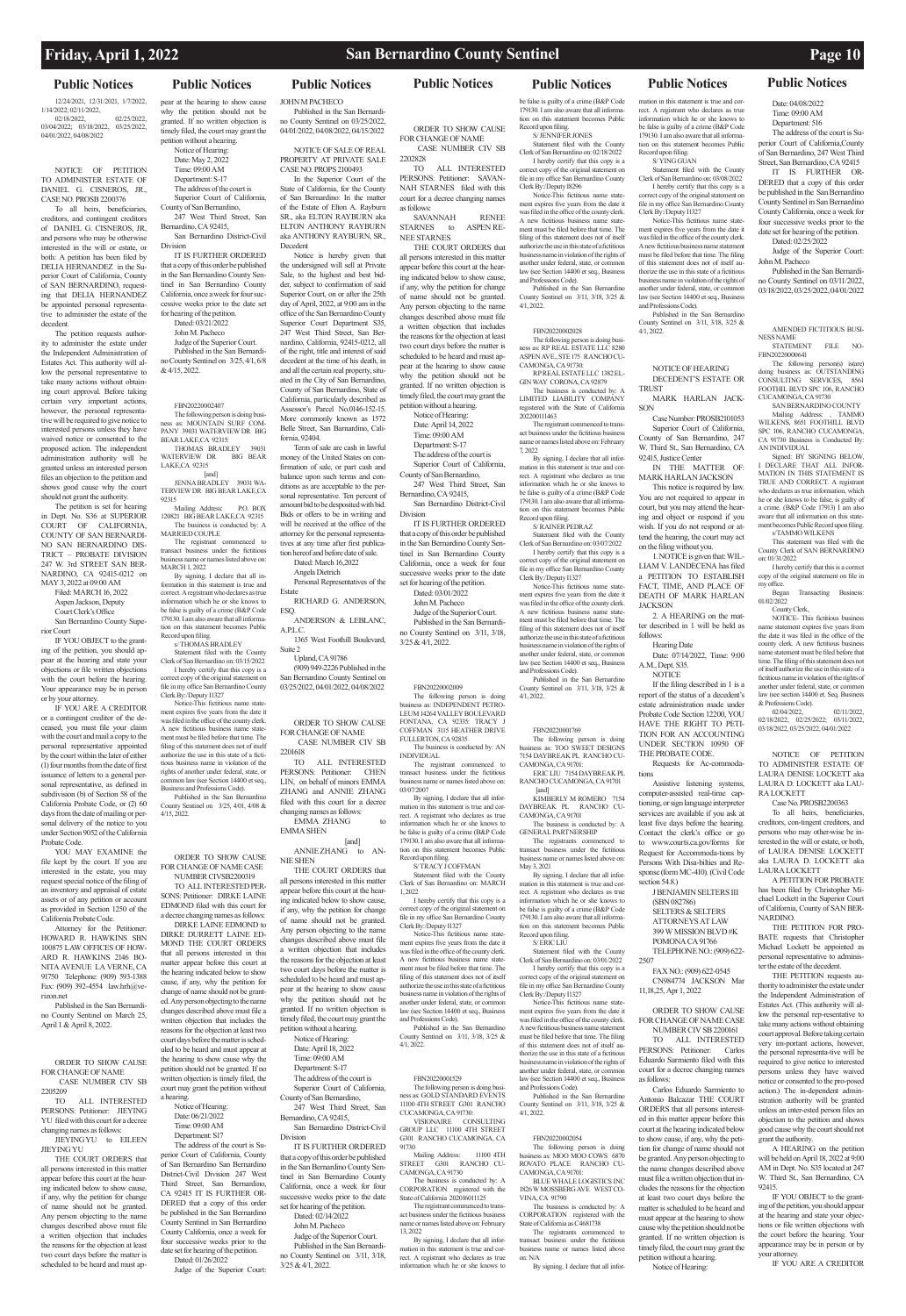12/24/2021, 12/31/2021, 1/7/2022, 1/14/2022; 02/11/2022, 02/18/2022, 02/25/2022, 03/04/2022; 03/18/2022, 03/25/2022, 04/01/2022, 04/08/2022

NOTICE OF PETITION TO ADMINISTER ESTATE OF DANIEL G. CISNEROS, JR., CASE NO. PROSB 2200376

To all heirs, beneficiaries, creditors, and contingent creditors of DANIEL G. CISNEROS, JR., and persons who may be otherwise interested in the will or estate, or both: A petition has been filed by DELIA HERNANDEZ in the Superior Court of California, County of SAN BERNARDINO, requesting that DELIA HERNANDEZ be appointed personal representative to administer the estate of the decedent.

The petition requests authority to administer the estate under the Independent Administration of Estates Act. This authority will allow the personal representative to take many actions without obtaining court approval. Before taking certain very important actions, however, the personal representative will be required to give notice to interested persons unless they have waived notice or consented to the proposed action. The independent administration authority will be granted unless an interested person files an objection to the petition and shows good cause why the court should not grant the authority.

The petition is set for hearing in Dept. No. S36 at SUPERIOR COURT OF CALIFORNIA, COUNTY OF SAN BERNARDINO SAN BERNARDINO DISTRICT – PROBATE DIVISION 247 W. 3rd STREET SAN BERNARDINO, CA 92415-0212 on MAY 3, 2022 at 09:00 AM

Filed: MARCH 16, 2022

Aspen Jackson, Deputy

Court Clerk's Office

San Bernardino County Superior Court

IF YOU OBJECT to the granting of the petition, you should appear at the hearing and state your objections or file written objections with the court before the hearing. Your appearance may be in person or by your attorney.

IF YOU ARE A CREDITOR or a contingent creditor of the deceased, you must file your claim with the court and mail a copy to the personal representative appointed by the court within the later of either (1) four months from the date of first issuance of letters to a general personal representative, as defined in subdivision (b) of Section 58 of the California Probate Code, or (2) 60 days from the date of mailing or personal delivery of the notice to you under Section 9052 of the California Probate Code.

YOU MAY EXAMINE the file kept by the court. If you are interested in the estate, you may request special notice of the filing of an inventory and appraisal of estate assets or of any petition or account as provided in Section 1250 of the California Probate Code.

Attorney for the Petitioner: HOWARD R. HAWKINS SBN 100875 LAW OFFICES OF HOWARD R. HAWKINS 2146 BONITA AVENUE LA VERNE, CA 91750 Telephone: (909) 593-1388 Fax: (909) 392-4554 law.hrh@verizon.net

Published in the San Bernardino County Sentinel on March 25, April 1 & April 8, 2022.

ORDER TO SHOW CAUSE FOR CHANGE OF NAME

CASE NUMBER CIV SB 2205209

TO ALL INTERESTED PERSONS: Petitioner: JIEYING YU filed with this court for a decree changing names as follows:

JIEYING YU to EILEEN JIEYING YU

THE COURT ORDERS that all persons interested in this matter appear before this court at the hearing indicated below to show cause, if any, why the petition for change of name should not be granted. Any person objecting to the name changes described above must file a written objection that includes the reasons for the objection at least two court days before the matter is scheduled to be heard and must appear at the hearing to show cause why the petition should not be granted. If no written objection is timely filed, the court may grant the petition without a hearing.

Notice of Hearing:

Date: May 2, 2022

Time: 09:00 AM

Department: S-17

The address of the court is Superior Court of California, County of San Bernardino,

247 West Third Street, San Bernardino, CA 92415,

San Bernardino District-Civil Division

IT IS FURTHER ORDERED that a copy of this order be published in the San Bernardino County Sentinel in San Bernardino County California, once a week for four successive weeks prior to the date set for hearing of the petition.

Dated: 03/21/2022

John M. Pacheco

Judge of the Superior Court.

Published in the San Bernardino County Sentinel on 3/25, 4/1, 6/8 & 4/15, 2022.

FBN20220002407

The following person is doing business as: MOUNTAIN SURF COMPANY 39031 WATERVIEW DR BIG BEAR LAKE, CA 92315:

THOMAS BRADLEY 39031 WATERVIEW DR BIG BEAR LAKE, CA 92315

[and]

JENNA BRADLEY 39031 WATERVIEW DR BIG BEAR LAKE, CA 92315

Mailing Address: P.O. BOX 120821 BIG BEAR LAKE, CA 92315

The business is conducted by: A MARRIED COUPLE

The registrant commenced to transact business under the fictitious business name or names listed above on: MARCH 1, 2022

By signing, I declare that all information in this statement is true and correct. A registrant who declares as true information which he or she knows to be false is guilty of a crime (B&P Code 179130. I am also aware that all information on this statement becomes Public Record upon filing.

s/ THOMAS BRADLEY

Statement filed with the County Clerk of San Bernardino on: 03/15/2022

I hereby certify that this copy is a correct copy of the original statement on file in my office San Bernardino County Clerk By:/Deputy I1327

Notice-This fictitious name statement expires five years from the date it was filed in the office of the county clerk. A new fictitious business name statement must be filed before that time. The filing of this statement does not of itself authorize the use in this state of a fictitious business name in violation of the rights of another under federal, state, or common law (see Section 14400 et seq., Business and Professions Code).

Published in the San Bernardino County Sentinel on 3/25, 4/01, 4/08 & 4/15, 2022.

ORDER TO SHOW CAUSE FOR CHANGE OF NAME CASE NUMBER CIVSB2200319

TO ALL INTERESTED PERSONS: Petitioner: DIRKE LAINE EDMOND filed with this court for a decree changing names as follows:

DIRKE LAINE EDMOND to DIRKE DURRETT LAINE EDMOND THE COURT ORDERS that all persons interested in this matter appear before this court at the hearing indicated below to show cause, if any, why the petition for change of name should not be granted. Any person objecting to the name changes described above must file a written objection that includes the reasons for the objection at least two court days before the matter is scheduled to be heard and must appear at the hearing to show cause why the petition should not be granted. If no written objection is timely filed, the court may grant the petition without a hearing.

Notice of Hearing:

Date: 06/21/2022

Time: 09:00 AM

Department: S17

The address of the court is Superior Court of California, County of San Bernardino San Bernardino District-Civil Division 247 West Third Street, San Bernardino, CA 92415 IT IS FURTHER ORDERED that a copy of this order be published in the San Bernardino County Sentinel in San Bernardino County California, once a week for four successive weeks prior to the date set for hearing of the petition.

Dated: 01/26/2022

Judge of the Superior Court: JOHN M PACHECO

Published in the San Bernardino County Sentinel on 03/25/2022, 04/01/2022, 04/08/2022, 04/15/2022

NOTICE OF SALE OF REAL PROPERTY AT PRIVATE SALE CASE NO. PROPS 2100493

In the Superior Court of the State of California, for the County of San Bernardino: In the matter of the Estate of Elton A. Rayburn SR., aka ELTON RAYBURN aka ELTON ANTHONY RAYBURN aka ANTHONY RAYBURN, SR., Decedent

Notice is hereby given that the undersigned will sell at Private Sale, to the highest and best bidder, subject to confirmation of said Superior Court, on or after the 25th day of April, 2022, at 9:00 am in the office of the San Bernardino County Superior Court Department S35, 247 West Third Street, San Bernardino, California, 92415-0212, all of the right, title and interest of said decedent at the time of his death, in and all the certain real property, situated in the City of San Bernardino, County of San Bernardino, State of California, particularly described as Assessor's Parcel No.0146-152-15. More commonly known as 1572 Belle Street, San Bernardino, California, 92404.

Term of sale are cash in lawful money of the United States on confirmation of sale, or part cash and balance upon such terms and conditions as are acceptable to the personal representative. Ten percent of amount bid to be deposited with bid. Bids or offers to be in writing and will be received at the office of the attorney for the personal representatives at any time after first publication hereof and before date of sale.

Dated: March 16, 2022

Angela Dietrich

Personal Representatives of the Estate

RICHARD G. ANDERSON, ESQ.

ANDERSON & LEBLANC, A.P.L.C.

1365 West Foothill Boulevard, Suite 2

Upland, CA 91786

(909) 949-2226 Published in the San Bernardino County Sentinel on 03/25/2022, 04/01/2022, 04/08/2022

ORDER TO SHOW CAUSE FOR CHANGE OF NAME

CASE NUMBER CIV SB 2201618

TO ALL INTERESTED PERSONS: Petitioner: CHEN LIN, on behalf of minors EMMA ZHANG and ANNIE ZHANG filed with this court for a decree changing names as follows:

EMMA ZHANG to EMMA SHEN

[and]

ANNIE ZHANG to ANNIE SHEN

THE COURT ORDERS that all persons interested in this matter appear before this court at the hearing indicated below to show cause, if any, why the petition for change of name should not be granted. Any person objecting to the name changes described above must file a written objection that includes the reasons for the objection at least two court days before the matter is scheduled to be heard and must appear at the hearing to show cause why the petition should not be granted. If no written objection is timely filed, the court may grant the petition without a hearing.

Notice of Hearing:

Date: April 18, 2022

Time: 09:00 AM

Department: S-17

The address of the court is Superior Court of California, County of San Bernardino,

247 West Third Street, San Bernardino, CA 92415,

San Bernardino District-Civil Division

IT IS FURTHER ORDERED that a copy of this order be published in the San Bernardino County Sentinel in San Bernardino County California, once a week for four successive weeks prior to the date set for hearing of the petition.

Dated: 02/14/2022

John M. Pacheco

Judge of the Superior Court.

Published in the San Bernardino County Sentinel on 3/11, 3/18, 3/25 & 4/1, 2022.

ORDER TO SHOW CAUSE FOR CHANGE OF NAME

CASE NUMBER CIV SB 2202828

TO ALL INTERESTED PERSONS: Petitioner: SAVANNAH STARNES filed with this court for a decree changing names as follows:

SAVANNAH RENEE STARNES to ASPEN RENEE STARNES

THE COURT ORDERS that all persons interested in this matter appear before this court at the hearing indicated below to show cause, if any, why the petition for change of name should not be granted. Any person objecting to the name changes described above must file a written objection that includes the reasons for the objection at least two court days before the matter is scheduled to be heard and must appear at the hearing to show cause why the petition should not be granted. If no written objection is timely filed, the court may grant the petition without a hearing.

Notice of Hearing:

Date: April 14, 2022

Time: 09:00 AM

Department: S-17

The address of the court is Superior Court of California, County of San Bernardino,

247 West Third Street, San Bernardino, CA 92415,

San Bernardino District-Civil Division

IT IS FURTHER ORDERED that a copy of this order be published in the San Bernardino County Sentinel in San Bernardino County California, once a week for four successive weeks prior to the date set for hearing of the petition.

Dated: 03/01/2022

John M. Pacheco

Judge of the Superior Court.

Published in the San Bernardino County Sentinel on 3/11, 3/18, 3/25 & 4/1, 2022.

FBN20220002009

The following person is doing business as: INDEPENDENT PETROLEUM 14264 VALLEY BOULEVARD FONTANA, CA 92335: TRACY J COFFMAN 3115 HEATHER DRIVE FULLERTON, CA 92835

The business is conducted by: AN INDIVIDUAL

The registrant commenced to transact business under the fictitious business name or names listed above on: 03/07/2007

By signing, I declare that all information in this statement is true and correct. A registrant who declares as true information which he or she knows to be false is guilty of a crime (B&P Code 179130. I am also aware that all information on this statement becomes Public Record upon filing.

S/ TRACY J COFFMAN

Statement filed with the County Clerk of San Bernardino on: MARCH 1, 2022

I hereby certify that this copy is a correct copy of the original statement on file in my office San Bernardino County Clerk By:/Deputy I1327

Notice-This fictitious name statement expires five years from the date it was filed in the office of the county clerk. A new fictitious business name statement must be filed before that time. The filing of this statement does not of itself authorize the use in this state of a fictitious business name in violation of the rights of another under federal, state, or common law (see Section 14400 et seq., Business and Professions Code).

Published in the San Bernardino County Sentinel on 3/11, 3/18, 3/25 & 4/1, 2022.

FBN20220001529

The following person is doing business as: GOLD STANDARD EVENTS 11100 4TH STREET G301 RANCHO CUCAMONGA, CA 91730:

VISIONAIRE CONSULTING GROUP LLC 11100 4TH STREET G301 RANCHO CUCAMONGA, CA 91730

Mailing Address: 11100 4TH STREET G301 RANCHO CUCAMONGA, CA 91730

The business is conducted by: A CORPORATION registered with the State of California 202016011125

The registrant commenced to transact business under the fictitious business name or names listed above on: February 13, 2022

By signing, I declare that all information in this statement is true and correct. A registrant who declares as true information which he or she knows to be false is guilty of a crime (B&P Code 179130. I am also aware that all information on this statement becomes Public Record upon filing.

S/ JENNIFER JONES

Statement filed with the County Clerk of San Bernardino on: 02/18/2022

I hereby certify that this copy is a correct copy of the original statement on file in my office San Bernardino County Clerk By:/Deputy B2596

Notice-This fictitious name statement expires five years from the date it was filed in the office of the county clerk. A new fictitious business name statement must be filed before that time. The filing of this statement does not of itself authorize the use in this state of a fictitious business name in violation of the rights of another under federal, state, or common law (see Section 14400 et seq., Business and Professions Code).

Published in the San Bernardino County Sentinel on 3/11, 3/18, 3/25 & 4/1, 2022.

FBN20220002028

The following person is doing business as: RP REAL ESTATE LLC 8280 ASPEN AVE., STE 175 RANCHO CUCAMONGA, CA 91730:

RP REAL ESTATE LLC 1382 ELGIN WAY CORONA, CA 92879

The business is conducted by: A LIMITED LIABILITY COMPANY registered with the State of California 202200111463

The registrant commenced to transact business under the fictitious business name or names listed above on: February 7, 2022

By signing, I declare that all information in this statement is true and correct. A registrant who declares as true information which he or she knows to be false is guilty of a crime (B&P Code 179130. I am also aware that all information on this statement becomes Public Record upon filing.

S/ RAINER PEDRAZ

Statement filed with the County Clerk of San Bernardino on: 03/07/2022

I hereby certify that this copy is a correct copy of the original statement on file in my office San Bernardino County Clerk By:/Deputy I1327

Notice-This fictitious name statement expires five years from the date it was filed in the office of the county clerk. A new fictitious business name statement must be filed before that time. The filing of this statement does not of itself authorize the use in this state of a fictitious business name in violation of the rights of another under federal, state, or common law (see Section 14400 et seq., Business and Professions Code).

Published in the San Bernardino County Sentinel on 3/11, 3/18, 3/25 & 4/1, 2022.

FBN20220001769

The following person is doing business as: TOO SWEET DESIGNS 7154 DAYBREAK PL RANCHO CUCAMONGA, CA 91701:

ERIC LIU 7154 DAYBREAK PL RANCHO CUCAMONGA, CA 91701

[and]

KIMBERLY M ROMERO 7154 DAYBREAK PL RANCHO CUCAMONGA, CA 91701

The business is conducted by: A GENERAL PARTNERSHIP

The registrants commenced to transact business under the fictitious business name or names listed above on: May 3, 2021

By signing, I declare that all information in this statement is true and correct. A registrant who declares as true information which he or she knows to be false is guilty of a crime (B&P Code 179130. I am also aware that all information on this statement becomes Public Record upon filing.

S/ ERIC LIU

Statement filed with the County Clerk of San Bernardino on: 03/01/2022

I hereby certify that this copy is a correct copy of the original statement on file in my office San Bernardino County Clerk By:/Deputy I1327

Notice-This fictitious name statement expires five years from the date it was filed in the office of the county clerk. A new fictitious business name statement must be filed before that time. The filing of this statement does not of itself authorize the use in this state of a fictitious business name in violation of the rights of another under federal, state, or common law (see Section 14400 et seq., Business and Professions Code).

Published in the San Bernardino County Sentinel on 3/11, 3/18, 3/25 & 4/1, 2022.

FBN20220002054

The following person is doing business as: MOO MOO COWS 6870 ROVATO PLACE RANCHO CUCAMONGA, CA 91701:

BLUE WHALE LOGISTICS INC 1826 W MORRISON AVE WEST COVINA, CA 91790

The business is conducted by: A CORPORATION registered with the State of California as C4681738

The registrants commenced to transact business under the fictitious business name or names listed above on: N/A

By signing, I declare that all information in this statement is true and correct. A registrant who declares as true information which he or she knows to be false is guilty of a crime (B&P Code 179130. I am also aware that all information on this statement becomes Public Record upon filing.

S/ YING GUAN

Statement filed with the County Clerk of San Bernardino on: 03/08/2022

I hereby certify that this copy is a correct copy of the original statement on file in my office San Bernardino County Clerk By:/Deputy I1327

Notice-This fictitious name statement expires five years from the date it was filed in the office of the county clerk. A new fictitious business name statement must be filed before that time. The filing of this statement does not of itself authorize the use in this state of a fictitious business name in violation of the rights of another under federal, state, or common law (see Section 14400 et seq., Business and Professions Code).

Published in the San Bernardino County Sentinel on 3/11, 3/18, 3/25 & 4/1, 2022.

NOTICE OF HEARING DECEDENT'S ESTATE OR TRUST

MARK HARLAN JACKSON

Case Number: PROSB2101053

Superior Court of California, County of San Bernardino, 247 W. Third St., San Bernardino, CA 92415, Justice Center

IN THE MATTER OF: MARK HARLAN JACKSON

This notice is required by law. You are not required to appear in court, but you may attend the hearing and object or respond if you wish. If you do not respond or attend the hearing, the court may act on the filing without you.

1. NOTICE is given that: WILLIAM V. LANDECENA has filed a PETITION TO ESTABLISH FACT, TIME, AND PLACE OF DEATH OF MARK HARLAN JACKSON

2. A HEARING on the matter described in 1 will be held as follows:

Hearing Date

Date: 07/14/2022, Time: 9:00 A.M., Dept. S35.

NOTICE

If the filing described in 1 is a report of the status of a decedent's estate administration made under Probate Code Section 12200, YOU HAVE THE RIGHT TO PETITION FOR AN ACCOUNTING UNDER SECTION 10950 OF THE PROBATE CODE.

Requests for Ac-commodations

Assistive listening systems, computer-assisted real-time captioning, or sign language interpreter services are available if you ask at least five days before the hearing. Contact the clerk's office or go to www.courts.ca.gov/forms for Request for Accommoda-tions by Persons With Disa-bilities and Response (form MC-410). (Civil Code section 54.8.)

J BENJAMIN SELTERS III (SBN 082786)

SELTERS & SELTERS ATTORNEYS AT LAW

399 W MISSION BLVD #K POMONA CA 91766

TELEPHONE NO.: (909) 622-2507

FAX NO.: (909) 622-0545

CN984774 JACKSON Mar 11,18,25, Apr 1, 2022

ORDER TO SHOW CAUSE FOR CHANGE OF NAME CASE NUMBER CIV SB 2200161

TO ALL INTERESTED PERSONS: Petitioner: Carlos Eduardo Sarmiento filed with this court for a decree changing names as follows:

Carlos Eduardo Sarmiento to Antonio Balcazar THE COURT ORDERS that all persons interested in this matter appear before this court at the hearing indicated below to show cause, if any, why the petition for change of name should not be granted. Any person objecting to the name changes described above must file a written objection that includes the reasons for the objection at least two court days before the matter is scheduled to be heard and must appear at the hearing to show cause why the petition should not be granted. If no written objection is timely filed, the court may grant the petition without a hearing.

Notice of Hearing:

Date: 04/08/2022

Time: 09:00 AM

Department: 516

The address of the court is Superior Court of California,County of San Bernardino, 247 West Third Street, San Bernardino, CA 92415

IT IS FURTHER ORDERED that a copy of this order be published in the San Bernardino County Sentinel in San Bernardino County California, once a week for four successive weeks prior to the date set for hearing of the petition.

Dated: 02/25/2022

Judge of the Superior Court: John M. Pacheco

Published in the San Bernardino County Sentinel on 03/11/2022, 03/18/2022, 03/25/2022, 04/01/2022

AMENDED FICTITIOUS BUSINESS NAME STATEMENT FILE NO-FBN20220000641

The following person(s) is(are) doing business as: OUTSTANDING CONSULTING SERVICES, 8561 FOOTHIL BLVD SPC 106, RANCHO CUCAMONGA, CA 91730

SAN BERNARDINO COUNTY

Mailing Address: , TAMMO WILKENS, 8651 FOOTHILL BLVD SPC 106, RANCHO CUCAMONGA, CA 91730 Business is Conducted By: AN INDIVIDUAL

Signed: BY SIGNING BELOW, I DECLARE THAT ALL INFORMATION IN THIS STATEMENT IS TRUE AND CORRECT. A registrant who declares as true information, which he or she knows to be false, is guilty of a crime. (B&P Code 17913) I am also aware that all information on this statement becomes Public Record upon filing.

s/TAMMO WILKENS

This statement was filed with the County Clerk of SAN BERNARDINO on: 01/31/2022

I hereby certify that this is a correct copy of the original statement on file in my office.

Began Transacting Business: 01/02/2022

County Clerk,

NOTICE- This fictitious business name statement expires five years from the date it was filed in the office of the county clerk. A new fictitious business name statement must be filed before that time. The filing of this statement does not of itself authorize the use in this state of a fictitious business name in violation of the rights of another under federal, state, or common law (see Section 14400 et. Seq. Business & Professions Code).

02/04/2022, 02/11/2022, 02/18/2022, 02/25/2022; 03/11/2022, 03/18/2022, 03/25/2022, 04/01/2022

NOTICE OF PETITION TO ADMINISTER ESTATE OF LAURA DENISE LOCKETT aka LAURA D. LOCKETT aka LAURA LOCKETT

Case No. PROSB2200363

To all heirs, beneficiaries, creditors, con-tingent creditors, and persons who may other-wise be interested in the will or estate, or both, of LAURA DENISE LOCKETT aka LAURA D. LOCKETT aka LAURA LOCKETT

A PETITION FOR PROBATE has been filed by Christopher Michael Lockett in the Superior Court of California, County of SAN BERNARDINO.

THE PETITION FOR PROBATE requests that Christopher Michael Lockett be appointed as personal representative to administer the estate of the decedent.

THE PETITION requests authority to administer the estate under the Independent Administration of Estates Act. (This authority will allow the personal rep-resentative to take many actions without obtaining court approval. Before taking certain very im-portant actions, however, the personal representa-tive will be required to give notice to interested persons unless they have waived notice or consented to the pro-posed action.) The in-dependent administration authority will be granted unless an inter-ested person files an objection to the petition and shows good cause why the court should not grant the authority.

A HEARING on the petition will be held on April 18, 2022 at 9:00 AM in Dept. No. S35 located at 247 W. Third St., San Bernardino, CA 92415.

IF YOU OBJECT to the granting of the petition, you should appear at the hearing and state your objections or file written objections with the court before the hearing. Your appearance may be in person or by your attorney.

IF YOU ARE A CREDITOR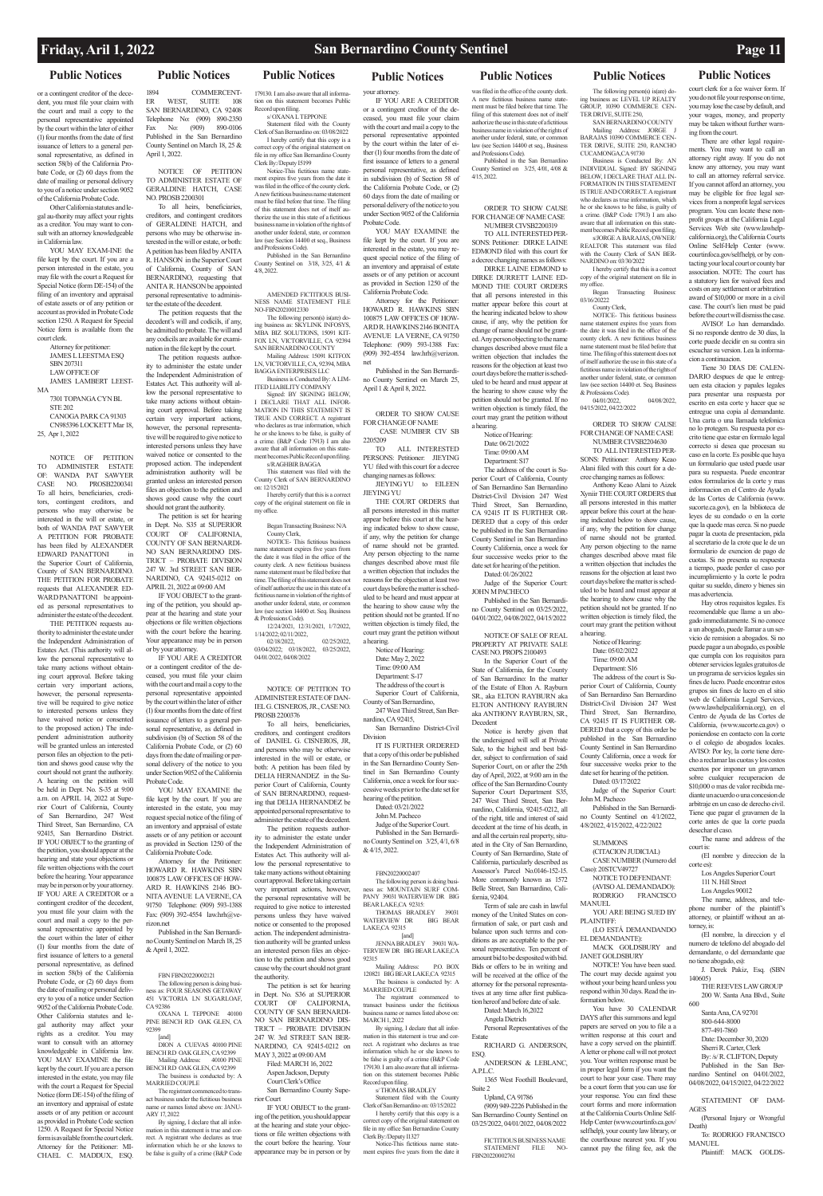or a contingent creditor of the decedent, you must file your claim with the court and mail a copy to the personal representative appointed by the court within the later of either (1) four months from the date of first issuance of letters to a general personal representative, as defined in section 58(b) of the California Probate Code, or (2) 60 days from the date of mailing or personal delivery to you of a notice under section 9052 of the California Probate Code.

Other California statutes and legal authority may affect your rights as a creditor. You may want to consult with an attorney knowledgeable in California law.

YOU MAY EXAM-INE the file kept by the court. If you are a person interested in the estate, you may file with the court a Request for Special Notice (form DE-154) of the filing of an inventory and appraisal of estate assets or of any petition or account as provided in Probate Code section 1250. A Request for Special Notice form is available from the court clerk.

Attorney for petitioner:
JAMES L LEESTMA ESQ
SBN 207311
LAW OFFICE OF
JAMES LAMBERT LEESTMA
7301 TOPANGA CYN BL
STE 202
CANOGA PARK CA 91303
CN985396 LOCKETT Mar 18, 25, Apr 1, 2022

NOTICE OF PETITION TO ADMINISTER ESTATE OF: WANDA PAT SAWYER CASE NO. PROSB2200341

To all heirs, beneficiaries, creditors, contingent creditors, and persons who may otherwise be interested in the will or estate, or both of WANDA PAT SAWYER

A PETITION FOR PROBATE has been filed by ALEXANDER EDWARD PANATTONI in the Superior Court of California, County of SAN BERNARDINO.

THE PETITION FOR PROBATE requests that ALEXANDER EDWARD PANATTONI be appointed as personal representatives to administer the estate of the decedent.

THE PETITION requests authority to administer the estate under the Independent Administration of Estates Act. (This authority will allow the personal representative to take many actions without obtaining court approval. Before taking certain very important actions, however, the personal representative will be required to give notice to interested persons unless they have waived notice or consented to the proposed action.) The independent administration authority will be granted unless an interested person files an objection to the petition and shows good cause why the court should not grant the authority.

A hearing on the petition will be held in Dept. No. S-35 at 9:00 a.m. on APRIL 14, 2022 at Superior Court of California, County of San Bernardino, 247 West Third Street, San Bernardino, CA 92415, San Bernardino District.

IF YOU OBJECT to the granting of the petition, you should appear at the hearing and state your objections or file written objections with the court before the hearing. Your appearance may be in person or by your attorney.

IF YOU ARE A CREDITOR or a contingent creditor of the decedent, you must file your claim with the court and mail a copy to the personal representative appointed by the court within the later of either (1) four months from the date of first issuance of letters to a general personal representative, as defined in section 58(b) of the California Probate Code, or (2) 60 days from the date of mailing or personal delivery to you of a notice under Section 9052 of the California Probate Code.

Other California statutes and legal authority may affect your rights as a creditor. You may want to consult with an attorney knowledgeable in California law.

YOU MAY EXAMINE the file kept by the court. If you are a person interested in the estate, you may file with the court a Request for Special Notice (form DE-154) of the filing of an inventory and appraisal of estate assets or of any petition or account as provided in Probate Code section 1250. A Request for Special Notice form is available from the court clerk.

Attorney for the Petitioner: MICHAEL C. MADDUX, ESQ. 1894 COMMERCENTER WEST, SUITE 108 SAN BERNARDINO, CA 92408 Telephone No: (909) 890-2350 Fax No: (909) 890-0106

Published in the San Bernardino County Sentinel on March 18, 25 & April 1, 2022.

NOTICE OF PETITION TO ADMINISTER ESTATE OF GERALDINE HATCH, CASE NO. PROSB 2200301

To all heirs, beneficiaries, creditors, and contingent creditors of GERALDINE HATCH, and persons who may be otherwise interested in the will or estate, or both: A petition has been filed by ANITA R. HANSON in the Superior Court of California, County of SAN BERNARDINO, requesting that ANITA R. HANSON be appointed personal representative to administer the estate of the decedent.

The petition requests that the decedent's will and codicils, if any, be admitted to probate. The will and any codicils are available for examination in the file kept by the court.

The petition requests authority to administer the estate under the Independent Administration of Estates Act. This authority will allow the personal representative to take many actions without obtaining court approval. Before taking certain very important actions, however, the personal representative will be required to give notice to interested persons unless they have waived notice or consented to the proposed action. The independent administration authority will be granted unless an interested person files an objection to the petition and shows good cause why the court should not grant the authority.

The petition is set for hearing in Dept. No. S35 at SUPERIOR COURT OF CALIFORNIA, COUNTY OF SAN BERNARDINO SAN BERNARDINO DISTRICT – PROBATE DIVISION 247 W. 3rd STREET SAN BERNARDINO, CA 92415-0212 on APRIL 21, 2022 at 09:00 AM

IF YOU OBJECT to the granting of the petition, you should appear at the hearing and state your objections or file written objections with the court before the hearing. Your appearance may be in person or by your attorney.

IF YOU ARE A CREDITOR or a contingent creditor of the deceased, you must file your claim with the court and mail a copy to the personal representative appointed by the court within the later of either (1) four months from the date of first issuance of letters to a general personal representative, as defined in subdivision (b) of Section 58 of the California Probate Code, or (2) 60 days from the date of mailing or personal delivery to you of a notice under Section 9052 of the California Probate Code.

YOU MAY EXAMINE the file kept by the court. If you are interested in the estate, you may request special notice of the filing of an inventory and appraisal of estate assets or of any petition or account as provided in Section 1250 of the California Probate Code.

Attorney for the Petitioner: HOWARD R. HAWKINS SBN 100875 LAW OFFICES OF HOWARD R. HAWKINS 2146 BONITA AVENUE LA VERNE, CA 91750 Telephone: (909) 593-1388 Fax: (909) 392-4554 law.hrh@verizon.net

Published in the San Bernardino County Sentinel on March 18, 25 & April 1, 2022.

FBN FBN20220002121

The following person is doing business as: FOUR SEASONS GETAWAY 451 VICTORIA LN SUGARLOAF, CA 92386

OXANA L TEPPONE 40100 PINE BENCH RD OAK GLEN, CA 92399

[and]

DION A CUEVAS 40100 PINE BENCH RD OAK GLEN, CA 92399

Mailing Address: 40100 PINE BENCH RD OAK GLEN, CA 92399

The business is conducted by: A MARRIED COUPLE

The registrant commenced to transact business under the fictitious business name or names listed above on: JANUARY 17, 2022

By signing, I declare that all information in this statement is true and correct. A registrant who declares as true information which he or she knows to be false is guilty of a crime (B&P Code 179130. I am also aware that all information on this statement becomes Public Record upon filing.

s/ OXANA L TEPPONE

Statement filed with the County Clerk of San Bernardino on: 03/08/2022

I hereby certify that this copy is a correct copy of the original statement on file in my office San Bernardino County Clerk By:/Deputy I5199

Notice-This fictitious name statement expires five years from the date it was filed in the office of the county clerk. A new fictitious business name statement must be filed before that time. The filing of this statement does not of itself authorize the use in this state of a fictitious business name in violation of the rights of another under federal, state, or common law (see Section 14400 et seq., Business and Professions Code).

Published in the San Bernardino County Sentinel on 3/18, 3/25, 4/1 & 4/8, 2022.

AMENDED FICTITIOUS BUSINESS NAME STATEMENT FILE NO-FBN20210012330

The following person(s) is(are) doing business as: SKYLINK INFOSYS, MBA BIZ SOLUTIONS, 15091 KITFOX LN, VICTORVILLE, CA 92394 SAN BERNARDINO COUNTY

Mailing Address: 15091 KITFOX LN, VICTORVILLE, CA, 92394, MBA BAGGA ENTERPRISES LLC

Business is Conducted By: A LIMITED LIABILITY COMPANY

Signed: BY SIGNING BELOW, I DECLARE THAT ALL INFORMATION IN THIS STATEMENT IS TRUE AND CORRECT. A registrant who declares as true information, which he or she knows to be false, is guilty of a crime. (B&P Code 17913) I am also aware that all information on this statement becomes Public Record upon filing.

s/RAGHBIR BAGGA

This statement was filed with the County Clerk of SAN BERNARDINO on: 12/15/2021

I hereby certify that this is a correct copy of the original statement on file in my office.

Began Transacting Business: N/A County Clerk,

NOTICE- This fictitious business name statement expires five years from the date it was filed in the office of the county clerk. A new fictitious business name statement must be filed before that time. The filing of this statement does not of itself authorize the use in this state of a fictitious name in violation of the rights of another under federal, state, or common law (see Section 14400 et. Seq. Business & Professions Code).

12/24/2021, 12/31/2021, 1/7/2022, 1/14/2022; 02/11/2022, 02/18/2022, 02/25/2022, 03/04/2022; 03/18/2022, 03/25/2022, 04/01/2022, 04/08/2022

NOTICE OF PETITION TO ADMINISTER ESTATE OF DANIEL G. CISNEROS, JR., CASE NO. PROSB 2200376

To all heirs, beneficiaries, creditors, and contingent creditors of DANIEL G. CISNEROS, JR, and persons who may be otherwise interested in the will or estate, or both: A petition has been filed by DELIA HERNANDEZ in the Superior Court of California, County of SAN BERNARDINO, requesting that DELIA HERNANDEZ be appointed personal representative to administer the estate of the decedent.

The petition requests authority to administer the estate under the Independent Administration of Estates Act. This authority will allow the personal representative to take many actions without obtaining court approval. Before taking certain very important actions, however, the personal representative will be required to give notice to interested persons unless they have waived notice or consented to the proposed action. The independent administration authority will be granted unless an interested person files an objection to the petition and shows good cause why the court should not grant the authority.

The petition is set for hearing in Dept. No. S36 at SUPERIOR COURT OF CALIFORNIA, COUNTY OF SAN BERNARDINO SAN BERNARDINO DISTRICT – PROBATE DIVISION 247 W. 3rd STREET SAN BERNARDINO, CA 92415-0212 on MAY 3, 2022 at 09:00 AM

Filed: MARCH 16, 2022
Aspen Jackson, Deputy
Court Clerk's Office
San Bernardino County Superior Court

IF YOU OBJECT to the granting of the petition, you should appear at the hearing and state your objections or file written objections with the court before the hearing. Your appearance may be in person or by your attorney.

IF YOU ARE A CREDITOR or a contingent creditor of the deceased, you must file your claim with the court and mail a copy to the personal representative appointed by the court within the later of either (1) four months from the date of first issuance of letters to a general personal representative, as defined in subdivision (b) of Section 58 of the California Probate Code, or (2) 60 days from the date of mailing or personal delivery of the notice to you under Section 9052 of the California Probate Code.

YOU MAY EXAMINE the file kept by the court. If you are interested in the estate, you may request special notice of the filing of an inventory and appraisal of estate assets or of any petition or account as provided in Section 1250 of the California Probate Code.

Attorney for the Petitioner: HOWARD R. HAWKINS SBN 100875 LAW OFFICES OF HOWARD R. HAWKINS 2146 BONITA AVENUE LA VERNE, CA 91750 Telephone: (909) 593-1388 Fax: (909) 392-4554 law.hrh@verizon.net

Published in the San Bernardino County Sentinel on March 25, April 1 & April 8, 2022.

ORDER TO SHOW CAUSE FOR CHANGE OF NAME CASE NUMBER CIV SB 2205209

TO ALL INTERESTED PERSONS: Petitioner: JIEYING YU filed with this court for a decree changing names as follows:

JIEYING YU to EILEEN JIEYING YU

THE COURT ORDERS that all persons interested in this matter appear before this court at the hearing indicated below to show cause, if any, why the petition for change of name should not be granted. Any person objecting to the name changes described above must file a written objection that includes the reasons for the objection at least two court days before the matter is scheduled to be heard and must appear at the hearing to show cause why the petition should not be granted. If no written objection is timely filed, the court may grant the petition without a hearing.

Notice of Hearing:
Date: May 2, 2022
Time: 09:00 AM
Department: S-17

The address of the court is Superior Court of California, County of San Bernardino, 247 West Third Street, San Bernardino, CA 92415, San Bernardino District-Civil Division

IT IS FURTHER ORDERED that a copy of this order be published in the San Bernardino County Sentinel in San Bernardino County California, once a week for four successive weeks prior to the date set for hearing of the petition.

Dated: 03/21/2022
John M. Pacheco
Judge of the Superior Court.

Published in the San Bernardino County Sentinel on 3/25, 4/1, 6/8 & 4/15, 2022.

FBN20220002407

The following person is doing business as: MOUNTAIN SURF COMPANY 39031 WATERVIEW DR BIG BEAR LAKE, CA 92315:

THOMAS BRADLEY 39031 WATERVIEW DR BIG BEAR LAKE, CA 92315

[and]

JENNA BRADLEY 39031 WATERVIEW DR BIG BEAR LAKE, CA 92315

Mailing Address: P.O. BOX 120821 BIG BEAR LAKE, CA 92315

The business is conducted by: A MARRIED COUPLE

The registrant commenced to transact business under the fictitious business name or names listed above on: MARCH 1, 2022

By signing, I declare that all information in this statement is true and correct. A registrant who declares as true information which he or she knows to be false is guilty of a crime (B&P Code 179130. I am also aware that all information on this statement becomes Public Record upon filing.

s/ THOMAS BRADLEY

Statement filed with the County Clerk of San Bernardino on: 03/15/2022

I hereby certify that this copy is a correct copy of the original statement on file in my office San Bernardino County Clerk By:/Deputy I1327

Notice-This fictitious name statement expires five years from the date it was filed in the office of the county clerk. A new fictitious business name statement must be filed before that time. The filing of this statement does not of itself authorize the use in this state of a fictitious business name in violation of the rights of another under federal, state, or common law (see Section 14400 et seq., Business and Professions Code).

Published in the San Bernardino County Sentinel on 3/25, 4/01, 4/08 & 4/15, 2022.

ORDER TO SHOW CAUSE FOR CHANGE OF NAME CASE NUMBER CIVSB2200319

TO ALL INTERESTED PERSONS: Petitioner: DIRKE LAINE EDMOND filed with this court for a decree changing names as follows:

DIRKE LAINE EDMOND to DIRKE DURRETT LAINE EDMOND THE COURT ORDERS that all persons interested in this matter appear before this court at the hearing indicated below to show cause, if any, why the petition for change of name should not be granted. Any person objecting to the name changes described above must file a written objection that includes the reasons for the objection at least two court days before the matter is scheduled to be heard and must appear at the hearing to show cause why the petition should not be granted. If no written objection is timely filed, the court may grant the petition without a hearing.

Notice of Hearing:
Date: 06/21/2022
Time: 09:00 AM
Department: S17

The address of the court is Superior Court of California, County of San Bernardino San Bernardino District-Civil Division 247 West Third Street, San Bernardino, CA 92415 IT IS FURTHER ORDERED that a copy of this order be published in the San Bernardino County Sentinel in San Bernardino County California, once a week for four successive weeks prior to the date set for hearing of the petition.

Dated: 01/26/2022
Judge of the Superior Court: JOHN M PACHECO

Published in the San Bernardino County Sentinel on 03/25/2022, 04/01/2022, 04/08/2022, 04/15/2022

NOTICE OF SALE OF REAL PROPERTY AT PRIVATE SALE CASE NO. PROPS 2100493

In the Superior Court of the State of California, for the County of San Bernardino. In the matter of the Estate of Elton A. Rayburn SR., aka ELTON RAYBURN aka ELTON ANTHONY RAYBURN aka ANTHONY RAYBURN, SR., Decedent

Notice is hereby given that the undersigned will sell at Private Sale, to the highest and best bidder, subject to confirmation of said Superior Court, on or after the 25th day of April, 2022, at 9:00 am in the office of the San Bernardino County Superior Court Department S35, 247 West Third Street, San Bernardino, California, 92415-0212, all of the right, title and interest of said decedent at the time of his death, in and all the certain real property, situated in the City of San Bernardino, County of San Bernardino, State of California, particularly described as Assessor's Parcel No.0146-152-15. More commonly known as 1572 Belle Street, San Bernardino, California, 92404.

Term of sale are cash in lawful money of the United States on confirmation of sale, or part cash and balance upon such terms and conditions as are acceptable to the personal representative. Ten percent of amount bid to be deposited with bid. Bids or offers to be in writing and will be received at the office of the attorney for the personal representatives at any time after first publication hereof and before date of sale.

Dated: March 16,2022
Angela Dietrich
Personal Representatives of the Estate
RICHARD G. ANDERSON, ESQ.
ANDERSON & LEBLANC, A.P.L.C.
1365 West Foothill Boulevard, Suite 2
Upland, CA 91786
(909) 949-2226 Published in the San Bernardino County Sentinel on 03/25/2022, 04/01/2022, 04/08/2022

FICTITIOUS BUSINESS NAME STATEMENT FILE NO-FBN20220002761

The following person(s) is(are) doing business as: LEVEL UP REALTY GROUP, 10390 COMMERCE CENTER DRIVE, SUITE 250,

SAN BERNARDINO COUNTY

Mailing Address: JORGE J BARAJAS 10390 COMMERCE CENTER DRIVE, SUITE 250, RANCHO CUCAMONGA, CA 91730

Business is Conducted By: AN INDIVIDUAL Signed: BY SIGNING BELOW, I DECLARE THAT ALL INFORMATION IN THIS STATEMENT IS TRUE AND CORRECT. A registrant who declares as true information, which he or she knows to be false, is guilty of a crime. (B&P Code 17913) I am also aware that all information on this statement becomes Public Record upon filing.

s/JORGE A BARAJAS, OWNER/REALTOR This statement was filed with the County Clerk of SAN BERNARDINO on: 03/30/2022

I hereby certify that this is a correct copy of the original statement on file in my office.

Began Transacting Business: 03/16/2022

County Clerk,

NOTICE- This fictitious business name statement expires five years from the date it was filed in the office of the county clerk. A new fictitious business name statement must be filed before that time. The filing of this statement does not of itself authorize the use in this state of a fictitious name in violation of the rights of another under federal, state, or common law (see Section 14400 et. Seq. Business & Professions Code).

04/01/2022, 04/08/2022, 04/15/2022, 04/22/2022

ORDER TO SHOW CAUSE FOR CHANGE OF NAME CASE NUMBER CIVSB2204630

TO ALL INTERESTED PERSONS: Petitioner: Anthony Keao Alani filed with this court for a decree changing names as follows:

Anthony Keao Alani to Aizek Xyrair THE COURT ORDERS that all persons interested in this matter appear before this court at the hearing indicated below to show cause, if any, why the petition for change of name should not be granted. Any person objecting to the name changes described above must file a written objection that includes the reasons for the objection at least two court days before the matter is scheduled to be heard and must appear at the hearing to show cause why the petition should not be granted. If no written objection is timely filed, the court may grant the petition without a hearing.

Notice of Hearing:
Date: 05/02/2022
Time: 09:00 AM
Department: S16

The address of the court is Superior Court of California, County of San Bernardino San Bernardino District-Civil Division 247 West Third Street, San Bernardino, CA 92415 IT IS FURTHER ORDERED that a copy of this order be published in the San Bernardino County Sentinel in San Bernardino County California, once a week for four successive weeks prior to the date set for hearing of the petition.

Dated: 03/17/2022
Judge of the Superior Court: John M. Pacheco

Published in the San Bernardino County Sentinel on 4/1/2022, 4/8/2022, 4/15/2022, 4/22/2022

SUMMONS
(CITACION JUDICIAL)
CASE NUMBER (Numero del Caso): 20STCV49727
NOTICE TO DEFENDANT: (AVISO AL DEMANDADO): RODRIGO FRANCISCO MANUEL

YOU ARE BEING SUED BY PLAINTIFF:
(LO ESTÁ DEMANDANDO EL DEMANDANTE):
MACK GOLDSBURY and JANET GOLDSBURY

NOTICE! You have been sued. The court may decide against you without your being heard unless you respond within 30 days. Read the information below.

You have 30 CALENDAR DAYS after this summons and legal papers are served on you to file a written response at this court and have a copy served on the plaintiff. A letter or phone call will not protect you. Your written response must be in proper legal form if you want the court to hear your case. There may be a court form that you can use for your response. You can find these court forms and more information at the California Courts Online Self-Help Center (www.courtinfo.ca.gov/selfhelp), your county law library, or the courthouse nearest you. If you cannot pay the filing fee, ask the court clerk for a fee waiver form. If you do not file your response on time, you may lose the case by default, and your wages, money, and property may be taken without further warning from the court.

There are other legal requirements. You may want to call an attorney right away. If you do not know any attorney, you may want to call an attorney referral service. If you cannot afford an attorney, you may be eligible for free legal services from a nonprofit legal services program. You can locate these nonprofit groups at the California Legal Services Web site (www.lawhelpcalifornia.org), the California Courts Online Self-Help Center (www.courtinfo.ca.gov/selfhelp), or by contacting your local court or county bar association. NOTE: The court has a statutory lien for waived fees and costs on any settlement or arbitration award of $10,000 or more in a civil case. The court's lien must be paid before the court will dismiss the case.

AVISO! Lo han demandado. Si no responde dentro de 30 dias, la corte puede decidir en su contra sin escuchar su version. Lea la informacion a continuacion.

Tiene 30 DIAS DE CALENDARIO despues de que le entreguen esta citacion y papeles legales para presentar una respuesta por escrito en esta corte y hacer que se entregue una copia al demandante. Una carta o una llamada telefonica no lo protegen. Su respuesta por escrito tiene que estar en formato legal correcto si desea que procesen su caso en la corte. Es posible que haya un formulario que usted puede usar para su respuesta. Puede encontrar estos formularios de la corte y mas informacion en el Centro de Ayuda de las Cortes de California (www.sucorte.ca.gov), en la biblioteca de leyes de su condado o en la corte que la quede mas cerca. Si no puede pagar la cuota de presentacion, pida al secretario de la corte que le de un formulario de exencion de pago de cuotas. Si no presenta su respuesta a tiempo, puede perder el caso por incumplimiento y la corte le podra quitar su sueldo, dinero y bienes sin mas advertencia.

Hay otros requisitos legales. Es recomendable que llame a un abogado immediatamente. Si no conoce a un abogado, puede llamar a un servicio de remision a abogados. Si no puede pagar a un abogado, es posible que cumpla con los requisitos para obtener servicios legales gratuitos de un programa de servicios legales sin fines de lucro. Puede encontrar estos grupos sin fines de lucro en el sitio web de California Legal Services, (www.lawhelpcalifornia.org), en el Centro de Ayuda de las Cortes de California, (www.sucorte.ca.gov) o poniendose en contacto con la corte o el colegio de abogados locales. AVISO: Por ley, la corte tiene derecho a reclamar las cuotas y los costos exentos por imponer un gravamen sobre cualquier recuperacion de $10,000 o mas de valor recibida mediante un acuerdo o una concesion de arbitraje en un caso de derecho civil. Tiene que pagar el gravamen de la corte antes de que la corte pueda desechar el caso.

The name and address of the court is:
(El nombre y direccion de la corte es):
Los Angeles Superior Court
111 N. Hill Street
Los Angeles 90012

The name, address, and telephone number of the plaintiff's attorney, or plaintiff without an attorney, is:
(El nombre, la direccion y el numero de telefono del abogado del demandante, o del demandante que no tiene abogado, es):
J. Derek Pakiz, Esq. (SBN 140605)
THE REEVES LAW GROUP
200 W. Santa Ana Blvd., Suite 600
Santa Ana, CA 92701
800-644-8000
877-491-7860
Date: December 30, 2020
Sherri R. Carter, Clerk
By: /s/ R. CLIFTON, Deputy

Published in the San Bernardino Sentinel on 04/01/2022, 04/08/2022, 04/15/2022, 04/22/2022

STATEMENT OF DAMAGES
(Personal Injury or Wrongful Death)
To: RODRIGO FRANCISCO MANUEL
Plaintiff: MACK GOLDS-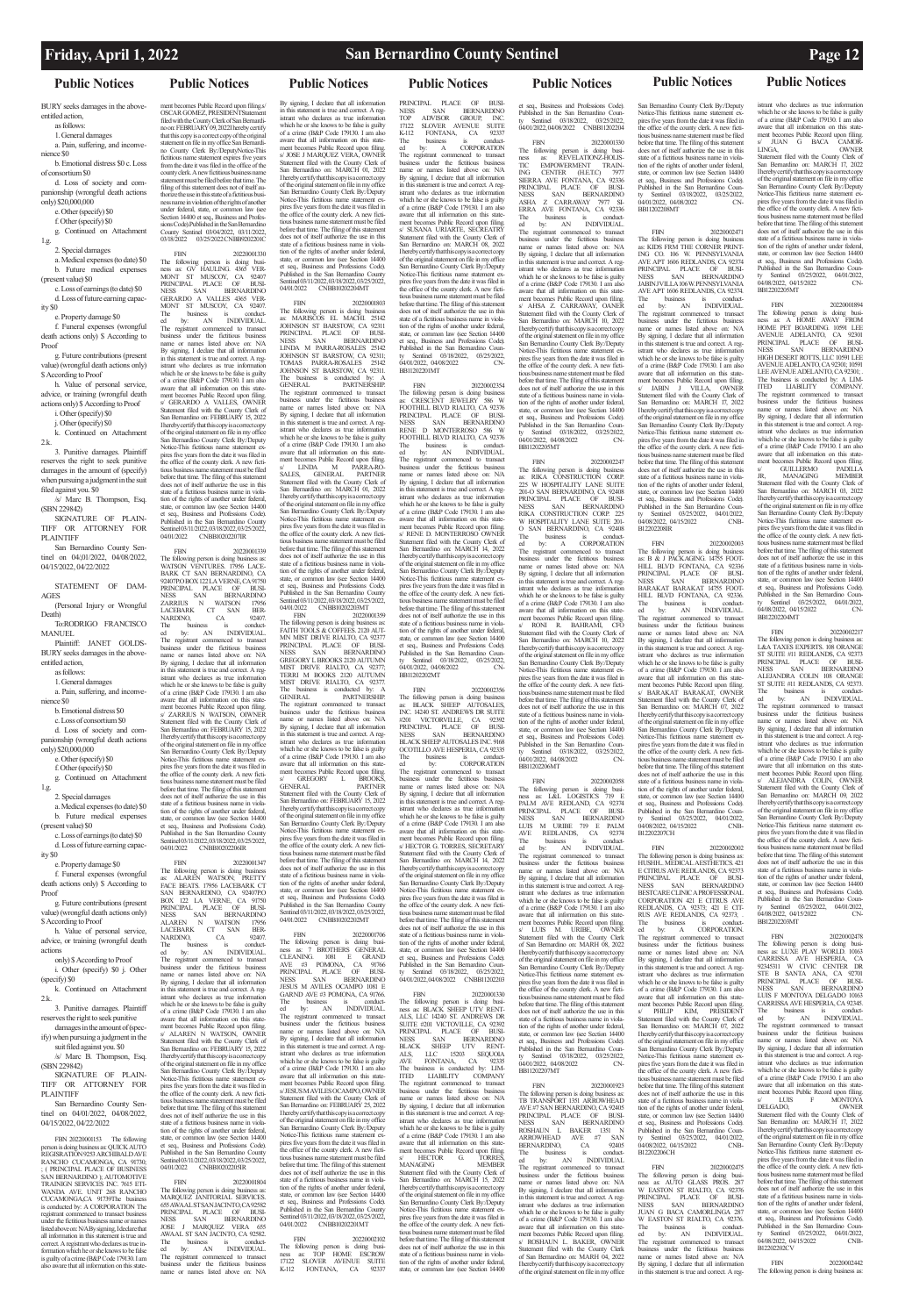# Public Notices

BURY seeks damages in the above-entitled action,

as follows:

1. General damages

a. Pain, suffering, and inconvenience $0

b. Emotional distress $0 c. Loss of consortium $0

d. Loss of society and companionship (wrongful death actions only) $20,000,000

e. Other (specify) $0

f. Other (specify) $0

g. Continued on Attachment 1.g.

2. Special damages

a. Medical expenses (to date) $0

b. Future medical expenses (present value) $0

c. Loss of earnings (to date) $0

d. Loss of future earning capacity $0

e. Property damage $0

f. Funeral expenses (wrongful death actions only) $ According to Proof

g. Future contributions (present value) (wrongful death actions only) $ According to Proof

h. Value of personal service, advice, or training (wrongful death actions only) $ According to Proof

i. Other (specify) $0

j. Other (specify) $0

k. Continued on Attachment 2.k.

3. Punitive damages. Plaintiff reserves the right to seek punitive damages in the amount of (specify) when pursuing a judgment in the suit filed against you. $0

/s/ Marc B. Thompson, Esq. (SBN 229842)

SIGNATURE OF PLAINTIFF OR ATTORNEY FOR PLAINTIFF

San Bernardino County Sentinel on 04/01/2022, 04/08/2022, 04/15/2022, 04/22/2022

STATEMENT OF DAMAGES

(Personal Injury or Wrongful Death)

To:RODRIGO FRANCISCO MANUEL

Plaintiff: JANET GOLDSBURY seeks damages in the above-entitled action,

as follows:

1. General damages

a. Pain, suffering, and inconvenience $0

b. Emotional distress $0

c. Loss of consortium $0

d. Loss of society and companionship (wrongful death actions only) $20,000,000

e. Other (specify) $0

f. Other (specify) $0

g. Continued on Attachment 1.g.

2. Special damages

a. Medical expenses (to date) $0

b. Future medical expenses (present value) $0

c. Loss of earnings (to date) $0

d. Loss of future earning capacity $0

e. Property damage $0

f. Funeral expenses (wrongful death actions only) $ According to Proof

g. Future contributions (present value) (wrongful death actions only) $ According to Proof

h. Value of personal service, advice, or training (wrongful death actions

only) $ According to Proof

i. Other (specify) $0 j. Other (specify) $0

k. Continued on Attachment 2.k.

3. Punitive damages. Plaintiff reserves the right to seek punitive damages in the amount of (specify) when pursuing a judgment in the suit filed against you. $0

/s/ Marc B. Thompson, Esq. (SBN 229842)

SIGNATURE OF PLAINTIFF OR ATTORNEY FOR PLAINTIFF

San Bernardino County Sentinel on 04/01/2022, 04/08/2022, 04/15/2022, 04/22/2022

FBN 20220001153 The following person is doing business as: QUICK AUTO REGISTRATION 9253 ARCHIBALD AVE RANCHO CUCAMONGA, CA 91730; ; ( PRINCIPAL PLACE OF BUSINESS SAN BERNARDINO ); AUTOMOTIVE TRAINIGN SERVICES INC. 7615 ETIWANDA AVE. UNIT 268 RANCHO CUCAMONGA, CA 91739 The business is conducted by: A CORPORATION. The registrant commenced to transact business under the fictitious business name or names listed above on: N/A By signing, I declare that all information in this statement is true and correct. A registrant who declares as true information which he or she knows to be false is guilty of a crime (B&P Code 179130. I am also aware that all information on this statement becomes Public Record upon filing. s/ OSCAR GOMEZ, PRESIDENT Statement filed with the County Clerk of San Bernardino on: FEBRUARY 09, 2022 I hereby certify that this copy is a correct copy of the original statement on file in my office San Bernardino County Clerk By:/Deputy Notice-This fictitious name statement expires five years from the date it was filed in the office of the county clerk. A new fictitious business name statement must be filed before that time. The filing of this statement does not of itself authorize the use in this state of a fictitious business name in violation of the rights of another under federal, state, or common law (see Section 14400 et seq., Business and Professions Code). Published in the San Bernardino County Sentinel 03/04/2022, 03/11/2022, 03/18/2022 03/25/2022 CNBB9202201C

FBN 20220001330 The following person is doing business as: GV HAULING 4365 VERMONT ST MUSCOY, CA 92407 PRINCIPAL PLACE OF BUSINESS SAN BERNARDINO GERARDO A VALLES 4365 VERMONT ST MUSCOY, CA 92407. The business is conducted by: AN INDIVIDUAL. The registrant commenced to transact business under the fictitious business name or names listed above on: N/A By signing, I declare that all information in this statement is true and correct. A registrant who declares as true information which he or she knows to be false is guilty of a crime (B&P Code 179130. I am also aware that all information on this statement becomes Public Record upon filing. s/ GERARDO A VALLES, OWNER Statement filed with the County Clerk of San Bernardino on: FEBRUARY 15, 2022 I hereby certify that this copy is a correct copy of the original statement on file in my office San Bernardino County Clerk By:/Deputy Notice-This fictitious name statement expires five years from the date it was filed in the office of the county clerk. A new fictitious business name statement must be filed before that time. The filing of this statement does not of itself authorize the use in this state of a fictitious business name in violation of the rights of another under federal, state, or common law (see Section 14400 et seq., Business and Professions Code). Published in the San Bernardino County Sentinel 03/11/2022, 03/18/2022, 03/25/2022, 04/01/2022 CNBB10202207IR

FBN 20220001339 The following person is doing business as: WATSON VENTURES 17956 LACEBARK CT SAN BERNARDINO, CA 92407 PO BOX 122 LA VERNE, CA 91750 PRINCIPAL PLACE OF BUSINESS SAN BERNARDINO ZARRIUS N WATSON 17956 LACEBARK CT SAN BERNARDINO, CA 92407. The business is conducted by: AN INDIVIDUAL. The registrant commenced to transact business under the fictitious business name or names listed above on: N/A By signing, I declare that all information in this statement is true and correct. A registrant who declares as true information which he or she knows to be false is guilty of a crime (B&P Code 179130. I am also aware that all information on this statement becomes Public Record upon filing. s/ ZARRIUS N WATSON, OWNER Statement filed with the County Clerk of San Bernardino on: FEBRUARY 15, 2022 I hereby certify that this copy is a correct copy of the original statement on file in my office San Bernardino County Clerk By:/Deputy Notice-This fictitious name statement expires five years from the date it was filed in the office of the county clerk. A new fictitious business name statement must be filed before that time. The filing of this statement does not of itself authorize the use in this state of a fictitious business name in violation of the rights of another under federal, state, or common law (see Section 14400 et seq., Business and Professions Code). Published in the San Bernardino County Sentinel 03/11/2022, 03/18/2022, 03/25/2022, 04/01/2022 CNBB10202206IR

FBN 20220001347 The following person is doing business as: ALAREN WATSON; PRETTY FACE BEATS 17956 LACEBARK CT SAN BERNARDINO, CA 92407PO BOX 122 LA VERNE, CA 91750 PRINCIPAL PLACE OF BUSINESS SAN BERNARDINO ALAREN N WATSON 17956 LACEBARK CT SAN BERNARDINO, CA 92407. The business is conducted by: AN INDIVIDUAL. The registrant commenced to transact business under the fictitious business name or names listed above on: N/A By signing, I declare that all information in this statement is true and correct. A registrant who declares as true information which he or she knows to be false is guilty of a crime (B&P Code 179130. I am also aware that all information on this statement becomes Public Record upon filing. s/ ALAREN N WATSON, OWNER Statement filed with the County Clerk of San Bernardino on: FEBRUARY 15, 2022 I hereby certify that this copy is a correct copy of the original statement on file in my office San Bernardino County Clerk By:/Deputy Notice-This fictitious name statement expires five years from the date it was filed in the office of the county clerk. A new fictitious business name statement must be filed before that time. The filing of this statement does not of itself authorize the use in this state of a fictitious business name in violation of the rights of another under federal, state, or common law (see Section 14400 et seq., Business and Professions Code). Published in the San Bernardino County Sentinel 03/11/2022, 03/18/2022, 03/25/2022, 04/01/2022 CNBB10202205IR

FBN 20220001804 The following person is doing business as: MARQUEZ JANITORIAL SERVICES. 655 AWAAL ST SAN JACINTO, CA 92582 PRINCIPAL PLACE OF BUSINESS SAN BERNARDINO JOSE J MARQUEZ VERA 655 AWAAL ST SAN JACINTO, CA 92582. The business is conducted by: AN INDIVIDUAL. The registrant commenced to transact business under the fictitious business name or names listed above on: N/A By signing, I declare that all information in this statement is true and correct. A registrant who declares as true information which he or she knows to be false is guilty of a crime (B&P Code 179130. I am also aware that all information on this statement becomes Public Record upon filing. s/ JOSE J MARQUEZ VERA, OWNER Statement filed with the County Clerk of San Bernardino on: MARCH 01, 2022 I hereby certify that this copy is a correct copy of the original statement on file in my office San Bernardino County Clerk By:/Deputy Notice-This fictitious name statement expires five years from the date it was filed in the office of the county clerk. A new fictitious business name statement must be filed before that time. The filing of this statement does not of itself authorize the use in this state of a fictitious business name in violation of the rights of another under federal, state, or common law (see Section 14400 et seq., Business and Professions Code). Published in the San Bernardino County Sentinel 03/11/2022, 03/18/2022, 03/25/2022, 04/01/2022 CNBB10202204MT

FBN 20220001803 The following person is doing business as: MARISCOS EL MACHI. 25142 JOHNSON ST BARSTOW, CA 92311 PRINCIPAL PLACE OF BUSINESS SAN BERNARDINO LINDA M PARRA-ROSALES 25142 JOHNSON ST BARSTOW, CA 92311; TOMAS PARRA-ROSALES 25142 JOHNSON ST BARSTOW, CA 92311. The business is conducted by: A GENERAL PARTNERSHIP. The registrant commenced to transact business under the fictitious business name or names listed above on: N/A By signing, I declare that all information in this statement is true and correct. A registrant who declares as true information which he or she knows to be false is guilty of a crime (B&P Code 179130. I am also aware that all information on this statement becomes Public Record upon filing. s/ LINDA M PARRA-ROSALES, GENERAL PARTNER Statement filed with the County Clerk of San Bernardino on: MARCH 01, 2022 I hereby certify that this copy is a correct copy of the original statement on file in my office San Bernardino County Clerk By:/Deputy Notice-This fictitious name statement expires five years from the date it was filed in the office of the county clerk. A new fictitious business name statement must be filed before that time. The filing of this statement does not of itself authorize the use in this state of a fictitious business name in violation of the rights of another under federal, state, or common law (see Section 14400 et seq., Business and Professions Code). Published in the San Bernardino County Sentinel 03/11/2022, 03/18/2022, 03/25/2022, 04/01/2022 CNBB10202203MT

FBN 20220001359 The following person is doing business as: FAITH TOOLS & COFFEES. 2120 AUTUMN MIST DRIVE RIALTO, CA 92377 PRINCIPAL PLACE OF BUSINESS SAN BERNARDINO GREGORY L BROOKS 2120 AUTUMN MIST DRIVE RIALTO, CA 92377; TERRI M BOOKS 2120 AUTUMN MIST DRIVE RIALTO, CA 92377. The business is conducted by: A GENERAL PARTNERSHIP. The registrant commenced to transact business under the fictitious business name or names listed above on: N/A By signing, I declare that all information in this statement is true and correct. A registrant who declares as true information which he or she knows to be false is guilty of a crime (B&P Code 179130. I am also aware that all information on this statement becomes Public Record upon filing. s/ GREGORY L BROOKS, GENERAL PARTNER Statement filed with the County Clerk of San Bernardino on: FEBRUARY 15, 2022 I hereby certify that this copy is a correct copy of the original statement on file in my office San Bernardino County Clerk By:/Deputy Notice-This fictitious name statement expires five years from the date it was filed in the office of the county clerk. A new fictitious business name statement must be filed before that time. The filing of this statement does not of itself authorize the use in this state of a fictitious business name in violation of the rights of another under federal, state, or common law (see Section 14400 et seq., Business and Professions Code). Published in the San Bernardino County Sentinel 03/11/2022, 03/18/2022, 03/25/2022, 04/01/2022 CNBB10202202MT

FBN 20220001706 The following person is doing business as: 7 BROTHERS GENERAL CLEANING. 1081 E GRAND AVE #3 POMONA, CA 91766 PRINCIPAL PLACE OF BUSINESS SAN BERNARDINO JESUS M AVILES OCAMPO 1081 E GARND AVE #3 POMONA, CA 91766. The business is conducted by: AN INDIVIDUAL. The registrant commenced to transact business under the fictitious business name or names listed above on: N/A By signing, I declare that all information in this statement is true and correct. A registrant who declares as true information which he or she knows to be false is guilty of a crime (B&P Code 179130. I am also aware that all information on this statement becomes Public Record upon filing. s/ JESUS M AVILES OCAMPO, OWNER Statement filed with the County Clerk of San Bernardino on: FEBRUARY 25, 2022 I hereby certify that this copy is a correct copy of the original statement on file in my office San Bernardino County Clerk By:/Deputy Notice-This fictitious name statement expires five years from the date it was filed in the office of the county clerk. A new fictitious business name statement must be filed before that time. The filing of this statement does not of itself authorize the use in this state of a fictitious business name in violation of the rights of another under federal, state, or common law (see Section 14400 et seq., Business and Professions Code). Published in the San Bernardino County Sentinel 03/11/2022, 03/18/2022, 03/25/2022, 04/01/2022 CNBB10202201MT

FBN 20220002302 The following person is doing business as: TOP HOME ESCROW. 17122 SLOVER AVENUE SUITE K-112 FONTANA, CA 92337 PRINCIPAL PLACE OF BUSINESS SAN BERNARDINO TOP ADVISOR GROUP, INC. 17122 SLOVER AVENUE SUITE K-112 FONTANA, CA 92337 The business is conducted by: A CORPORATION. The registrant commenced to transact business under the fictitious business name or names listed above on: N/A By signing, I declare that all information in this statement is true and correct. A registrant who declares as true information which he or she knows to be false is guilty of a crime (B&P Code 179130. I am also aware that all information on this statement becomes Public Record upon filing. s/ SUSANA URIARTE, SECREATRY Statement filed with the County Clerk of San Bernardino on: MARCH 08, 2022 I hereby certify that this copy is a correct copy of the original statement on file in my office San Bernardino County Clerk By:/Deputy Notice-This fictitious name statement expires five years from the date it was filed in the office of the county clerk. A new fictitious business name statement must be filed before that time. The filing of this statement does not of itself authorize the use in this state of a fictitious business name in violation of the rights of another under federal, state, or common law (see Section 14400 et seq., Business and Professions Code). Published in the San Bernardino County Sentinel 03/18/2022, 03/25/2022, 04/01/2022, 04/08/2022 CNBB11202201MT

FBN 20220002354 The following person is doing business as: CRESCENT JEWELRY. 586 W FOOTHILL BLVD RIALTO, CA 92376 PRINCIPAL PLACE OF BUSINESS SAN BERNARDINO RENE D MONTERROSO 586 W FOOTHILL BLVD RIALTO, CA 92376 The business is conducted by: AN INDIVIDUAL. The registrant commenced to transact business under the fictitious business name or names listed above on: N/A By signing, I declare that all information in this statement is true and correct. A registrant who declares as true information which he or she knows to be false is guilty of a crime (B&P Code 179130. I am also aware that all information on this statement becomes Public Record upon filing. s/ RENE D. MONTERROSO OWNER Statement filed with the County Clerk of San Bernardino on: MARCH 14, 2022 I hereby certify that this copy is a correct copy of the original statement on file in my office San Bernardino County Clerk By:/Deputy Notice-This fictitious name statement expires five years from the date it was filed in the office of the county clerk. A new fictitious business name statement must be filed before that time. The filing of this statement does not of itself authorize the use in this state of a fictitious business name in violation of the rights of another under federal, state, or common law (see Section 14400 et seq., Business and Professions Code). Published in the San Bernardino County Sentinel 03/18/2022, 03/25/2022, 04/01/2022, 04/08/2022 CNBB11202202MT

FBN 20220002356 The following person is doing business as: BLACK SHEEP AUTOSALES, INC. 14240 ST. ANDREWS DR SUITE #201 VICTORVILLE, CA 92392 PRINCIPAL PLACE OF BUSINESS SAN BERNARDINO BLACK SHEEP AUTOSALES INC. 9168 COTILLO AVE HESPERIA, CA 92335 The business is conducted by: CORPORATION The registrant commenced to transact business under the fictitious business name or names listed above on: N/A By signing, I declare that all information in this statement is true and correct. A registrant who declares as true information which he or she knows to be false is guilty of a crime (B&P Code 179130. I am also aware that all information on this statement becomes Public Record upon filing. s/ HECTOR G. TORRES, SECRETARY Statement filed with the County Clerk of San Bernardino on: MARCH 14, 2022 I hereby certify that this copy is a correct copy of the original statement on file in my office San Bernardino County Clerk By:/Deputy Notice-This fictitious name statement expires five years from the date it was filed in the office of the county clerk. A new fictitious business name statement must be filed before that time. The filing of this statement does not of itself authorize the use in this state of a fictitious business name in violation of the rights of another under federal, state, or common law (see Section 14400 et seq., Business and Professions Code). Published in the San Bernardino County Sentinel 03/18/2022, 03/25/2022, 04/01/2022, 04/08/2022 CNBB11202203

FBN 20220002330 The following person is doing business as: BLACK SHEEP UTV RENTALS, LLC. 14240 ST. ANDREWS DR SUITE #201 VICTORVILLE, CA 92392 PRINCIPAL PLACE OF BUSINESS SAN BERNARDINO BLACK SHEEP UTV RENTALS LLC 15203 SEQUOIA AVE FONTANA, CA 92335 The business is conducted by: LIMITED LIABILITY COMPANY The registrant commenced to transact business under the fictitious business name or names listed above on: N/A By signing, I declare that all information in this statement is true and correct. A registrant who declares as true information which he or she knows to be false is guilty of a crime (B&P Code 179130. I am also aware that all information on this statement becomes Public Record upon filing. s/ HECTOR G. TORRES, MANAGING MEMBER Statement filed with the County Clerk of San Bernardino on: MARCH 15, 2022 I hereby certify that this copy is a correct copy of the original statement on file in my office San Bernardino County Clerk By:/Deputy Notice-This fictitious name statement expires five years from the date it was filed in the office of the county clerk. A new fictitious business name statement must be filed before that time. The filing of this statement does not of itself authorize the use in this state of a fictitious business name in violation of the rights of another under federal, state, or common law (see Section 14400 et seq., Business and Professions Code). Published in the San Bernardino County Sentinel 03/18/2022, 03/25/2022, 04/01/2022, 04/08/2022 CNBB11202204

FBN 20220001330 The following person is doing business as: REVELATION2-HOLISTIC EMPOWERMENT TRAINING CENTER (H.E.T.C) 7977 SIERRA AVE FONTANA, CA 92336 PRINCIPAL PLACE OF BUSINESS SAN BERNARDINO ASHA Z CARRAWAY 7977 SIERRA AVE FONTANA, CA 92336 The business is conducted by: AN INDIVIDUAL. The registrant commenced to transact business under the fictitious business name or names listed above on: N/A By signing, I declare that all information in this statement is true and correct. A registrant who declares as true information which he or she knows to be false is guilty of a crime (B&P Code 179130. I am also aware that all information on this statement becomes Public Record upon filing. s/ AHSA Z CARRAWAY, OWNER Statement filed with the County Clerk of San Bernardino on: MARCH 10, 2022 I hereby certify that this copy is a correct copy of the original statement on file in my office San Bernardino County Clerk By:/Deputy Notice-This fictitious name statement expires five years from the date it was filed in the office of the county clerk. A new fictitious business name statement must be filed before that time. The filing of this statement does not of itself authorize the use in this state of a fictitious business name in violation of the rights of another under federal, state, or common law (see Section 14400 et seq., Business and Professions Code). Published in the San Bernardino County Sentinel 03/18/2022, 03/25/2022, 04/01/2022, 04/08/2022 CNBB11202205MT

FBN 20220002247 The following person is doing business as: RIKA CONSTRUCTION CORP 225 W HOSPITALITY LANE SUITE 201-O SAN BERNARDINO, CA 92408 PRINCIPAL PLACE OF BUSINESS SAN BERNARDINO RIKA CONSTRUCTION CORP 225 W HOSPITALITY LANE SUITE 201-O SAN BERNARDINO, CA 92408 The business is conducted by: A CORPORATION The registrant commenced to transact business under the fictitious business name or names listed above on: N/A By signing, I declare that all information in this statement is true and correct. A registrant who declares as true information which he or she knows to be false is guilty of a crime (B&P Code 179130. I am also aware that all information on this statement becomes Public Record upon filing. s/ RONI R. BAHRAMI, CFO Statement filed with the County Clerk of San Bernardino on: MARCH 10, 2022 I hereby certify that this copy is a correct copy of the original statement on file in my office San Bernardino County Clerk By:/Deputy Notice-This fictitious name statement expires five years from the date it was filed in the office of the county clerk. A new fictitious business name statement must be filed before that time. The filing of this statement does not of itself authorize the use in this state of a fictitious business name in violation of the rights of another under federal, state, or common law (see Section 14400 et seq., Business and Professions Code). Published in the San Bernardino County Sentinel 03/18/2022, 03/25/2022, 04/01/2022, 04/08/2022 CNBB11202206MT

FBN 20220002058 The following person is doing business as: LRU LOGISTICS 719 E PALM AVE REDLAND, CA 92374 PRINCIPAL PLACE OF BUSINESS SAN BERNARDINO LUIS M URIBE 719 E PALM AVE REDLANDS, CA 92374 The business is conducted by: AN INDIVIDUAL. The registrant commenced to transact business under the fictitious business name or names listed above on: N/A By signing, I declare that all information in this statement is true and correct. A registrant who declares as true information which he or she knows to be false is guilty of a crime (B&P Code 179130. I am also aware that all information on this statement becomes Public Record upon filing. s/ LUIS M. URIBE, OWNER Statement filed with the County Clerk of San Bernardino on: MARCH 08, 2022 I hereby certify that this copy is a correct copy of the original statement on file in my office San Bernardino County Clerk By:/Deputy Notice-This fictitious name statement expires five years from the date it was filed in the office of the county clerk. A new fictitious business name statement must be filed before that time. The filing of this statement does not of itself authorize the use in this state of a fictitious business name in violation of the rights of another under federal, state, or common law (see Section 14400 et seq., Business and Professions Code). Published in the San Bernardino County Sentinel 03/18/2022, 03/25/2022, 04/01/2022, 04/08/2022 CNBB11202207MT

FBN 20220001923 The following person is doing business as: TB TRANSPORT 1351 ARROWHEAD AVE #7 SAN BERNARDINO, CA 92405 PRINCIPAL PLACE OF BUSINESS SAN BERNARDINO ROSHAUN L BAKER 1351 N ARROWHEAD AVE #7 SAN BERNARDINO, CA 92405 The business is conducted by: AN INDIVIDUAL The registrant commenced to transact business under the fictitious business name or names listed above on: N/A By signing, I declare that all information in this statement is true and correct. A registrant who declares as true information which he or she knows to be false is guilty of a crime (B&P Code 179130. I am also aware that all information on this statement becomes Public Record upon filing. s/ ROSHAUN L. BAKER, OWNER Statement filed with the County Clerk of San Bernardino on: MARCH 04, 2022 I hereby certify that this copy is a correct copy of the original statement on file in my office San Bernardino County Clerk By:/Deputy Notice-This fictitious name statement expires five years from the date it was filed in the office of the county clerk. A new fictitious business name statement must be filed before that time. The filing of this statement does not of itself authorize the use in this state of a fictitious business name in violation of the rights of another under federal, state, or common law (see Section 14400 et seq., Business and Professions Code). Published in the San Bernardino County Sentinel 03/18/2022, 03/25/2022, 04/01/2022, 04/08/2022 CNBB11202208MT

FBN 20220002471 The following person is doing business as: KIDS FRM THE CORNER PRINTING CO. 106 W. PENNSYLVANIA AVE APT 1606 REDLANDS, CA 92374 PRINCIPAL PLACE OF BUSINESS SAN BERNARDINO JABIN J VILLA 106 W. PENNSYLVANIA AVE APT 1606 REDLANDS, CA 92374 The business is conducted by: AN INDIVIDUAL. The registrant commenced to transact business under the fictitious business name or names listed above on: N/A By signing, I declare that all information in this statement is true and correct. A registrant who declares as true information which he or she knows to be false is guilty of a crime (B&P Code 179130. I am also aware that all information on this statement becomes Public Record upon filing. s/ JABIN J VILLA, OWNER Statement filed with the County Clerk of San Bernardino on: MARCH 17, 2022 I hereby certify that this copy is a correct copy of the original statement on file in my office San Bernardino County Clerk By:/Deputy Notice-This fictitious name statement expires five years from the date it was filed in the office of the county clerk. A new fictitious business name statement must be filed before that time. The filing of this statement does not of itself authorize the use in this state of a fictitious business name in violation of the rights of another under federal, state, or common law (see Section 14400 et seq., Business and Professions Code). Published in the San Bernardino County Sentinel 03/25/2022, 04/01/2022, 04/08/2022, 04/15/2022 CNBB12202208IR

FBN 20220002003 The following person is doing business as: B & J PACKAGING. 14755 FOOTHILL BLVD FONTANA, CA 92336 PRINCIPAL PLACE OF BUSINESS SAN BERNARDINO BARAKAT BARAKAT 14755 FOOTHILL BLVD FONTANA, CA 92336. The business is conducted by: AN INDIVIDUAL. The registrant commenced to transact business under the fictitious business name or names listed above on: N/A By signing, I declare that all information in this statement is true and correct. A registrant who declares as true information which he or she knows to be false is guilty of a crime (B&P Code 179130. I am also aware that all information on this statement becomes Public Record upon filing. s/ BARAKAT BARAKAT, OWNER Statement filed with the County Clerk of San Bernardino on: MARCH 07, 2022 I hereby certify that this copy is a correct copy of the original statement on file in my office San Bernardino County Clerk By:/Deputy Notice-This fictitious name statement expires five years from the date it was filed in the office of the county clerk. A new fictitious business name statement must be filed before that time. The filing of this statement does not of itself authorize the use in this state of a fictitious business name in violation of the rights of another under federal, state, or common law (see Section 14400 et seq., Business and Professions Code). Published in the San Bernardino County Sentinel 03/25/2022, 04/01/2022, 04/08/2022, 04/15/2022 CNBB12202207CH

FBN 20220002002 The following person is doing business as: HUSHH.. MEDICAL AESTHETICS. 421 E CITRUS AVE REDLANDS, CA 92373 PRINCIPAL PLACE OF BUSINESS SAN BERNARDINO BESTCARE CLINIC A PROFESSIONAL CORPORATION 421 E CITRUS AVE REDLANDS, CA 92373; 421 E CITRUS AVE REDLANDS, CA 92373. The business is conducted by: A CORPORATION. The registrant commenced to transact business under the fictitious business name or names listed above on: N/A By signing, I declare that all information in this statement is true and correct. A registrant who declares as true information which he or she knows to be false is guilty of a crime (B&P Code 179130. I am also aware that all information on this statement becomes Public Record upon filing. s/ PHILIP KIM, PRESIDENT Statement filed with the County Clerk of San Bernardino on: MARCH 07, 2022 I hereby certify that this copy is a correct copy of the original statement on file in my office San Bernardino County Clerk By:/Deputy Notice-This fictitious name statement expires five years from the date it was filed in the office of the county clerk. A new fictitious business name statement must be filed before that time. The filing of this statement does not of itself authorize the use in this state of a fictitious business name in violation of the rights of another under federal, state, or common law (see Section 14400 et seq., Business and Professions Code). Published in the San Bernardino County Sentinel 03/25/2022, 04/01/2022, 04/08/2022, 04/15/2022 CNBB12202206CH

FBN 20220002475 The following person is doing business as: AUTO GLASS PROS. 287 W EASTON ST RIALTO, CA 92376 PRINCIPAL PLACE OF BUSINESS SAN BERNARDINO JUAN G BACA CAMORLINGA 287 W EASTON ST RIALTO, CA 92376. The business is conducted by: AN INDIVIDUAL. The registrant commenced to transact business under the fictitious business name or names listed above on: N/A By signing, I declare that all information in this statement is true and correct. A registrant who declares as true information which he or she knows to be false is guilty of a crime (B&P Code 179130. I am also aware that all information on this statement becomes Public Record upon filing. s/ JUAN G BACA CAMORLINGA, OWNER Statement filed with the County Clerk of San Bernardino on: MARCH 17, 2022 I hereby certify that this copy is a correct copy of the original statement on file in my office San Bernardino County Clerk By:/Deputy Notice-This fictitious name statement expires five years from the date it was filed in the office of the county clerk. A new fictitious business name statement must be filed before that time. The filing of this statement does not of itself authorize the use in this state of a fictitious business name in violation of the rights of another under federal, state, or common law (see Section 14400 et seq., Business and Professions Code). Published in the San Bernardino County Sentinel 03/25/2022, 04/01/2022, 04/08/2022, 04/15/2022 CNBB12202205MT

FBN 20220001894 The following person is doing business as: A HOME AWAY FROM HOME PET BOARDING. 10591 LEE AVENUE ADELANTO, CA 92301 PRINCIPAL PLACE OF BUSINESS SAN BERNARDINO HIGH DESERT ROTTS, LLC 10591 LEE AVENUE ADELANTO, CA 92301; 10591 LEE AVENUE ADELANTO, CA 92301.. The business is conducted by: A LIMITED LIABILITY COMPANY. The registrant commenced to transact business under the fictitious business name or names listed above on: N/A By signing, I declare that all information in this statement is true and correct. A registrant who declares as true information which he or she knows to be false is guilty of a crime (B&P Code 179130. I am also aware that all information on this statement becomes Public Record upon filing. s/ GUILLERMO PADILLA JR, MANAGING MEMBER Statement filed with the County Clerk of San Bernardino on: MARCH 03, 2022 I hereby certify that this copy is a correct copy of the original statement on file in my office San Bernardino County Clerk By:/Deputy Notice-This fictitious name statement expires five years from the date it was filed in the office of the county clerk. A new fictitious business name statement must be filed before that time. The filing of this statement does not of itself authorize the use in this state of a fictitious business name in violation of the rights of another under federal, state, or common law (see Section 14400 et seq., Business and Professions Code). Published in the San Bernardino County Sentinel 03/25/2022, 04/01/2022, 04/08/2022, 04/15/2022 CNBB12202204MT

FBN 20220002217 The following person is doing business as: L&A TAXES EXPERTS. 108 ORANGE ST SUITE #11 REDLANDS, CA 92373 PRINCIPAL PLACE OF BUSINESS SAN BERNARDINO ALEJANDRA COLIN 108 ORANGE ST SUITE #11 REDLANDS, CA 92373. The business is conducted by: AN INDIVIDUAL. The registrant commenced to transact business under the fictitious business name or names listed above on: N/A By signing, I declare that all information in this statement is true and correct. A registrant who declares as true information which he or she knows to be false is guilty of a crime (B&P Code 179130. I am also aware that all information on this statement becomes Public Record upon filing. s/ ALEJANDRA COLIN, OWNER Statement filed with the County Clerk of San Bernardino on: MARCH 09, 2022 I hereby certify that this copy is a correct copy of the original statement on file in my office San Bernardino County Clerk By:/Deputy Notice-This fictitious name statement expires five years from the date it was filed in the office of the county clerk. A new fictitious business name statement must be filed before that time. The filing of this statement does not of itself authorize the use in this state of a fictitious business name in violation of the rights of another under federal, state, or common law (see Section 14400 et seq., Business and Professions Code). Published in the San Bernardino County Sentinel 03/25/2022, 04/01/2022, 04/08/2022, 04/15/2022 CNBB12202203MT

FBN 20220002478 The following person is doing business as: LUXE PLAY WORLD. 10163 CARRISSA AVE HESPERIA, CA 92345131 W CIVIC CENTER DR STE B SANTA ANA, CA 92701 PRINCIPAL PLACE OF BUSINESS SAN BERNARDINO LUIS F MONTOYA DELGADO 10163 CARRISSA AVE HESPERIA, CA 92345. The business is conducted by: AN INDIVIDUAL. The registrant commenced to transact business under the fictitious business name or names listed above on: N/A By signing, I declare that all information in this statement is true and correct. A registrant who declares as true information which he or she knows to be false is guilty of a crime (B&P Code 179130. I am also aware that all information on this statement becomes Public Record upon filing. s/ LUIS F MONTOYA DELGADO, OWNER Statement filed with the County Clerk of San Bernardino on: MARCH 17, 2022 I hereby certify that this copy is a correct copy of the original statement on file in my office San Bernardino County Clerk By:/Deputy Notice-This fictitious name statement expires five years from the date it was filed in the office of the county clerk. A new fictitious business name statement must be filed before that time. The filing of this statement does not of itself authorize the use in this state of a fictitious business name in violation of the rights of another under federal, state, or common law (see Section 14400 et seq., Business and Professions Code). Published in the San Bernardino County Sentinel 03/25/2022, 04/01/2022, 04/08/2022, 04/15/2022 CNBB12202202CV

FBN 20220002442 The following person is doing business as: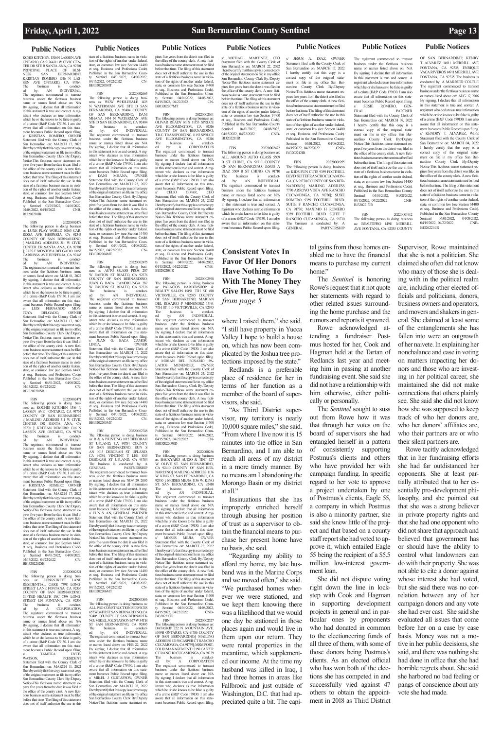## Public Notices

KCHIS KITCHEN 1316 N LASSEN AVE ONTARIO, CA 91764311 W CIVIC CENTER DR STE B SANTA ANA, CA 92701 PRINCIPAL PLACE OF BUSINESS SAN BERNARDINO KRISTIAN ROMERO 1316 N LASSEN AVE ONTARIO, CA 91764. The business is conducted by: AN INDIVIDUAL. The registrant commenced to transact business under the fictitious business name or names listed above on: N/A By signing, I declare that all information in this statement is true and correct. A registrant who declares as true information which he or she knows to be false is guilty of a crime (B&P Code 179130. I am also aware that all information on this statement becomes Public Record upon filing. s/ KRISTIAN ROMERO, OWNER Statement filed with the County Clerk of San Bernardino on: MARCH 17, 2022 I hereby certify that this copy is a correct copy of the original statement on file in my office San Bernardino County Clerk By:/Deputy Notice-This fictitious name statement expires five years from the date it was filed in the office of the county clerk. A new fictitious business name statement must be filed before that time. The filing of this statement does not of itself authorize the use in this state of a fictitious business name in violation of the rights of another under federal, state, or common law (see Section 14400 et seq., Business and Professions Code). Published in the San Bernardino County Sentinel 03/25/2022, 04/01/2022, 04/08/2022, 04/15/2022 CNBB12202011IR

FBN 20220002478 The following person is doing business as: LUIS PLAY WORLD 10163 CARRISSA AVE HESPERIA, CA 92345 COUNTY OF SAN BERNARDINO; [ MAILING ADDRESS 311 W CIVIC CENTER DR SANTA ANA, CA 92701 ] LUIS F MONTOYA DELGADO 10163 CARRISSA AVE HESPERIA, CA 92345 The business is conducted by: AN INDIVIDUAL. The registrant commenced to transact business under the fictitious business name or names listed above on: MAR 01, 2022 By signing, I declare that all information in this statement is true and correct. A registrant who declares as true information which he or she knows to be false is guilty of a crime (B&P Code 179130. I am also aware that all information on this statement becomes Public Record upon filing. s/ LUIS FERNANDO MONTOYA DELGADO, OWNER Statement filed with the County Clerk of San Bernardino on: MARCH 17, 2022 I hereby certify that this copy is a correct copy of the original statement on file in my office San Bernardino County Clerk By:/Deputy Notice-This fictitious name statement expires five years from the date it was filed in the office of the county clerk. A new fictitious business name statement must be filed before that time. The filing of this statement does not of itself authorize the use in this state of a fictitious business name in violation of the rights of another under federal, state, or common law (see Section 14400 et seq., Business and Professions Code). Published in the San Bernardino County Sentinel 04/01/2022, 04/08/2022, 04/15/2022, 04/22/2022 CNBB13202201SB

FBN 20220002471 The following person is doing business as: KOCHIS KITCHEN 1316 N LASSEN AVE ONTARIO, CA 91764 COUNTY OF SAN BERNARDINO ;[ MAILING ADDRESS 311 W CIVIC CENTER DR SANTA ANA, CA 92701 ] KRITIAN ROMERO 1316 N LASSEN AVE ONTARIO, CA 91764 The business is conducted by: AN INDIVIDUAL. The registrant commenced to transact business under the fictitious business name or names listed above on: N/A By signing, I declare that all information in this statement is true and correct. A registrant who declares as true information which he or she knows to be false is guilty of a crime (B&P Code 179130. I am also aware that all information on this statement becomes Public Record upon filing. s/ KRISTIAN ROMERO OWNER Statement filed with the County Clerk of San Bernardino on: MARCH 17, 2022 I hereby certify that this copy is a correct copy of the original statement on file in my office San Bernardino County Clerk By:/Deputy Notice-This fictitious name statement expires five years from the date it was filed in the office of the county clerk. A new fictitious business name statement must be filed before that time. The filing of this statement does not of itself authorize the use in this state of a fictitious business name in violation of the rights of another under federal, state, or common law (see Section 14400 et seq., Business and Professions Code). Published in the San Bernardino County Sentinel 04/01/2022, 04/08/2022, 04/15/2022, 04/22/2022 CNBB13202202SB

FBN 20220002521 The following person is doing business as: LONGSTREET LANE RESIDENTIAL CARE 7398 LONGSTREET LANE FONTANA, CA 92336 COUNTY OF SAN BERNARDINO; GIFTED HEALTH INC 7398 LONGSTREET LN FONTANA, CA 92336 The business is conducted by: A CORPORATION The registrant commenced to transact business under the fictitious business name or names listed above on: N/A By signing, I declare that all information in this statement is true and correct. A registrant who declares as true information which he or she knows to be false is guilty of a crime (B&P Code 179130. I am also aware that all information on this statement becomes Public Record upon filing. s/ TAMEKA DYCE-WATSON, PRESIDENT Statement filed with the County Clerk of San Bernardino on: MARCH 11, 2022 I hereby certify that this copy is a correct copy of the original statement on file in my office San Bernardino County Clerk By:/Deputy Notice-This fictitious name statement expires five years from the date it was filed in the office of the county clerk. A new fictitious business name statement must be filed before that time. The filing of this statement does not of itself authorize the use in this state of a fictitious business name in violation of the rights of another under federal, state, or common law (see Section 14400 et seq., Business and Professions Code). Published in the San Bernardino County Sentinel 04/01/2022, 04/08/2022, 04/15/2022, 04/22/2022 CNBB13202203MT

FBN 20220002663 The following person is doing business as: WOW WHOLESALE 1435 N WATERMAN AVE STE D SAN BERNARDINO, CA 92404 COUNTY OF SAN BERNARDINO; DANI MHANA 1434 N WATERMAN AVE STE D SAN BERNARDINO, CA 92404 The business is conducted by: AN INDIVIDUAL. The registrant commenced to transact business under the fictitious business name or names listed above on: N/A By signing, I declare that all information in this statement is true and correct. A registrant who declares as true information which he or she knows to be false is guilty of a crime (B&P Code 179130. I am also aware that all information on this statement becomes Public Record upon filing. s/ DANI MHANA, OWNER Statement filed with the County Clerk of San Bernardino on: MARCH 25, 2022 I hereby certify that this copy is a correct copy of the original statement on file in my office San Bernardino County Clerk By:/Deputy Notice-This fictitious name statement expires five years from the date it was filed in the office of the county clerk. A new fictitious business name statement must be filed before that time. The filing of this statement does not of itself authorize the use in this state of a fictitious business name in violation of the rights of another under federal, state, or common law (see Section 14400 et seq., Business and Professions Code). Published in the San Bernardino County Sentinel 04/01/2022, 04/08/2022, 04/15/2022, 04/22/2022 CNBB13202204MT

FBN 20220002475 The following person is doing business as: AUTO GLASS PROS 287 W EASTON ST RIALTO, CA 92376 COUNTY OF SAN BERNARDINO; JUAN G BACA CAMORLINGA 287 W EASTON ST RIALTO, CA 92376 The business is conducted by: AN INDIVIDUAL. The registrant commenced to transact business under the fictitious business name or names listed above on: N/A By signing, I declare that all information in this statement is true and correct. A registrant who declares as true information which he or she knows to be false is guilty of a crime (B&P Code 179130. I am also aware that all information on this statement becomes Public Record upon filing. s/ JUAN G. BACA CAMORLINGA, OWNER Statement filed with the County Clerk of San Bernardino on: MARCH 17, 2022 I hereby certify that this copy is a correct copy of the original statement on file in my office San Bernardino County Clerk By:/Deputy Notice-This fictitious name statement expires five years from the date it was filed in the office of the county clerk. A new fictitious business name statement must be filed before that time. The filing of this statement does not of itself authorize the use in this state of a fictitious business name in violation of the rights of another under federal, state, or common law (see Section 14400 et seq., Business and Professions Code). Published in the San Bernardino County Sentinel 04/01/2022, 04/08/2022, 04/15/2022, 04/22/2022 CNBB13202205MT

FBN 20220002748 The following person is doing business as: B & A PAINTING 1015 DEBORAH ST UPLAND, CA 91784 COUNTY OF SAN BERNARDINO; EUN S AN 1015 DEBORAH ST UPLAND, CA 91784; VINCENT T LEE 1015 DEBORAH ST UPLAND, CA 91784 The business is conducted by: A GENERAL PARTNERSHIP The registrant commenced to transact business under the fictitious business name or names listed above on: NOV 29, 2005 By signing, I declare that all information in this statement is true and correct. A registrant who declares as true information which he or she knows to be false is guilty of a crime (B&P Code 179130. I am also aware that all information on this statement becomes Public Record upon filing. s/ EUN S. AN, GENERAL PARTNER Statement filed with the County Clerk of San Bernardino on: MARCH 29, 2022 I hereby certify that this copy is a correct copy of the original statement on file in my office San Bernardino County Clerk By:/Deputy Notice-This fictitious name statement expires five years from the date it was filed in the office of the county clerk. A new fictitious business name statement must be filed before that time. The filing of this statement does not of itself authorize the use in this state of a fictitious business name in violation of the rights of another under federal, state, or common law (see Section 14400 et seq., Business and Professions Code). Published in the San Bernardino County Sentinel 04/01/2022, 04/08/2022, 04/15/2022, 04/22/2022 CNBB13202206MT

FBN 20220001886 The following person is doing business as: ALL PRO CONSTRUCTION SERVICES 657 W 34TH ST SAN BERNARDINO, CA 92405 COUNTY OF SAN BERNARDINO; MIKEL J GUSTAFSON 657 W 34TH ST SAN BERNARDINO, CA 92405 The business is conducted by: AN INDIVIDUAL. The registrant commenced to transact business under the fictitious business name or names listed above on: FEB 22, 2022 By signing, I declare that all information in this statement is true and correct. A registrant who declares as true information which he or she knows to be false is guilty of a crime (B&P Code 179130. I am also aware that all information on this statement becomes Public Record upon filing. s/ MIKEL J GUSTAFSON, OWNER Statement filed with the County Clerk of San Bernardino on: MARCH 03, 2022 I hereby certify that this copy is a correct copy of the original statement on file in my office San Bernardino County Clerk By:/Deputy Notice-This fictitious name statement expires five years from the date it was filed in the office of the county clerk. A new fictitious business name statement must be filed before that time. The filing of this statement does not of itself authorize the use in this state of a fictitious business name in violation of the rights of another under federal, state, or common law (see Section 14400 et seq., Business and Professions Code). Published in the San Bernardino County Sentinel 04/01/2022, 04/08/2022, 04/15/2022, 04/22/2022 CNBB13202207MT

FBN 20220002601 The following person is doing business as: OLIVAR READY MIX 11153 SPRUCE AVE BLOOMINGTON, CA 92316 COUNTY OF SAN BERNARDINO; T.B.C. TRANSPORT, INC 11153 SPRUCE AVE BLOOMINGTON, CA 92316 The business is conducted by: A CORPORATION The registrant commenced to transact business under the fictitious business name or names listed above on: N/A By signing, I declare that all information in this statement is true and correct. A registrant who declares as true information which he or she knows to be false is guilty of a crime (B&P Code 179130. I am also aware that all information on this statement becomes Public Record upon filing. s/ CELIO OIVAR, CEO Statement filed with the County Clerk of San Bernardino on: MARCH 24, 2022 I hereby certify that this copy is a correct copy of the original statement on file in my office San Bernardino County Clerk By:/Deputy Notice-This fictitious name statement expires five years from the date it was filed in the office of the county clerk. A new fictitious business name statement must be filed before that time. The filing of this statement does not of itself authorize the use in this state of a fictitious business name in violation of the rights of another under federal, state, or common law (see Section 14400 et seq., Business and Professions Code). Published in the San Bernardino County Sentinel 04/01/2022, 04/08/2022, 04/15/2022, 04/22/2022 CNBB13202208IR

FBN 20220002598 The following person is doing business as: PALACIOS BARBERSHOP & BEAUTY SALON 15591 7TH ST #10 VICTRVILLE, CA 92395 COUNTY OF SAN BERNARDINO; MARIAN DEL ROSARIO P MENENDEZ 15591 7TH ST. #10 VICTORVILLE, CA 92395 The business is conducted by: AN INDIVIDUAL. The registrant commenced to transact business under the fictitious business name or names listed above on: N/A By signing, I declare that all information in this statement is true and correct. A registrant who declares as true information which he or she knows to be false is guilty of a crime (B&P Code 179130. I am also aware that all information on this statement becomes Public Record upon filing. s/ MIRIAN DEL ROSARIO PALACIOS MENENDEZ, OWNER Statement filed with the County Clerk of San Bernardino on: MARCH 24, 2022 I hereby certify that this copy is a correct copy of the original statement on file in my office San Bernardino County Clerk By:/Deputy Notice-This fictitious name statement expires five years from the date it was filed in the office of the county clerk. A new fictitious business name statement must be filed before that time. The filing of this statement does not of itself authorize the use in this state of a fictitious business name in violation of the rights of another under federal, state, or common law (see Section 14400 et seq., Business and Professions Code). Published in the San Bernardino County Sentinel 04/01/2022, 04/08/2022, 04/15/2022, 04/22/2022 CNBB13202209SD

FBN 20220002456 The following person is doing business as: BACKYARD AUDIO & TINT 127 W. OLIVE ST. SAN BERNARDINO, CA 92410 COUNTY OF SAN BERNARDINO[ MAILING ADDRESS 1136 W. KING ST SAN BERNARDINO, CA 92410 ]; MOISES MEJIA 1136 W. KING ST. SAN BERNARDINO, CA 92410 The business is conducted by: AN INDIVIDUAL. The registrant commenced to transact business under the fictitious business name or names listed above on: N/A By signing, I declare that all information in this statement is true and correct. A registrant who declares as true information which he or she knows to be false is guilty of a crime (B&P Code 179130. I am also aware that all information on this statement becomes Public Record upon filing. s/ MOISES MEJIA, OWNER Statement filed with the County Clerk of San Bernardino on: MARCH 22, 2022 I hereby certify that this copy is a correct copy of the original statement on file in my office San Bernardino County Clerk By:/Deputy Notice-This fictitious name statement expires five years from the date it was filed in the office of the county clerk. A new fictitious business name statement must be filed before that time. The filing of this statement does not of itself authorize the use in this state of a fictitious business name in violation of the rights of another under federal, state, or common law (see Section 14400 et seq., Business and Professions Code). Published in the San Bernardino County Sentinel 04/01/2022, 04/08/2022, 04/15/2022, 04/22/2022 CNBB13202210IR

FBN 20220002527 The following person is doing business as: DATASKIP 222 N. MOUNTAIN AVE #109B ONTARIO, CA 91786 COUNTY OF SAN BERNARDINO[ MAILING ADDRESS 12150 CASPER CT RANCHO CUCAMONGA, CA 91739 ]; MSM PORTFOLIO MANAGEMENT 12150 CASPER CT RANCHO CUCAMONGA, CA 91739 The business is conducted by: A CORPORATION The registrant commenced to transact business under the fictitious business name or names listed above on: N/A By signing, I declare that all information in this statement is true and correct. A registrant who declares as true information which he or she knows to be false is guilty of a crime (B&P Code 179130. I am also aware that all information on this statement becomes Public Record upon filing. s/ MICHAEL MARTINEZ, CEO Statement filed with the County Clerk of San Bernardino on: MARCH 22, 2022 I hereby certify that this copy is a correct copy of the original statement on file in my office San Bernardino County Clerk By:/Deputy Notice-This fictitious name statement expires five years from the date it was filed in the office of the county clerk. A new fictitious business name statement must be filed before that time. The filing of this statement does not of itself authorize the use in this state of a fictitious business name in violation of the rights of another under federal, state, or common law (see Section 14400 et seq., Business and Professions Code). Published in the San Bernardino County Sentinel 04/01/2022, 04/08/2022, 04/15/2022, 04/22/2022 CNBB13202211IR

FBN 20220002472 The following person is doing business as: ALL AROUND AUTO GLASS 5509 B ST CHINO, CA 91710 COUNTY OF SAN BERNARDINO; JESUS A DIAZ 5509 B ST CHINO, CA 91710 The business is conducted by: AN INDIVIDUAL. The registrant commenced to transact business under the fictitious business name or names listed above on: N/A By signing, I declare that all information in this statement is true and correct. A registrant who declares as true information which he or she knows to be false is guilty of a crime (B&P Code 179130. I am also aware that all information on this statement becomes Public Record upon filing. s/ JESUS A. DIAZ, OWNER Statement filed with the County Clerk of San Bernardino on: MARCH 17, 2022 I hereby certify that this copy is a correct copy of the original statement on file in my office San Bernardino County Clerk By:/Deputy Notice-This fictitious name statement expires five years from the date it was filed in the office of the county clerk. A new fictitious business name statement must be filed before that time. The filing of this statement does not of itself authorize the use in this state of a fictitious business name in violation of the rights of another under federal, state, or common law (see Section 14400 et seq., Business and Professions Code). Published in the San Bernardino County Sentinel 04/01/2022, 04/08/2022, 04/15/2022, 04/22/2022 CNBB13202212IR

FBN 20220001955 The following person is doing business as: KIDS FUN CUTS 9359 FOOTHILL BLVD SUITE F RANCHO CUCAMONGA, CA 91730 COUNTY OF SAN BERNARDINO[ MAILING ADDRESS 7770 ARROYO VISTA AVE RANCHO CUCAMONGA, CA 91730]; SUSIE ROMERO 9359 FOOTHILL BLVD. SUITE F RANCHO CUCAMONGA, CA 91730; MAXIMO H ROMERO 9359 FOOTHILL BLVD. SUITE F RANCHO CUCAMONGA, CA 91730 The business is conducted by: A GENERAL PARTNERSHIP The registrant commenced to transact business under the fictitious business name or names listed above on: N/A By signing, I declare that all information in this statement is true and correct. A registrant who declares as true information which he or she knows to be false is guilty of a crime (B&P Code 179130. I am also aware that all information on this statement becomes Public Record upon filing. s/ SUSIE ROMERO, GENERAL PARTNER Statement filed with the County Clerk of San Bernardino on: MARCH 07, 2022 I hereby certify that this copy is a correct copy of the original statement on file in my office San Bernardino County Clerk By:/Deputy Notice-This fictitious name statement expires five years from the date it was filed in the office of the county clerk. A new fictitious business name statement must be filed before that time. The filing of this statement does not of itself authorize the use in this state of a fictitious business name in violation of the rights of another under federal, state, or common law (see Section 14400 et seq., Business and Professions Code). Published in the San Bernardino County Sentinel 04/01/2022, 04/08/2022, 04/15/2022, 04/22/2022 CNBB13202213IR

FBN 20220001912 The following person is doing business as: BEAUTIPRO 14911 MERRILL AVE FONTANA, CA 92335 COUNTY OF SAN BERNARDINO; KENRY T ALVAREZ 14911 MERRILL AVE FONTANA, CA 92335; ENRIQUE VACA RIVEROS 14911 MERRILL AVE FONTANA, CA 92335 The business is conducted by: A MARRIED COUPLE The registrant commenced to transact business under the fictitious business name or names listed above on: AUG 17, 2016 By signing, I declare that all information in this statement is true and correct. A registrant who declares as true information which he or she knows to be false is guilty of a crime (B&P Code 179130. I am also aware that all information on this statement becomes Public Record upon filing. s/ KENDRY T. ALVAREZ, WIFE Statement filed with the County Clerk of San Bernardino on: MARCH 04, 2022 I hereby certify that this copy is a correct copy of the original statement on file in my office San Bernardino County Clerk By:/Deputy Notice-This fictitious name statement expires five years from the date it was filed in the office of the county clerk. A new fictitious business name statement must be filed before that time. The filing of this statement does not of itself authorize the use in this state of a fictitious business name in violation of the rights of another under federal, state, or common law (see Section 14400 et seq., Business and Professions Code). Published in the San Bernardino County Sentinel 04/01/2022, 04/08/2022, 04/15/2022, 04/22/2022 CNBB13202214IR

## Consistent Votes In Favor Of Her Donors Have Nothing To Do With The Money They Give Her, Rowe Says *from page 5*

where I raised them," she said. "I still have property in Yucca Valley I hope to build a house on, which has now been complicated by the Joshua tree protections imposed by the state."

Redlands is a preferable place of residence for her in terms of her function as a member of the board of supervisors, she said.

"As Third District supervisor, my territory is nearly 10,000 square miles," she said. "From where I live now it is 15 minutes into the office in San Bernardino, and I am able to reach all areas of my district in a more timely manner. By no means am I abandoning the Morongo Basin or my district at all."

Insinuations that she has improperly enriched herself through abusing her position of trust as a supervisor to obtain the financial means to purchase her present home have no basis, she said.

"Regarding my ability to afford my home, my late husband was in the Marine Corps and we moved often," she said. "We purchased homes wherever we were stationed, and we kept them knowing there was a likelihood that we would one day be stationed in those places again and would live in them upon our return. They were rental properties in the meantime, which supplemented our income. At the time my husband was killed in Iraq, I had three homes in areas like Fallbrook and just outside of Washington, D.C. that had appreciated quite a bit. The capital gains from those homes enabled me to have the financial means to purchase my current home."

The *Sentinel* is honoring Rowe's request that it not quote her statements with regard to other related issues surrounding the home purchase and the rumors and reports it spawned.

Rowe acknowledged attending a fundraiser Postmus hosted for her, Cook and Hagman held at the Tartan of Redlands last year and meeting him in passing at another fundraising event. She said she did not have a relationship with him otherwise, either politically or personally.

The *Sentinel* sought to suss out from Rowe how it was that through her votes on the board of supervisors she had entangled herself in a pattern of consistently supporting Postmus's clients and others who have provided her with campaign funding. In specific regard to her vote to approve a project undertaken by one of Postmus's clients, Eagle 55, a company in which Postmus is also a minority partner, she said she knew little of the project and that based on a county staff report she had voted to approve it, which entailed Eagle 55 being the recipient of a $5.5 million low-interest government loan.

She did not dispute voting right down the line in lockstep with Cook and Hagman in supporting development projects in general and in particular ones by proponents who had donated in common to the electioneering funds of all three of them, with some of those donors being Postmus's clients. As an elected official who has won both of the elections she has competed in and successfully vied against 47 others to obtain the appointment in 2018 as Third District Supervisor, Rowe maintained that she is not a politician. She claimed she often did not know who many of those she is dealing with in the political realm are, including other elected officials and politicians, donors, business owners and operators, and movers and shakers in general. She claimed at least some of the entanglements she has fallen into were an outgrowth of her naivete. In explaining her nonchalance and ease in voting on matters impacting her donors and those who are investing in her political career, she maintained she did not make connections that others plainly see. She said she did not know how she was supposed to keep track of who her donors are, who her donors' affiliates are, who their partners are or who their silent partners are.

Rowe tacitly acknowledged that in her fundraising efforts she had far outdistanced her opponents. She at least partially attributed that to her essentially pro-development philosophy, and she pointed out that she was a strong believer in private property rights and that she had one opponent who did not share that approach and believed that government has or should have the ability to control what landowners can do with their property. She was not able to cite a donor against whose interest she had voted, but she said there was no correlation between any of her campaign donors and any vote she had ever cast. She said she evaluated all issues that come before her on a case by case basis. Money was not a motive in her public decisions, she said, and there was nothing she had done in office that she had horrible regrets about. She said she harbored no bad feeling or pangs of conscience about any vote she had made.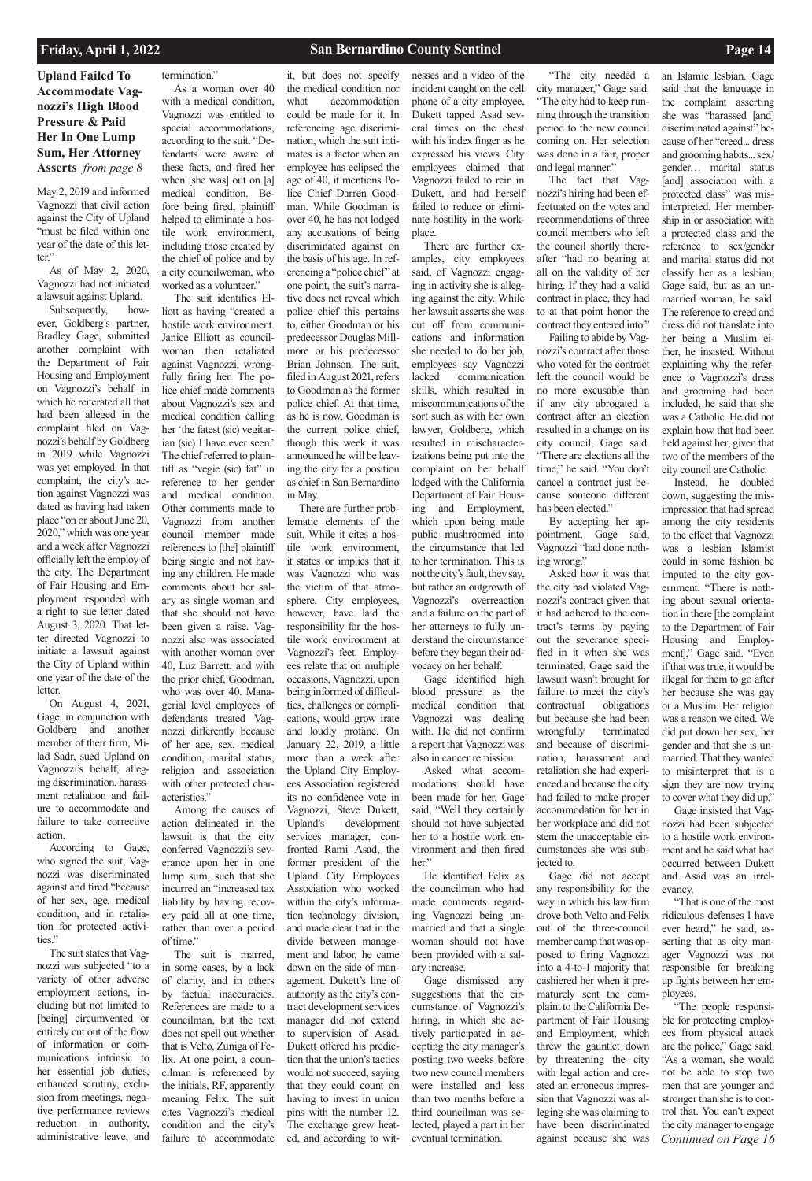**Upland Failed To Accommodate Vagnozzi's High Blood Pressure & Paid Her In One Lump Sum, Her Attorney Asserts** *from page 8*

May 2, 2019 and informed Vagnozzi that civil action against the City of Upland "must be filed within one year of the date of this letter."

As of May 2, 2020, Vagnozzi had not initiated a lawsuit against Upland.

Subsequently, however, Goldberg's partner, Bradley Gage, submitted another complaint with the Department of Fair Housing and Employment on Vagnozzi's behalf in which he reiterated all that had been alleged in the complaint filed on Vagnozzi's behalf by Goldberg in 2019 while Vagnozzi was yet employed. In that complaint, the city's action against Vagnozzi was dated as having had taken place "on or about June 20, 2020," which was one year and a week after Vagnozzi officially left the employ of the city. The Department of Fair Housing and Employment responded with a right to sue letter dated August 3, 2020. That letter directed Vagnozzi to initiate a lawsuit against the City of Upland within one year of the date of the letter.

On August 4, 2021, Gage, in conjunction with Goldberg and another member of their firm, Milad Sadr, sued Upland on Vagnozzi's behalf, alleging discrimination, harassment retaliation and failure to accommodate and failure to take corrective action.

According to Gage, who signed the suit, Vagnozzi was discriminated against and fired "because of her sex, age, medical condition, and in retaliation for protected activities."

The suit states that Vagnozzi was subjected "to a variety of other adverse employment actions, including but not limited to [being] circumvented or entirely cut out of the flow of information or communications intrinsic to her essential job duties, enhanced scrutiny, exclusion from meetings, negative performance reviews reduction in authority, administrative leave, and termination."

As a woman over 40 with a medical condition, Vagnozzi was entitled to special accommodations, according to the suit. "Defendants were aware of these facts, and fired her when [she was] out on [a] medical condition. Before being fired, plaintiff helped to eliminate a hostile work environment, including those created by the chief of police and by a city councilwoman, who worked as a volunteer."

The suit identifies Elliott as having "created a hostile work environment. Janice Elliott as councilwoman then retaliated against Vagnozzi, wrongfully firing her. The police chief made comments about Vagnozzi's sex and medical condition calling her 'the fatest (sic) vegitarian (sic) I have ever seen.' The chief referred to plaintiff as "vegie (sic) fat" in reference to her gender and medical condition. Other comments made to Vagnozzi from another council member made references to [the] plaintiff being single and not having any children. He made comments about her salary as single woman and that she should not have been given a raise. Vagnozzi also was associated with another woman over 40, Luz Barrett, and with the prior chief, Goodman, who was over 40. Managerial level employees of defendants treated Vagnozzi differently because of her age, sex, medical condition, marital status, religion and association with other protected characteristics."

Among the causes of action delineated in the lawsuit is that the city conferred Vagnozzi's severance upon her in one lump sum, such that she incurred an "increased tax liability by having recovery paid all at one time, rather than over a period of time."

The suit is marred, in some cases, by a lack of clarity, and in others by factual inaccuracies. References are made to a councilman, but the text does not spell out whether that is Velto, Zuniga of Felix. At one point, a councilman is referenced by the initials, RF, apparently meaning Felix. The suit cites Vagnozzi's medical condition and the city's failure to accommodate it, but does not specify the medical condition nor what accommodation could be made for it. In referencing age discrimination, which the suit intimates is a factor when an employee has eclipsed the age of 40, it mentions Police Chief Darren Goodman. While Goodman is over 40, he has not lodged any accusations of being discriminated against on the basis of his age. In referencing a "police chief" at one point, the suit's narrative does not reveal which police chief this pertains to, either Goodman or his predecessor Douglas Millmore or his predecessor Brian Johnson. The suit, filed in August 2021, refers to Goodman as the former police chief. At that time, as he is now, Goodman is the current police chief, though this week it was announced he will be leaving the city for a position as chief in San Bernardino in May.

There are further problematic elements of the suit. While it cites a hostile work environment, it states or implies that it was Vagnozzi who was the victim of that atmosphere. City employees, however, have laid the responsibility for the hostile work environment at Vagnozzi's feet. Employees relate that on multiple occasions, Vagnozzi, upon being informed of difficulties, challenges or complications, would grow irate and loudly profane. On January 22, 2019, a little more than a week after the Upland City Employees Association registered its no confidence vote in Vagnozzi, Steve Dukett, Upland's development services manager, confronted Rami Asad, the former president of the Upland City Employees Association who worked within the city's information technology division, and made clear that in the divide between management and labor, he came down on the side of management. Dukett's line of authority as the city's contract development services manager did not extend to supervision of Asad. Dukett offered his prediction that the union's tactics would not succeed, saying that they could count on having to invest in union pins with the number 12. The exchange grew heated, and according to witnesses and a video of the incident caught on the cell phone of a city employee, Dukett tapped Asad several times on the chest with his index finger as he expressed his views. City employees claimed that Vagnozzi failed to rein in Dukett, and had herself failed to reduce or eliminate hostility in the workplace.

There are further examples, city employees said, of Vagnozzi engaging in activity she is alleging against the city. While her lawsuit asserts she was cut off from communications and information she needed to do her job, employees say Vagnozzi lacked communication skills, which resulted in miscommunications of the sort such as with her own lawyer, Goldberg, which resulted in mischaracterizations being put into the complaint on her behalf lodged with the California Department of Fair Housing and Employment, which upon being made public mushroomed into the circumstance that led to her termination. This is not the city's fault, they say, but rather an outgrowth of Vagnozzi's overreaction and a failure on the part of her attorneys to fully understand the circumstance before they began their advocacy on her behalf.

Gage identified high blood pressure as the medical condition that Vagnozzi was dealing with. He did not confirm a report that Vagnozzi was also in cancer remission.

Asked what accommodations should have been made for her, Gage said, "Well they certainly should not have subjected her to a hostile work environment and then fired her."

He identified Felix as the councilman who had made comments regarding Vagnozzi being unmarried and that a single woman should not have been provided with a salary increase.

Gage dismissed any suggestions that the circumstance of Vagnozzi's hiring, in which she actively participated in accepting the city manager's posting two weeks before two new council members were installed and less than two months before a third councilman was selected, played a part in her eventual termination.

"The city needed a city manager," Gage said. "The city had to keep running through the transition period to the new council coming on. Her selection was done in a fair, proper and legal manner."

The fact that Vagnozzi's hiring had been effectuated on the votes and recommendations of three council members who left the council shortly thereafter "had no bearing at all on the validity of her hiring. If they had a valid contract in place, they had to at that point honor the contract they entered into."

Failing to abide by Vagnozzi's contract after those who voted for the contract left the council would be no more excusable than if any city abrogated a contract after an election resulted in a change on its city council, Gage said. "There are elections all the time," he said. "You don't cancel a contract just because someone different has been elected."

By accepting her appointment, Gage said, Vagnozzi "had done nothing wrong."

Asked how it was that the city had violated Vagnozzi's contract given that it had adhered to the contract's terms by paying out the severance specified in it when she was terminated, Gage said the lawsuit wasn't brought for failure to meet the city's contractual obligations but because she had been wrongfully terminated and because of discrimination, harassment and retaliation she had experienced and because the city had failed to make proper accommodation for her in her workplace and did not stem the unacceptable circumstances she was subjected to.

Gage did not accept any responsibility for the way in which his law firm drove both Velto and Felix out of the three-council member camp that was opposed to firing Vagnozzi into a 4-to-1 majority that cashiered her when it prematurely sent the complaint to the California Department of Fair Housing and Employment, which threw the gauntlet down by threatening the city with legal action and created an erroneous impression that Vagnozzi was alleging she was claiming to have been discriminated against because she was an Islamic lesbian. Gage said that the language in the complaint asserting she was "harassed [and] discriminated against" because of her "creed... dress and grooming habits... sex/gender… marital status [and] association with a protected class" was misinterpreted. Her membership in or association with a protected class and the reference to sex/gender and marital status did not classify her as a lesbian, Gage said, but as an unmarried woman, he said. The reference to creed and dress did not translate into her being a Muslim either, he insisted. Without explaining why the reference to Vagnozzi's dress and grooming had been included, he said that she was a Catholic. He did not explain how that had been held against her, given that two of the members of the city council are Catholic.

Instead, he doubled down, suggesting the misimpression that had spread among the city residents to the effect that Vagnozzi was a lesbian Islamist could in some fashion be imputed to the city government. "There is nothing about sexual orientation in there [the complaint to the Department of Fair Housing and Employment]," Gage said. "Even if that was true, it would be illegal for them to go after her because she was gay or a Muslim. Her religion was a reason we cited. We did put down her sex, her gender and that she is unmarried. That they wanted to misinterpret that is a sign they are now trying to cover what they did up."

Gage insisted that Vagnozzi had been subjected to a hostile work environment and he said what had occurred between Dukett and Asad was an irrelevancy.

"That is one of the most ridiculous defenses I have ever heard," he said, asserting that as city manager Vagnozzi was not responsible for breaking up fights between her employees.

"The people responsible for protecting employees from physical attack are the police," Gage said. "As a woman, she would not be able to stop two men that are younger and stronger than she is to control that. You can't expect the city manager to engage

*Continued on Page 16*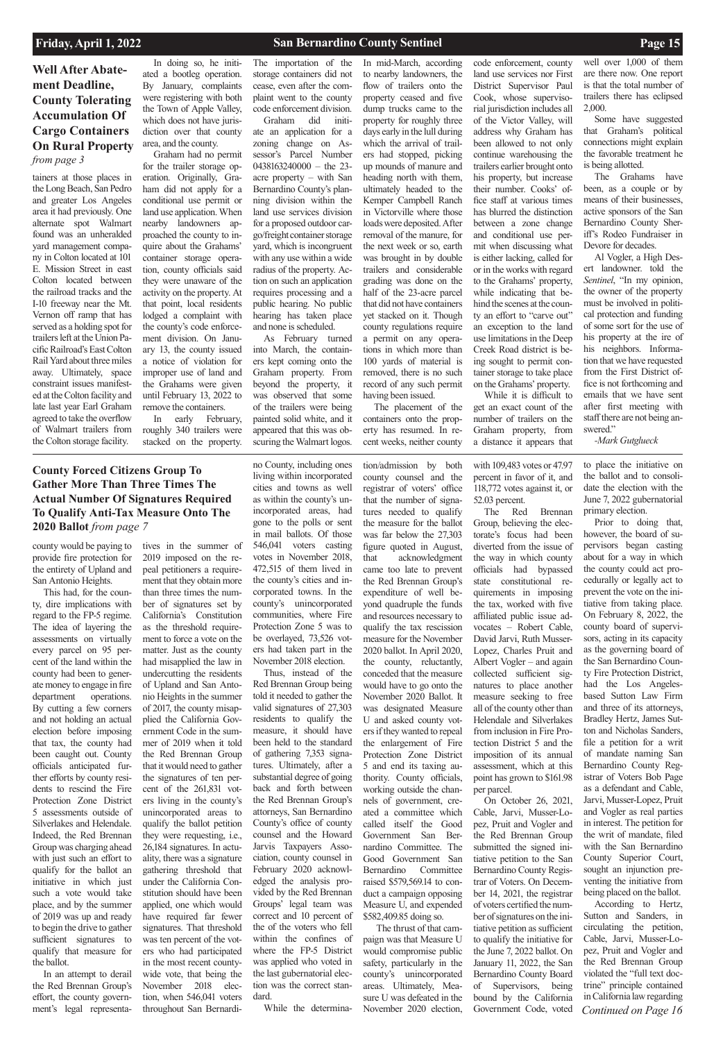## Well After Abatement Deadline, County Tolerating Accumulation Of Cargo Containers On Rural Property

*from page 3*

tainers at those places in the Long Beach, San Pedro and greater Los Angeles area it had previously. One alternate spot Walmart found was an unheralded yard management company in Colton located at 101 E. Mission Street in east Colton located between the railroad tracks and the I-10 freeway near the Mt. Vernon off ramp that has served as a holding spot for trailers left at the Union Pacific Railroad's East Colton Rail Yard about three miles away. Ultimately, space constraint issues manifested at the Colton facility and late last year Earl Graham agreed to take the overflow of Walmart trailers from the Colton storage facility.

In doing so, he initiated a bootleg operation. By January, complaints were registering with both the Town of Apple Valley, which does not have jurisdiction over that county area, and the county.

Graham had no permit for the trailer storage operation. Originally, Graham did not apply for a conditional use permit or land use application. When nearby landowners approached the county to inquire about the Grahams' container storage operation, county officials said they were unaware of the activity on the property. At that point, local residents lodged a complaint with the county's code enforcement division. On January 13, the county issued a notice of violation for improper use of land and the Grahams were given until February 13, 2022 to remove the containers.

In early February, roughly 340 trailers were stacked on the property. The importation of the storage containers did not cease, even after the complaint went to the county code enforcement division.

Graham did initiate an application for a zoning change on Assessor's Parcel Number 0438163240000 – the 23-acre property – with San Bernardino County's planning division within the land use services division for a proposed outdoor cargo/freight container storage yard, which is incongruent with any use within a wide radius of the property. Action on such an application requires processing and a public hearing. No public hearing has taken place and none is scheduled.

As February turned into March, the containers kept coming onto the Graham property. From beyond the property, it was observed that some of the trailers were being painted solid white, and it appeared that this was obscuring the Walmart logos.

In mid-March, according to nearby landowners, the flow of trailers onto the property ceased and five dump trucks came to the property for roughly three days early in the lull during which the arrival of trailers had stopped, picking up mounds of manure and heading north with them, ultimately headed to the Kemper Campbell Ranch in Victorville where those loads were deposited. After removal of the manure, for the next week or so, earth was brought in by double trailers and considerable grading was done on the half of the 23-acre parcel that did not have containers yet stacked on it. Though county regulations require a permit on any operations in which more than 100 yards of material is removed, there is no such record of any such permit having been issued.

The placement of the containers onto the property has resumed. In recent weeks, neither county code enforcement, county land use services nor First District Supervisor Paul Cook, whose supervisorial jurisdiction includes all of the Victor Valley, will address why Graham has been allowed to not only continue warehousing the trailers earlier brought onto his property, but increase their number. Cooks' office staff at various times has blurred the distinction between a zone change and conditional use permit when discussing what is either lacking, called for or in the works with regard to the Grahams' property, while indicating that behind the scenes at the county an effort to "carve out" an exception to the land use limitations in the Deep Creek Road district is being sought to permit container storage to take place on the Grahams' property.

While it is difficult to get an exact count of the number of trailers on the Graham property, from a distance it appears that well over 1,000 of them are there now. One report is that the total number of trailers there has eclipsed 2,000.

Some have suggested that Graham's political connections might explain the favorable treatment he is being allotted.

The Grahams have been, as a couple or by means of their businesses, active sponsors of the San Bernardino County Sheriff's Rodeo Fundraiser in Devore for decades.

Al Vogler, a High Desert landowner. told the *Sentinel*, "In my opinion, the owner of the property must be involved in political protection and funding of some sort for the use of his property at the ire of his neighbors. Information that we have requested from the First District office is not forthcoming and emails that we have sent after first meeting with staff there are not being answered."

*-Mark Gutglueck*

## County Forced Citizens Group To Gather More Than Three Times The Actual Number Of Signatures Required To Qualify Anti-Tax Measure Onto The 2020 Ballot

*from page 7*

county would be paying to provide fire protection for the entirety of Upland and San Antonio Heights.

This had, for the county, dire implications with regard to the FP-5 regime. The idea of layering the assessments on virtually every parcel on 95 percent of the land within the county had been to generate money to engage in fire department operations. By cutting a few corners and not holding an actual election before imposing that tax, the county had been caught out. County officials anticipated further efforts by county residents to rescind the Fire Protection Zone District 5 assessments outside of Silverlakes and Helendale. Indeed, the Red Brennan Group was charging ahead with just such an effort to qualify for the ballot an initiative in which just such a vote would take place, and by the summer of 2019 was up and ready to begin the drive to gather sufficient signatures to qualify that measure for the ballot.

In an attempt to derail the Red Brennan Group's effort, the county government's legal representatives in the summer of 2019 imposed on the repeal petitioners a requirement that they obtain more than three times the number of signatures set by California's Constitution as the threshold requirement to force a vote on the matter. Just as the county had misapplied the law in undercutting the residents of Upland and San Antonio Heights in the summer of 2017, the county misapplied the California Government Code in the summer of 2019 when it told the Red Brennan Group that it would need to gather the signatures of ten percent of the 261,831 voters living in the county's unincorporated areas to qualify the ballot petition they were requesting, i.e., 26,184 signatures. In actuality, there was a signature gathering threshold that under the California Constitution should have been applied, one which would have required far fewer signatures. That threshold was ten percent of the voters who had participated in the most recent countywide vote, that being the November 2018 election, when 546,041 voters throughout San Bernardino County, including ones living within incorporated cities and towns as well as within the county's unincorporated areas, had gone to the polls or sent in mail ballots. Of those 546,041 voters casting votes in November 2018, 472,515 of them lived in the county's cities and incorporated towns. In the county's unincorporated communities, where Fire Protection Zone 5 was to be overlayed, 73,526 voters had taken part in the November 2018 election.

Thus, instead of the Red Brennan Group being told it needed to gather the valid signatures of 27,303 residents to qualify the measure, it should have been held to the standard of gathering 7,353 signatures. Ultimately, after a substantial degree of going back and forth between the Red Brennan Group's attorneys, San Bernardino County's office of county counsel and the Howard Jarvis Taxpayers Association, county counsel in February 2020 acknowledged the analysis provided by the Red Brennan Groups' legal team was correct and 10 percent of the of the voters who fell within the confines of where the FP-5 District was applied who voted in the last gubernatorial election was the correct standard.

While the determination/admission by both county counsel and the registrar of voters' office that the number of signatures needed to qualify the measure for the ballot was far below the 27,303 figure quoted in August, that acknowledgment came too late to prevent the Red Brennan Group's expenditure of well beyond quadruple the funds and resources necessary to qualify the tax rescission measure for the November 2020 ballot. In April 2020, the county, reluctantly, conceded that the measure would have to go onto the November 2020 Ballot. It was designated Measure U and asked county voters if they wanted to repeal the enlargement of Fire Protection Zone District 5 and end its taxing authority. County officials, working outside the channels of government, created a committee which called itself the Good Government San Bernardino Committee. The Good Government San Bernardino Committee raised $579,569.14 to conduct a campaign opposing Measure U, and expended $582,409.85 doing so.

The thrust of that campaign was that Measure U would compromise public safety, particularly in the county's unincorporated areas. Ultimately, Measure U was defeated in the November 2020 election, with 109,483 votes or 47.97 percent in favor of it, and 118,772 votes against it, or 52.03 percent.

The Red Brennan Group, believing the electorate's focus had been diverted from the issue of the way in which county officials had bypassed state constitutional requirements in imposing the tax, worked with five affiliated public issue advocates – Robert Cable, David Jarvi, Ruth Musser-Lopez, Charles Pruit and Albert Vogler – and again collected sufficient signatures to place another measure seeking to free all of the county other than Helendale and Silverlakes from inclusion in Fire Protection District 5 and the imposition of its annual assessment, which at this point has grown to $161.98 per parcel.

On October 26, 2021, Cable, Jarvi, Musser-Lopez, Pruit and Vogler and the Red Brennan Group submitted the signed initiative petition to the San Bernardino County Registrar of Voters. On December 14, 2021, the registrar of voters certified the number of signatures on the initiative petition as sufficient to qualify the initiative for the June 7, 2022 ballot. On January 11, 2022, the San Bernardino County Board of Supervisors, being bound by the California Government Code, voted to place the initiative on the ballot and to consolidate the election with the June 7, 2022 gubernatorial primary election.

Prior to doing that, however, the board of supervisors began casting about for a way in which the county could act procedurally or legally act to prevent the vote on the initiative from taking place. On February 8, 2022, the county board of supervisors, acting in its capacity as the governing board of the San Bernardino County Fire Protection District, had the Los Angeles-based Sutton Law Firm and three of its attorneys, Bradley Hertz, James Sutton and Nicholas Sanders, file a petition for a writ of mandate naming San Bernardino County Registrar of Voters Bob Page as a defendant and Cable, Jarvi, Musser-Lopez, Pruit and Vogler as real parties in interest. The petition for the writ of mandate, filed with the San Bernardino County Superior Court, sought an injunction preventing the initiative from being placed on the ballot.

According to Hertz, Sutton and Sanders, in circulating the petition, Cable, Jarvi, Musser-Lopez, Pruit and Vogler and the Red Brennan Group violated the "full text doctrine" principle contained in California law regarding

*Continued on Page 16*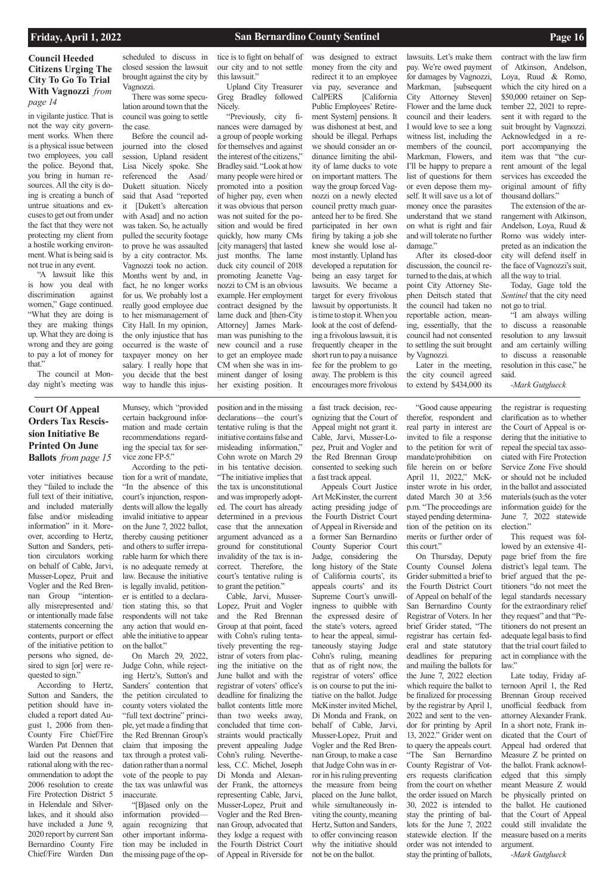## Council Heeded Citizens Urging The City To Go To Trial With Vagnozzi *from page 14*

in vigilante justice. That is not the way city government works. When there is a physical issue between two employees, you call the police. Beyond that, you bring in human resources. All the city is doing is creating a bunch of untrue situations and excuses to get out from under the fact that they were not protecting my client from a hostile working environment. What is being said is not true in any event.

"A lawsuit like this is how you deal with discrimination against women," Gage continued. "What they are doing is they are making things up. What they are doing is wrong and they are going to pay a lot of money for that."

The council at Monday night's meeting was scheduled to discuss in closed session the lawsuit brought against the city by Vagnozzi.

There was some speculation around town that the council was going to settle the case.

Before the council adjourned into the closed session, Upland resident Lisa Nicely spoke. She referenced the Asad/Dukett situation. Nicely said that Asad "reported it [Dukett's altercation with Asad] and no action was taken. So, he actually pulled the security footage to prove he was assaulted by a city contractor. Ms. Vagnozzi took no action. Months went by and, in fact, he no longer works for us. We probably lost a really good employee due to her mismanagement of City Hall. In my opinion, the only injustice that has occurred is the waste of taxpayer money on her salary. I really hope that you decide that the best way to handle this injustice is to fight on behalf of our city and to not settle this lawsuit."

Upland City Treasurer Greg Bradley followed Nicely.

"Previously, city finances were damaged by a group of people working for themselves and against the interest of the citizens," Bradley said. "Look at how many people were hired or promoted into a position of higher pay, even when it was obvious that person was not suited for the position and would be fired quickly, how many CMs [city managers] that lasted just months. The lame duck city council of 2018 promoting Jeanette Vagnozzi to CM is an obvious example. Her employment contract designed by the lame duck and [then-City Attorney] James Markman was punishing to the new council and a ruse to get an employee made CM when she was in imminent danger of losing her existing position. It was designed to extract money from the city and redirect it to an employee via pay, severance and CalPERS [California Public Employees' Retirement System] pensions. It was dishonest at best, and should be illegal. Perhaps we should consider an ordinance limiting the ability of lame ducks to vote on important matters. The way the group forced Vagnozzi on a newly elected council pretty much guaranteed her to be fired. She participated in her own firing by taking a job she knew she would lose almost instantly. Upland has developed a reputation for being an easy target for lawsuits. We became a target for every frivolous lawsuit by opportunists. It is time to stop it. When you look at the cost of defending a frivolous lawsuit, it is frequently cheaper in the short run to pay a nuisance fee for the problem to go away. The problem is this encourages more frivolous lawsuits. Let's make them pay. We're owed payment for damages by Vagnozzi, Markman, [subsequent City Attorney Steven] Flower and the lame duck council and their leaders. I would love to see a long witness list, including the members of the council, Markman, Flowers, and I'll be happy to prepare a list of questions for them or even depose them myself. It will save us a lot of money once the parasites understand that we stand on what is right and fair and will tolerate no further damage."

After its closed-door discussion, the council returned to the dais, at which point City Attorney Stephen Deitsch stated that the council had taken no reportable action, meaning, essentially, that the council had not consented to settling the suit brought by Vagnozzi.

Later in the meeting, the city council agreed to extend by $434,000 its contract with the law firm of Atkinson, Andelson, Loya, Ruud & Romo, which the city hired on a $50,000 retainer on September 22, 2021 to represent it with regard to the suit brought by Vagnozzi. Acknowledged in a report accompanying the item was that "the current amount of the legal services has exceeded the original amount of fifty thousand dollars."

The extension of the arrangement with Atkinson, Andelson, Loya, Ruud & Romo was widely interpreted as an indication the city will defend itself in the face of Vagnozzi's suit, all the way to trial.

Today, Gage told the *Sentinel* that the city need not go to trial.

"I am always willing to discuss a reasonable resolution to any lawsuit and am certainly willing to discuss a reasonable resolution in this case," he said.

*-Mark Gutglueck*

## Court Of Appeal Orders Tax Rescission Initiative Be Printed On June Ballots *from page 15*

voter initiatives because they "failed to include the full text of their initiative, and included materially false and/or misleading information" in it. Moreover, according to Hertz, Sutton and Sanders, petition circulators working on behalf of Cable, Jarvi, Musser-Lopez, Pruit and Vogler and the Red Brennan Group "intentionally misrepresented and/or intentionally made false statements concerning the contents, purport or effect of the initiative petition to persons who signed, desired to sign [or] were requested to sign."

According to Hertz, Sutton and Sanders, the petition should have included a report dated August 1, 2006 from then-County Fire Chief/Fire Warden Pat Dennen that laid out the reasons and rational along with the recommendation to adopt the 2006 resolution to create Fire Protection District 5 in Helendale and Silverlakes, and it should also have included a June 9, 2020 report by current San Bernardino County Fire Chief/Fire Warden Dan Munsey, which "provided certain background information and made certain recommendations regarding the special tax for service zone FP-5."

According to the petition for a writ of mandate, "In the absence of this court's injunction, respondents will allow the legally invalid initiative to appear on the June 7, 2022 ballot, thereby causing petitioner and others to suffer irreparable harm for which there is no adequate remedy at law. Because the initiative is legally invalid, petitioner is entitled to a declaration stating this, so that respondents will not take any action that would enable the initiative to appear on the ballot."

On March 29, 2022, Judge Cohn, while rejecting Hertz's, Sutton's and Sanders' contention that the petition circulated to county voters violated the "full text doctrine" principle, yet made a finding that the Red Brennan Group's claim that imposing the tax through a protest validation rather than a normal vote of the people to pay the tax was unlawful was inaccurate.

"[B]ased only on the information provided—again recognizing that other important information may be included in the missing page of the opposition and in the missing declarations—the court's tentative ruling is that the initiative contains false and misleading information," Cohn wrote on March 29 in his tentative decision. "The initiative implies that the tax is unconstitutional and was improperly adopted. The court has already determined in a previous case that the annexation argument advanced as a ground for constitutional invalidity of the tax is incorrect. Therefore, the court's tentative ruling is to grant the petition."

Cable, Jarvi, Musser-Lopez, Pruit and Vogler and the Red Brennan Group at that point, faced with Cohn's ruling tentatively preventing the registrar of voters from placing the initiative on the June ballot and with the registrar of voters' office's deadline for finalizing the ballot contents little more than two weeks away, concluded that time constraints would practically prevent appealing Judge Cohn's ruling. Nevertheless, C.C. Michel, Joseph Di Monda and Alexander Frank, the attorneys representing Cable, Jarvi, Musser-Lopez, Pruit and Vogler and the Red Brennan Group, advocated that they lodge a request with the Fourth District Court of Appeal in Riverside for a fast track decision, recognizing that the Court of Appeal might not grant it. Cable, Jarvi, Musser-Lopez, Pruit and Vogler and the Red Brennan Group consented to seeking such a fast track appeal.

Appeals Court Justice Art McKinster, the current acting presiding judge of the Fourth District Court of Appeal in Riverside and a former San Bernardino County Superior Court Judge, considering the long history of the State of California courts', its appeals courts' and its Supreme Court's unwillingness to quibble with the expressed desire of the state's voters, agreed to hear the appeal, simultaneously staying Judge Cohn's ruling, meaning that as of right now, the registrar of voters' office is on course to put the initiative on the ballot. Judge McKinster invited Michel, Di Monda and Frank, on behalf of Cable, Jarvi, Musser-Lopez, Pruit and Vogler and the Red Brennan Group, to make a case that Judge Cohn was in error in his ruling preventing the measure from being placed on the June ballot, while simultaneously inviting the county, meaning Hertz, Sutton and Sanders, to offer convincing reason why the initiative should not be on the ballot.

"Good cause appearing therefor, respondent and real party in interest are invited to file a response to the petition for writ of mandate/prohibition on file herein on or before April 11, 2022," McKinster wrote in his order, dated March 30 at 3:56 p.m. "The proceedings are stayed pending determination of the petition on its merits or further order of this court."

On Thursday, Deputy County Counsel Jolena Grider submitted a brief to the Fourth District Court of Appeal on behalf of the San Bernardino County Registrar of Voters. In her brief Grider stated, "The registrar has certain federal and state statutory deadlines for preparing and mailing the ballots for the June 7, 2022 election which require the ballot to be finalized for processing by the registrar by April 1, 2022 and sent to the vendor for printing by April 13, 2022." Grider went on to query the appeals court. "The San Bernardino County Registrar of Voters requests clarification from the court on whether the order issued on March 30, 2022 is intended to stay the printing of ballots for the June 7, 2022 statewide election. If the order was not intended to stay the printing of ballots, the registrar is requesting clarification as to whether the Court of Appeal is ordering that the initiative to repeal the special tax associated with Fire Protection Service Zone Five should or should not be included in the ballot and associated materials (such as the voter information guide) for the June 7, 2022 statewide election."

This request was followed by an extensive 41-page brief from the fire district's legal team. The brief argued that the petitioners "do not meet the legal standards necessary for the extraordinary relief they request" and that "Petitioners do not present an adequate legal basis to find that the trial court failed to act in compliance with the law."

Late today, Friday afternoon April 1, the Red Brennan Group received unofficial feedback from attorney Alexander Frank. In a short note, Frank indicated that the Court of Appeal had ordered that Measure Z be printed on the ballot. Frank acknowledged that this simply meant Measure Z would be physically printed on the ballot. He cautioned that the Court of Appeal could still invalidate the measure based on a merits argument.

*-Mark Gutglueck*